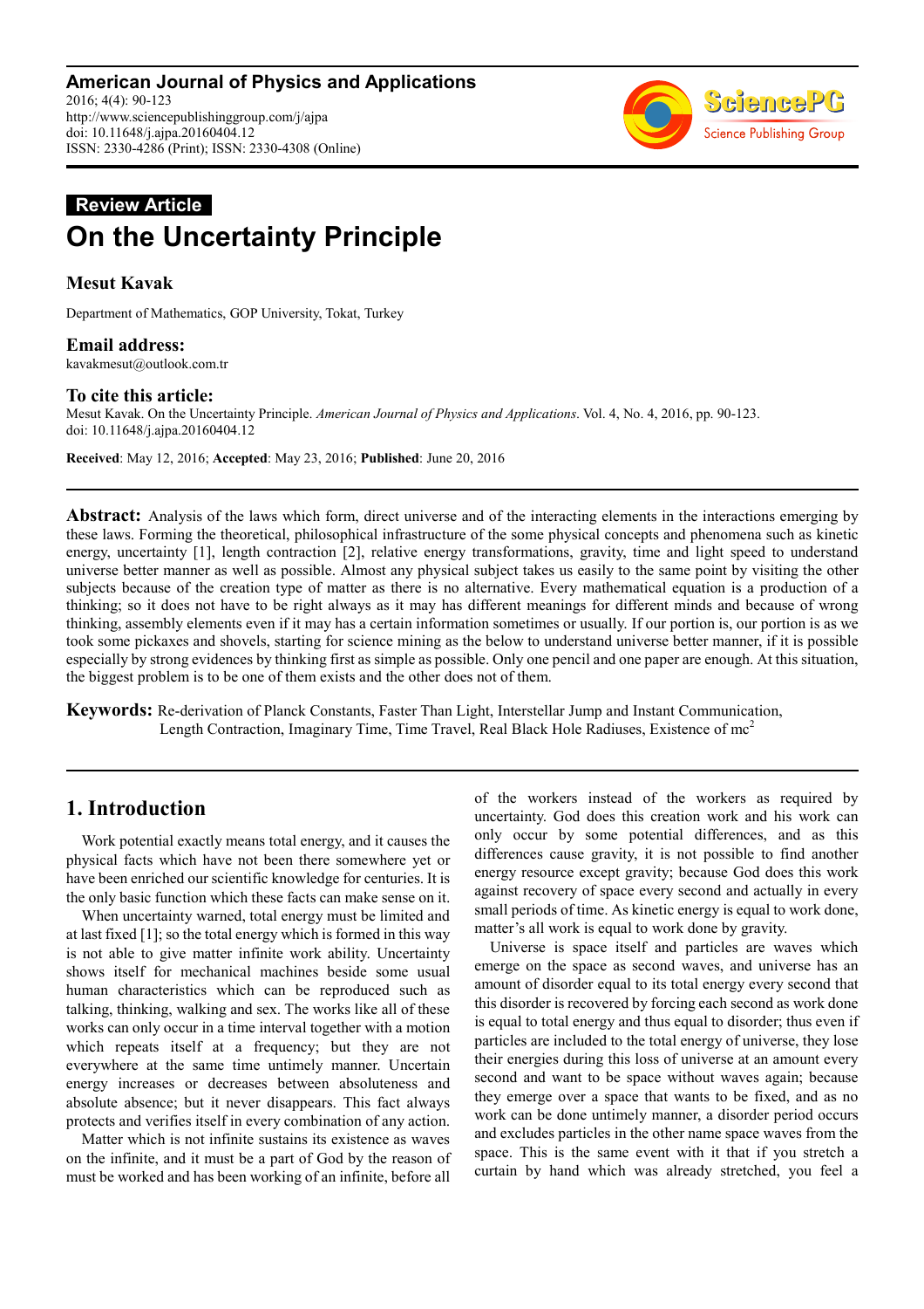**American Journal of Physics and Applications**
2016; 4(4): 90-123
http://www.sciencepublishinggroup.com/j/ajpa
doi: 10.11648/j.ajpa.20160404.12
ISSN: 2330-4286 (Print); ISSN: 2330-4308 (Online)

**Review Article**

# On the Uncertainty Principle

**Mesut Kavak**

Department of Mathematics, GOP University, Tokat, Turkey

**Email address:**
kavakmesut@outlook.com.tr

**To cite this article:**
Mesut Kavak. On the Uncertainty Principle. *American Journal of Physics and Applications*. Vol. 4, No. 4, 2016, pp. 90-123.
doi: 10.11648/j.ajpa.20160404.12

**Received**: May 12, 2016; **Accepted**: May 23, 2016; **Published**: June 20, 2016

---

**Abstract:** Analysis of the laws which form, direct universe and of the interacting elements in the interactions emerging by these laws. Forming the theoretical, philosophical infrastructure of the some physical concepts and phenomena such as kinetic energy, uncertainty [1], length contraction [2], relative energy transformations, gravity, time and light speed to understand universe better manner as well as possible. Almost any physical subject takes us easily to the same point by visiting the other subjects because of the creation type of matter as there is no alternative. Every mathematical equation is a production of a thinking; so it does not have to be right always as it may has different meanings for different minds and because of wrong thinking, assembly elements even if it may has a certain information sometimes or usually. If our portion is, our portion is as we took some pickaxes and shovels, starting for science mining as the below to understand universe better manner, if it is possible especially by strong evidences by thinking first as simple as possible. Only one pencil and one paper are enough. At this situation, the biggest problem is to be one of them exists and the other does not of them.

**Keywords:** Re-derivation of Planck Constants, Faster Than Light, Interstellar Jump and Instant Communication, Length Contraction, Imaginary Time, Time Travel, Real Black Hole Radiuses, Existence of $mc^2$

---

## 1. Introduction

Work potential exactly means total energy, and it causes the physical facts which have not been there somewhere yet or have been enriched our scientific knowledge for centuries. It is the only basic function which these facts can make sense on it.

When uncertainty warned, total energy must be limited and at last fixed [1]; so the total energy which is formed in this way is not able to give matter infinite work ability. Uncertainty shows itself for mechanical machines beside some usual human characteristics which can be reproduced such as talking, thinking, walking and sex. The works like all of these works can only occur in a time interval together with a motion which repeats itself at a frequency; but they are not everywhere at the same time untimely manner. Uncertain energy increases or decreases between absoluteness and absolute absence; but it never disappears. This fact always protects and verifies itself in every combination of any action.

Matter which is not infinite sustains its existence as waves on the infinite, and it must be a part of God by the reason of must be worked and has been working of an infinite, before all of the workers instead of the workers as required by uncertainty. God does this creation work and his work can only occur by some potential differences, and as this differences cause gravity, it is not possible to find another energy resource except gravity; because God does this work against recovery of space every second and actually in every small periods of time. As kinetic energy is equal to work done, matter's all work is equal to work done by gravity.

Universe is space itself and particles are waves which emerge on the space as second waves, and universe has an amount of disorder equal to its total energy every second that this disorder is recovered by forcing each second as work done is equal to total energy and thus equal to disorder; thus even if particles are included to the total energy of universe, they lose their energies during this loss of universe at an amount every second and want to be space without waves again; because they emerge over a space that wants to be fixed, and as no work can be done untimely manner, a disorder period occurs and excludes particles in the other name space waves from the space. This is the same event with it that if you stretch a curtain by hand which was already stretched, you feel a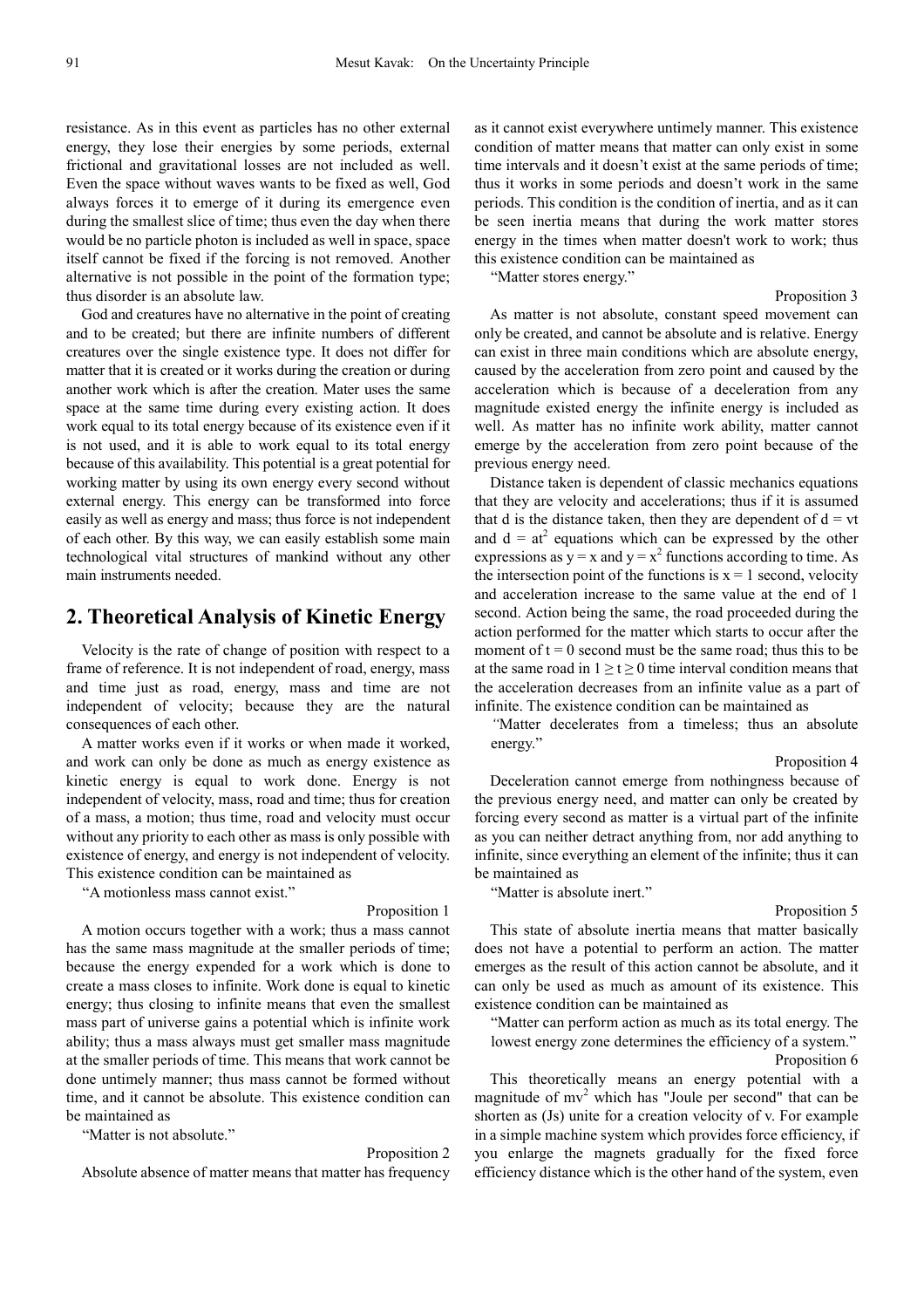resistance. As in this event as particles has no other external energy, they lose their energies by some periods, external frictional and gravitational losses are not included as well. Even the space without waves wants to be fixed as well, God always forces it to emerge of it during its emergence even during the smallest slice of time; thus even the day when there would be no particle photon is included as well in space, space itself cannot be fixed if the forcing is not removed. Another alternative is not possible in the point of the formation type; thus disorder is an absolute law.

God and creatures have no alternative in the point of creating and to be created; but there are infinite numbers of different creatures over the single existence type. It does not differ for matter that it is created or it works during the creation or during another work which is after the creation. Mater uses the same space at the same time during every existing action. It does work equal to its total energy because of its existence even if it is not used, and it is able to work equal to its total energy because of this availability. This potential is a great potential for working matter by using its own energy every second without external energy. This energy can be transformed into force easily as well as energy and mass; thus force is not independent of each other. By this way, we can easily establish some main technological vital structures of mankind without any other main instruments needed.

## 2. Theoretical Analysis of Kinetic Energy

Velocity is the rate of change of position with respect to a frame of reference. It is not independent of road, energy, mass and time just as road, energy, mass and time are not independent of velocity; because they are the natural consequences of each other.

A matter works even if it works or when made it worked, and work can only be done as much as energy existence as kinetic energy is equal to work done. Energy is not independent of velocity, mass, road and time; thus for creation of a mass, a motion; thus time, road and velocity must occur without any priority to each other as mass is only possible with existence of energy, and energy is not independent of velocity. This existence condition can be maintained as

"A motionless mass cannot exist."

Proposition 1

A motion occurs together with a work; thus a mass cannot has the same mass magnitude at the smaller periods of time; because the energy expended for a work which is done to create a mass closes to infinite. Work done is equal to kinetic energy; thus closing to infinite means that even the smallest mass part of universe gains a potential which is infinite work ability; thus a mass always must get smaller mass magnitude at the smaller periods of time. This means that work cannot be done untimely manner; thus mass cannot be formed without time, and it cannot be absolute. This existence condition can be maintained as

"Matter is not absolute."

Proposition 2

Absolute absence of matter means that matter has frequency as it cannot exist everywhere untimely manner. This existence condition of matter means that matter can only exist in some time intervals and it doesn't exist at the same periods of time; thus it works in some periods and doesn't work in the same periods. This condition is the condition of inertia, and as it can be seen inertia means that during the work matter stores energy in the times when matter doesn't work to work; thus this existence condition can be maintained as

"Matter stores energy."

Proposition 3

As matter is not absolute, constant speed movement can only be created, and cannot be absolute and is relative. Energy can exist in three main conditions which are absolute energy, caused by the acceleration from zero point and caused by the acceleration which is because of a deceleration from any magnitude existed energy the infinite energy is included as well. As matter has no infinite work ability, matter cannot emerge by the acceleration from zero point because of the previous energy need.

Distance taken is dependent of classic mechanics equations that they are velocity and accelerations; thus if it is assumed that d is the distance taken, then they are dependent of $d = vt$ and $d = at^2$ equations which can be expressed by the other expressions as $y = x$ and $y = x^2$ functions according to time. As the intersection point of the functions is $x = 1$ second, velocity and acceleration increase to the same value at the end of 1 second. Action being the same, the road proceeded during the action performed for the matter which starts to occur after the moment of $t = 0$ second must be the same road; thus this to be at the same road in $1 \geq t \geq 0$ time interval condition means that the acceleration decreases from an infinite value as a part of infinite. The existence condition can be maintained as

"Matter decelerates from a timeless; thus an absolute energy."

Proposition 4

Deceleration cannot emerge from nothingness because of the previous energy need, and matter can only be created by forcing every second as matter is a virtual part of the infinite as you can neither detract anything from, nor add anything to infinite, since everything an element of the infinite; thus it can be maintained as

"Matter is absolute inert."

Proposition 5

This state of absolute inertia means that matter basically does not have a potential to perform an action. The matter emerges as the result of this action cannot be absolute, and it can only be used as much as amount of its existence. This existence condition can be maintained as

"Matter can perform action as much as its total energy. The lowest energy zone determines the efficiency of a system."

Proposition 6

This theoretically means an energy potential with a magnitude of $mv^2$ which has "Joule per second" that can be shorten as (Js) unite for a creation velocity of v. For example in a simple machine system which provides force efficiency, if you enlarge the magnets gradually for the fixed force efficiency distance which is the other hand of the system, even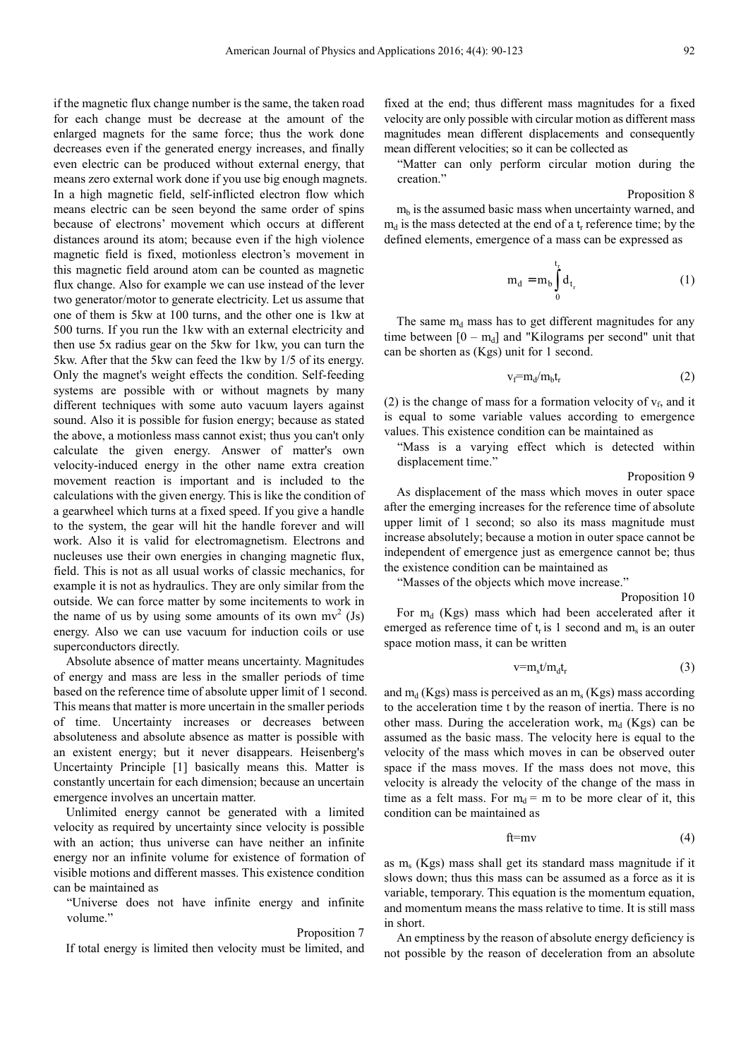if the magnetic flux change number is the same, the taken road for each change must be decrease at the amount of the enlarged magnets for the same force; thus the work done decreases even if the generated energy increases, and finally even electric can be produced without external energy, that means zero external work done if you use big enough magnets. In a high magnetic field, self-inflicted electron flow which means electric can be seen beyond the same order of spins because of electrons' movement which occurs at different distances around its atom; because even if the high violence magnetic field is fixed, motionless electron's movement in this magnetic field around atom can be counted as magnetic flux change. Also for example we can use instead of the lever two generator/motor to generate electricity. Let us assume that one of them is 5kw at 100 turns, and the other one is 1kw at 500 turns. If you run the 1kw with an external electricity and then use 5x radius gear on the 5kw for 1kw, you can turn the 5kw. After that the 5kw can feed the 1kw by 1/5 of its energy. Only the magnet's weight effects the condition. Self-feeding systems are possible with or without magnets by many different techniques with some auto vacuum layers against sound. Also it is possible for fusion energy; because as stated the above, a motionless mass cannot exist; thus you can't only calculate the given energy. Answer of matter's own velocity-induced energy in the other name extra creation movement reaction is important and is included to the calculations with the given energy. This is like the condition of a gearwheel which turns at a fixed speed. If you give a handle to the system, the gear will hit the handle forever and will work. Also it is valid for electromagnetism. Electrons and nucleuses use their own energies in changing magnetic flux, field. This is not as all usual works of classic mechanics, for example it is not as hydraulics. They are only similar from the outside. We can force matter by some incitements to work in the name of us by using some amounts of its own $mv^2$ (Js) energy. Also we can use vacuum for induction coils or use superconductors directly.

Absolute absence of matter means uncertainty. Magnitudes of energy and mass are less in the smaller periods of time based on the reference time of absolute upper limit of 1 second. This means that matter is more uncertain in the smaller periods of time. Uncertainty increases or decreases between absoluteness and absolute absence as matter is possible with an existent energy; but it never disappears. Heisenberg's Uncertainty Principle [1] basically means this. Matter is constantly uncertain for each dimension; because an uncertain emergence involves an uncertain matter.

Unlimited energy cannot be generated with a limited velocity as required by uncertainty since velocity is possible with an action; thus universe can have neither an infinite energy nor an infinite volume for existence of formation of visible motions and different masses. This existence condition can be maintained as

> "Universe does not have infinite energy and infinite volume."
>
> Proposition 7

If total energy is limited then velocity must be limited, and fixed at the end; thus different mass magnitudes for a fixed velocity are only possible with circular motion as different mass magnitudes mean different displacements and consequently mean different velocities; so it can be collected as

> "Matter can only perform circular motion during the creation."
>
> Proposition 8

$m_b$ is the assumed basic mass when uncertainty warned, and $m_d$ is the mass detected at the end of a $t_r$ reference time; by the defined elements, emergence of a mass can be expressed as

$$m_d = m_b \int_0^{t_r} d_{t_r} \tag{1}$$

The same $m_d$ mass has to get different magnitudes for any time between $[0 - m_d]$ and "Kilograms per second" unit that can be shorten as (Kgs) unit for 1 second.

$$v_f = m_d / m_b t_r \tag{2}$$

(2) is the change of mass for a formation velocity of $v_f$, and it is equal to some variable values according to emergence values. This existence condition can be maintained as

> "Mass is a varying effect which is detected within displacement time."
>
> Proposition 9

As displacement of the mass which moves in outer space after the emerging increases for the reference time of absolute upper limit of 1 second; so also its mass magnitude must increase absolutely; because a motion in outer space cannot be independent of emergence just as emergence cannot be; thus the existence condition can be maintained as

> "Masses of the objects which move increase."
>
> Proposition 10

For $m_d$ (Kgs) mass which had been accelerated after it emerged as reference time of $t_r$ is 1 second and $m_s$ is an outer space motion mass, it can be written

$$v = m_s t / m_d t_r \tag{3}$$

and $m_d$ (Kgs) mass is perceived as an $m_s$ (Kgs) mass according to the acceleration time t by the reason of inertia. There is no other mass. During the acceleration work, $m_d$ (Kgs) can be assumed as the basic mass. The velocity here is equal to the velocity of the mass which moves in can be observed outer space if the mass moves. If the mass does not move, this velocity is already the velocity of the change of the mass in time as a felt mass. For $m_d = m$ to be more clear of it, this condition can be maintained as

$$ft = mv \tag{4}$$

as $m_s$ (Kgs) mass shall get its standard mass magnitude if it slows down; thus this mass can be assumed as a force as it is variable, temporary. This equation is the momentum equation, and momentum means the mass relative to time. It is still mass in short.

An emptiness by the reason of absolute energy deficiency is not possible by the reason of deceleration from an absolute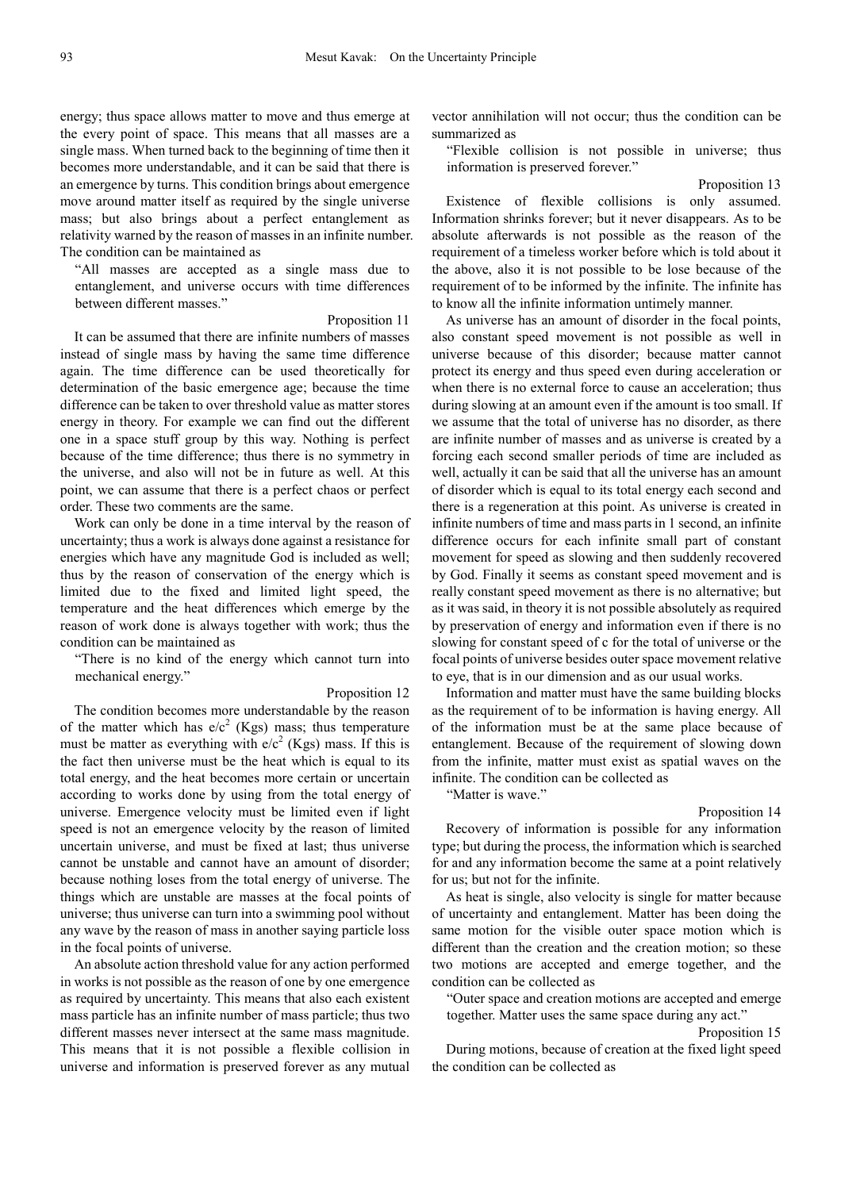energy; thus space allows matter to move and thus emerge at the every point of space. This means that all masses are a single mass. When turned back to the beginning of time then it becomes more understandable, and it can be said that there is an emergence by turns. This condition brings about emergence move around matter itself as required by the single universe mass; but also brings about a perfect entanglement as relativity warned by the reason of masses in an infinite number. The condition can be maintained as

"All masses are accepted as a single mass due to entanglement, and universe occurs with time differences between different masses."

Proposition 11

It can be assumed that there are infinite numbers of masses instead of single mass by having the same time difference again. The time difference can be used theoretically for determination of the basic emergence age; because the time difference can be taken to over threshold value as matter stores energy in theory. For example we can find out the different one in a space stuff group by this way. Nothing is perfect because of the time difference; thus there is no symmetry in the universe, and also will not be in future as well. At this point, we can assume that there is a perfect chaos or perfect order. These two comments are the same.

Work can only be done in a time interval by the reason of uncertainty; thus a work is always done against a resistance for energies which have any magnitude God is included as well; thus by the reason of conservation of the energy which is limited due to the fixed and limited light speed, the temperature and the heat differences which emerge by the reason of work done is always together with work; thus the condition can be maintained as

"There is no kind of the energy which cannot turn into mechanical energy."

Proposition 12

The condition becomes more understandable by the reason of the matter which has $e/c^2$ (Kgs) mass; thus temperature must be matter as everything with $e/c^2$ (Kgs) mass. If this is the fact then universe must be the heat which is equal to its total energy, and the heat becomes more certain or uncertain according to works done by using from the total energy of universe. Emergence velocity must be limited even if light speed is not an emergence velocity by the reason of limited uncertain universe, and must be fixed at last; thus universe cannot be unstable and cannot have an amount of disorder; because nothing loses from the total energy of universe. The things which are unstable are masses at the focal points of universe; thus universe can turn into a swimming pool without any wave by the reason of mass in another saying particle loss in the focal points of universe.

An absolute action threshold value for any action performed in works is not possible as the reason of one by one emergence as required by uncertainty. This means that also each existent mass particle has an infinite number of mass particle; thus two different masses never intersect at the same mass magnitude. This means that it is not possible a flexible collision in universe and information is preserved forever as any mutual vector annihilation will not occur; thus the condition can be summarized as

"Flexible collision is not possible in universe; thus information is preserved forever."

Proposition 13

Existence of flexible collisions is only assumed. Information shrinks forever; but it never disappears. As to be absolute afterwards is not possible as the reason of the requirement of a timeless worker before which is told about it the above, also it is not possible to be lose because of the requirement of to be informed by the infinite. The infinite has to know all the infinite information untimely manner.

As universe has an amount of disorder in the focal points, also constant speed movement is not possible as well in universe because of this disorder; because matter cannot protect its energy and thus speed even during acceleration or when there is no external force to cause an acceleration; thus during slowing at an amount even if the amount is too small. If we assume that the total of universe has no disorder, as there are infinite number of masses and as universe is created by a forcing each second smaller periods of time are included as well, actually it can be said that all the universe has an amount of disorder which is equal to its total energy each second and there is a regeneration at this point. As universe is created in infinite numbers of time and mass parts in 1 second, an infinite difference occurs for each infinite small part of constant movement for speed as slowing and then suddenly recovered by God. Finally it seems as constant speed movement and is really constant speed movement as there is no alternative; but as it was said, in theory it is not possible absolutely as required by preservation of energy and information even if there is no slowing for constant speed of c for the total of universe or the focal points of universe besides outer space movement relative to eye, that is in our dimension and as our usual works.

Information and matter must have the same building blocks as the requirement of to be information is having energy. All of the information must be at the same place because of entanglement. Because of the requirement of slowing down from the infinite, matter must exist as spatial waves on the infinite. The condition can be collected as

"Matter is wave."

Proposition 14

Recovery of information is possible for any information type; but during the process, the information which is searched for and any information become the same at a point relatively for us; but not for the infinite.

As heat is single, also velocity is single for matter because of uncertainty and entanglement. Matter has been doing the same motion for the visible outer space motion which is different than the creation and the creation motion; so these two motions are accepted and emerge together, and the condition can be collected as

"Outer space and creation motions are accepted and emerge together. Matter uses the same space during any act."

Proposition 15

During motions, because of creation at the fixed light speed the condition can be collected as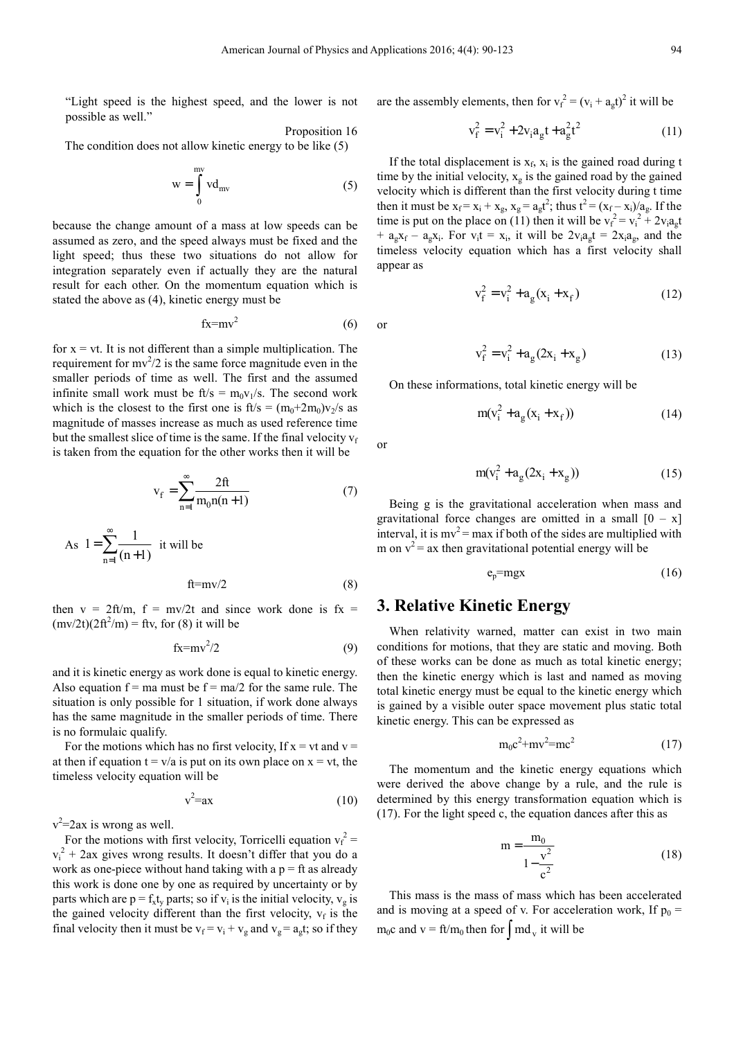"Light speed is the highest speed, and the lower is not possible as well."

Proposition 16

The condition does not allow kinetic energy to be like (5)

$$w = \int_0^{mv} v d_{mv} \tag{5}$$

because the change amount of a mass at low speeds can be assumed as zero, and the speed always must be fixed and the light speed; thus these two situations do not allow for integration separately even if actually they are the natural result for each other. On the momentum equation which is stated the above as (4), kinetic energy must be

$$fx=mv^2 \tag{6}$$

for $x = vt$. It is not different than a simple multiplication. The requirement for $mv^2/2$ is the same force magnitude even in the smaller periods of time as well. The first and the assumed infinite small work must be $ft/s = m_0v_1/s$. The second work which is the closest to the first one is $ft/s = (m_0+2m_0)v_2/s$ as magnitude of masses increase as much as used reference time but the smallest slice of time is the same. If the final velocity $v_f$ is taken from the equation for the other works then it will be

$$v_f = \sum_{n=1}^{\infty} \frac{2ft}{m_0 n(n+1)} \tag{7}$$

As $1 = \sum_{n=1}^{\infty} \frac{1}{(n+1)}$ it will be

$$ft=mv/2 \tag{8}$$

then $v = 2ft/m$, $f = mv/2t$ and since work done is $fx = (mv/2t)(2ft^2/m) = ftv$, for (8) it will be

$$fx=mv^2/2 \tag{9}$$

and it is kinetic energy as work done is equal to kinetic energy. Also equation $f = ma$ must be $f = ma/2$ for the same rule. The situation is only possible for 1 situation, if work done always has the same magnitude in the smaller periods of time. There is no formulaic qualify.

For the motions which has no first velocity, If $x = vt$ and $v = at$ then if equation $t = v/a$ is put on its own place on $x = vt$, the timeless velocity equation will be

$$v^2=ax \tag{10}$$

$v^2=2ax$ is wrong as well.

For the motions with first velocity, Torricelli equation $v_f^2 = v_i^2 + 2ax$ gives wrong results. It doesn't differ that you do a work as one-piece without hand taking with a $p = ft$ as already this work is done one by one as required by uncertainty or by parts which are $p = f_x t_y$ parts; so if $v_i$ is the initial velocity, $v_g$ is the gained velocity different than the first velocity, $v_f$ is the final velocity then it must be $v_f = v_i + v_g$ and $v_g = a_g t$; so if they are the assembly elements, then for $v_f^2 = (v_i + a_g t)^2$ it will be

$$v_f^2 = v_i^2 + 2v_i a_g t + a_g^2 t^2 \tag{11}$$

If the total displacement is $x_f$, $x_i$ is the gained road during t time by the initial velocity, $x_g$ is the gained road by the gained velocity which is different than the first velocity during t time then it must be $x_f = x_i + x_g$, $x_g = a_g t^2$; thus $t^2 = (x_f - x_i)/a_g$. If the time is put on the place on (11) then it will be $v_f^2 = v_i^2 + 2v_i a_g t + a_g x_f - a_g x_i$. For $v_i t = x_i$, it will be $2v_i a_g t = 2x_i a_g$, and the timeless velocity equation which has a first velocity shall appear as

$$v_f^2 = v_i^2 + a_g(x_i + x_f) \tag{12}$$

or

$$v_f^2 = v_i^2 + a_g(2x_i + x_g) \tag{13}$$

On these informations, total kinetic energy will be

$$m(v_i^2 + a_g(x_i + x_f)) \tag{14}$$

or

$$m(v_i^2 + a_g(2x_i + x_g)) \tag{15}$$

Being g is the gravitational acceleration when mass and gravitational force changes are omitted in a small $[0 - x]$ interval, it is $mv^2 = max$ if both of the sides are multiplied with m on $v^2 = ax$ then gravitational potential energy will be

$$e_p=mgx \tag{16}$$

## 3. Relative Kinetic Energy

When relativity warned, matter can exist in two main conditions for motions, that they are static and moving. Both of these works can be done as much as total kinetic energy; then the kinetic energy which is last and named as moving total kinetic energy must be equal to the kinetic energy which is gained by a visible outer space movement plus static total kinetic energy. This can be expressed as

$$m_0c^2+mv^2=mc^2 \tag{17}$$

The momentum and the kinetic energy equations which were derived the above change by a rule, and the rule is determined by this energy transformation equation which is (17). For the light speed c, the equation dances after this as

$$m = \frac{m_0}{1 - \frac{v^2}{c^2}} \tag{18}$$

This mass is the mass of mass which has been accelerated and is moving at a speed of v. For acceleration work, If $p_0 = m_0 c$ and $v = ft/m_0$ then for $\int m d_v$ it will be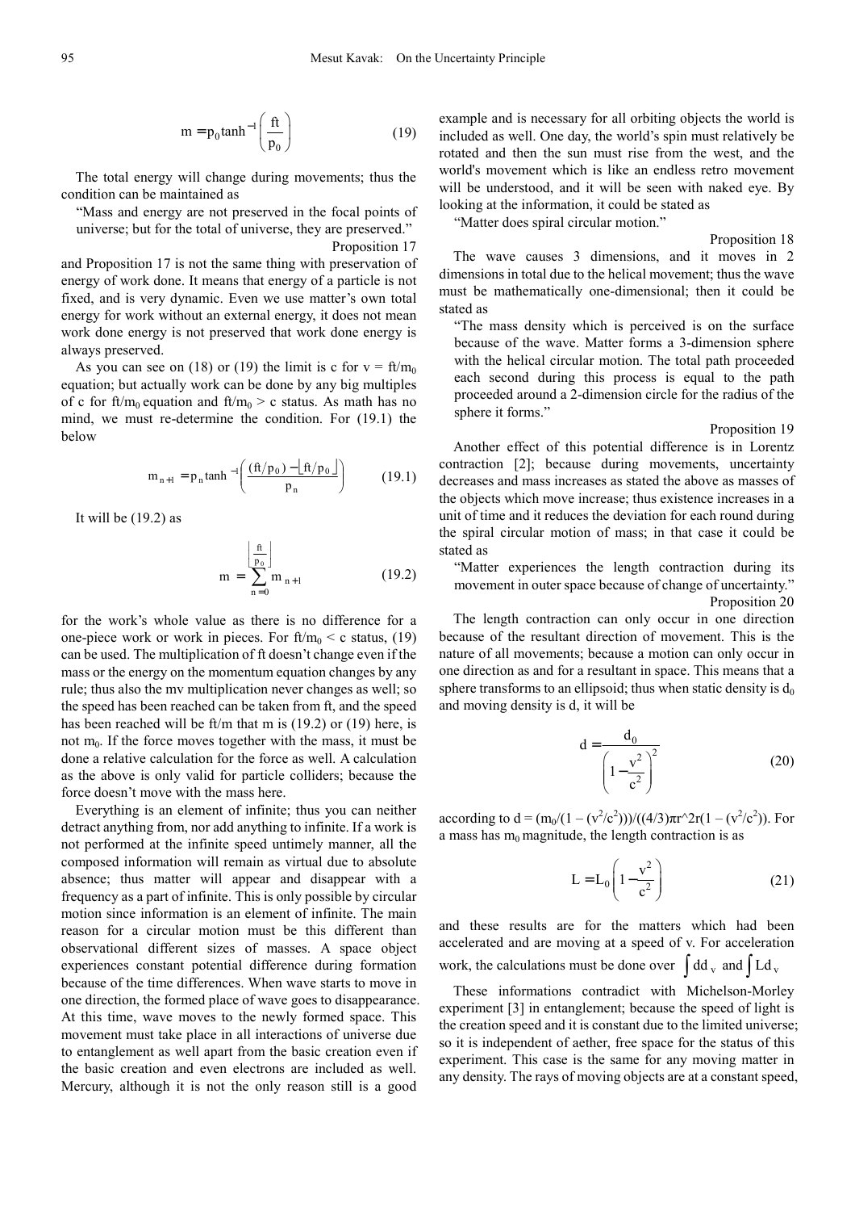$$m = p_0 \tanh^{-1}\left(\frac{ft}{p_0}\right) \tag{19}$$

The total energy will change during movements; thus the condition can be maintained as

"Mass and energy are not preserved in the focal points of universe; but for the total of universe, they are preserved."

Proposition 17

and Proposition 17 is not the same thing with preservation of energy of work done. It means that energy of a particle is not fixed, and is very dynamic. Even we use matter's own total energy for work without an external energy, it does not mean work done energy is not preserved that work done energy is always preserved.

As you can see on (18) or (19) the limit is c for $v = ft/m_0$ equation; but actually work can be done by any big multiples of c for $ft/m_0$ equation and $ft/m_0 > c$ status. As math has no mind, we must re-determine the condition. For (19.1) the below

$$m_{n+1} = p_n \tanh^{-1}\left(\frac{(ft/p_0) - \lfloor ft/p_0 \rfloor}{p_n}\right) \tag{19.1}$$

It will be (19.2) as

$$m = \sum_{n=0}^{\left\lfloor \frac{ft}{p_0} \right\rfloor} m_{n+1} \tag{19.2}$$

for the work's whole value as there is no difference for a one-piece work or work in pieces. For $ft/m_0 < c$ status, (19) can be used. The multiplication of ft doesn't change even if the mass or the energy on the momentum equation changes by any rule; thus also the mv multiplication never changes as well; so the speed has been reached can be taken from ft, and the speed has been reached will be ft/m that m is (19.2) or (19) here, is not $m_0$. If the force moves together with the mass, it must be done a relative calculation for the force as well. A calculation as the above is only valid for particle colliders; because the force doesn't move with the mass here.

Everything is an element of infinite; thus you can neither detract anything from, nor add anything to infinite. If a work is not performed at the infinite speed untimely manner, all the composed information will remain as virtual due to absolute absence; thus matter will appear and disappear with a frequency as a part of infinite. This is only possible by circular motion since information is an element of infinite. The main reason for a circular motion must be this different than observational different sizes of masses. A space object experiences constant potential difference during formation because of the time differences. When wave starts to move in one direction, the formed place of wave goes to disappearance. At this time, wave moves to the newly formed space. This movement must take place in all interactions of universe due to entanglement as well apart from the basic creation even if the basic creation and even electrons are included as well. Mercury, although it is not the only reason still is a good example and is necessary for all orbiting objects the world is included as well. One day, the world's spin must relatively be rotated and then the sun must rise from the west, and the world's movement which is like an endless retro movement will be understood, and it will be seen with naked eye. By looking at the information, it could be stated as

"Matter does spiral circular motion."

Proposition 18

The wave causes 3 dimensions, and it moves in 2 dimensions in total due to the helical movement; thus the wave must be mathematically one-dimensional; then it could be stated as

"The mass density which is perceived is on the surface because of the wave. Matter forms a 3-dimension sphere with the helical circular motion. The total path proceeded each second during this process is equal to the path proceeded around a 2-dimension circle for the radius of the sphere it forms."

Proposition 19

Another effect of this potential difference is in Lorentz contraction [2]; because during movements, uncertainty decreases and mass increases as stated the above as masses of the objects which move increase; thus existence increases in a unit of time and it reduces the deviation for each round during the spiral circular motion of mass; in that case it could be stated as

"Matter experiences the length contraction during its movement in outer space because of change of uncertainty."

Proposition 20

The length contraction can only occur in one direction because of the resultant direction of movement. This is the nature of all movements; because a motion can only occur in one direction as and for a resultant in space. This means that a sphere transforms to an ellipsoid; thus when static density is $d_0$ and moving density is d, it will be

$$d = \frac{d_0}{\left(1 - \frac{v^2}{c^2}\right)^2} \tag{20}$$

according to $d = (m_0/(1 - (v^2/c^2)))/((4/3)\pi r^{\wedge}2r(1 - (v^2/c^2)))$. For a mass has $m_0$ magnitude, the length contraction is as

$$L = L_0\left(1 - \frac{v^2}{c^2}\right) \tag{21}$$

and these results are for the matters which had been accelerated and are moving at a speed of v. For acceleration work, the calculations must be done over $\int dd_v$ and $\int Ld_v$

These informations contradict with Michelson-Morley experiment [3] in entanglement; because the speed of light is the creation speed and it is constant due to the limited universe; so it is independent of aether, free space for the status of this experiment. This case is the same for any moving matter in any density. The rays of moving objects are at a constant speed,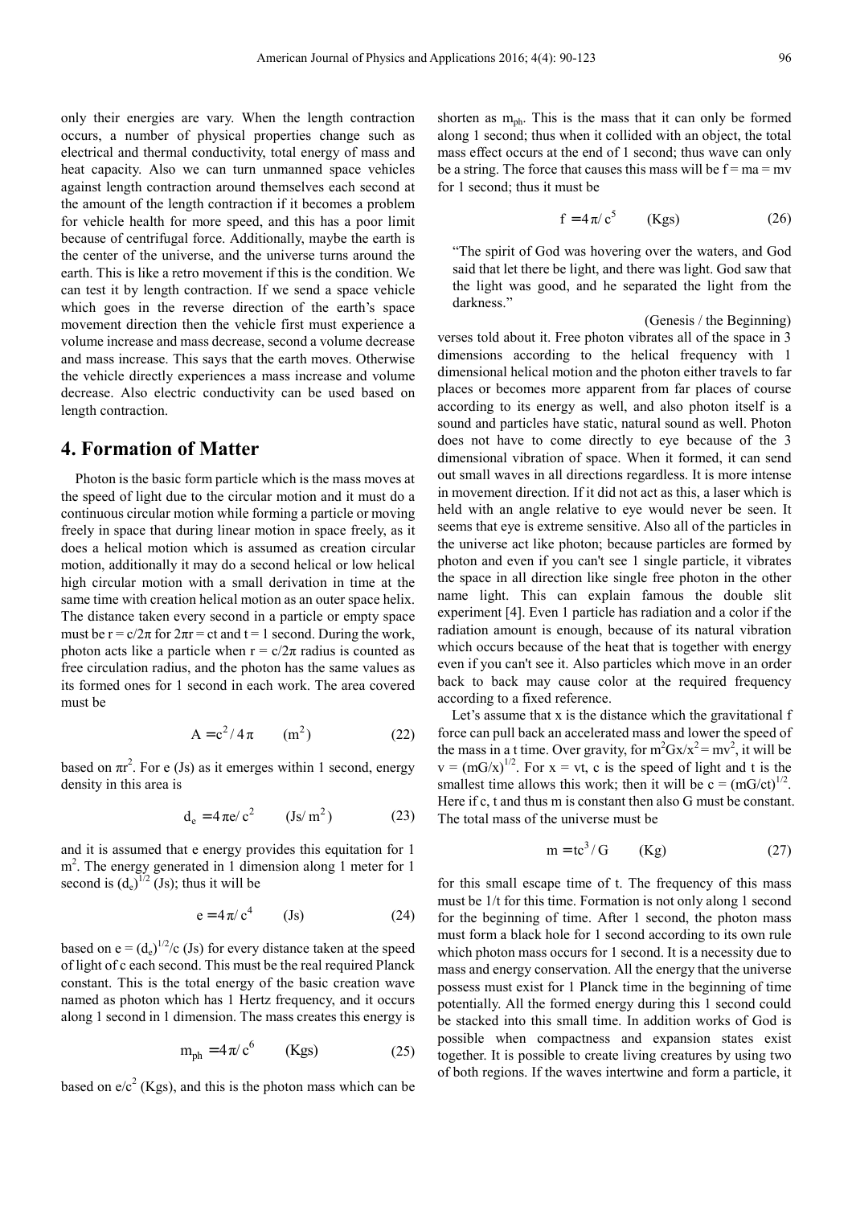only their energies are vary. When the length contraction occurs, a number of physical properties change such as electrical and thermal conductivity, total energy of mass and heat capacity. Also we can turn unmanned space vehicles against length contraction around themselves each second at the amount of the length contraction if it becomes a problem for vehicle health for more speed, and this has a poor limit because of centrifugal force. Additionally, maybe the earth is the center of the universe, and the universe turns around the earth. This is like a retro movement if this is the condition. We can test it by length contraction. If we send a space vehicle which goes in the reverse direction of the earth's space movement direction then the vehicle first must experience a volume increase and mass decrease, second a volume decrease and mass increase. This says that the earth moves. Otherwise the vehicle directly experiences a mass increase and volume decrease. Also electric conductivity can be used based on length contraction.

## 4. Formation of Matter

Photon is the basic form particle which is the mass moves at the speed of light due to the circular motion and it must do a continuous circular motion while forming a particle or moving freely in space that during linear motion in space freely, as it does a helical motion which is assumed as creation circular motion, additionally it may do a second helical or low helical high circular motion with a small derivation in time at the same time with creation helical motion as an outer space helix. The distance taken every second in a particle or empty space must be $r = c/2\pi$ for $2\pi r = ct$ and $t = 1$ second. During the work, photon acts like a particle when $r = c/2\pi$ radius is counted as free circulation radius, and the photon has the same values as its formed ones for 1 second in each work. The area covered must be

$$A = c^2/4\pi \qquad (m^2) \tag{22}$$

based on $\pi r^2$. For e (Js) as it emerges within 1 second, energy density in this area is

$$d_e = 4\pi e/c^2 \qquad (Js/m^2) \tag{23}$$

and it is assumed that e energy provides this equitation for 1 $m^2$. The energy generated in 1 dimension along 1 meter for 1 second is $(d_e)^{1/2}$ (Js); thus it will be

$$e = 4\pi/c^4 \qquad (Js) \tag{24}$$

based on $e = (d_e)^{1/2}/c$ (Js) for every distance taken at the speed of light of c each second. This must be the real required Planck constant. This is the total energy of the basic creation wave named as photon which has 1 Hertz frequency, and it occurs along 1 second in 1 dimension. The mass creates this energy is

$$m_{ph} = 4\pi/c^6 \qquad (Kgs) \tag{25}$$

based on $e/c^2$ (Kgs), and this is the photon mass which can be shorten as $m_{ph}$. This is the mass that it can only be formed along 1 second; thus when it collided with an object, the total mass effect occurs at the end of 1 second; thus wave can only be a string. The force that causes this mass will be $f = ma = mv$ for 1 second; thus it must be

$$f = 4\pi/c^5 \qquad (Kgs) \tag{26}$$

"The spirit of God was hovering over the waters, and God said that let there be light, and there was light. God saw that the light was good, and he separated the light from the darkness."

(Genesis / the Beginning)

verses told about it. Free photon vibrates all of the space in 3 dimensions according to the helical frequency with 1 dimensional helical motion and the photon either travels to far places or becomes more apparent from far places of course according to its energy as well, and also photon itself is a sound and particles have static, natural sound as well. Photon does not have to come directly to eye because of the 3 dimensional vibration of space. When it formed, it can send out small waves in all directions regardless. It is more intense in movement direction. If it did not act as this, a laser which is held with an angle relative to eye would never be seen. It seems that eye is extreme sensitive. Also all of the particles in the universe act like photon; because particles are formed by photon and even if you can't see 1 single particle, it vibrates the space in all direction like single free photon in the other name light. This can explain famous the double slit experiment [4]. Even 1 particle has radiation and a color if the radiation amount is enough, because of its natural vibration which occurs because of the heat that is together with energy even if you can't see it. Also particles which move in an order back to back may cause color at the required frequency according to a fixed reference.

Let's assume that x is the distance which the gravitational f force can pull back an accelerated mass and lower the speed of the mass in a t time. Over gravity, for $m^2Gx/x^2 = mv^2$, it will be $v = (mG/x)^{1/2}$. For $x = vt$, c is the speed of light and t is the smallest time allows this work; then it will be $c = (mG/ct)^{1/2}$. Here if c, t and thus m is constant then also G must be constant. The total mass of the universe must be

$$m = tc^3/G \qquad (Kg) \tag{27}$$

for this small escape time of t. The frequency of this mass must be 1/t for this time. Formation is not only along 1 second for the beginning of time. After 1 second, the photon mass must form a black hole for 1 second according to its own rule which photon mass occurs for 1 second. It is a necessity due to mass and energy conservation. All the energy that the universe possess must exist for 1 Planck time in the beginning of time potentially. All the formed energy during this 1 second could be stacked into this small time. In addition works of God is possible when compactness and expansion states exist together. It is possible to create living creatures by using two of both regions. If the waves intertwine and form a particle, it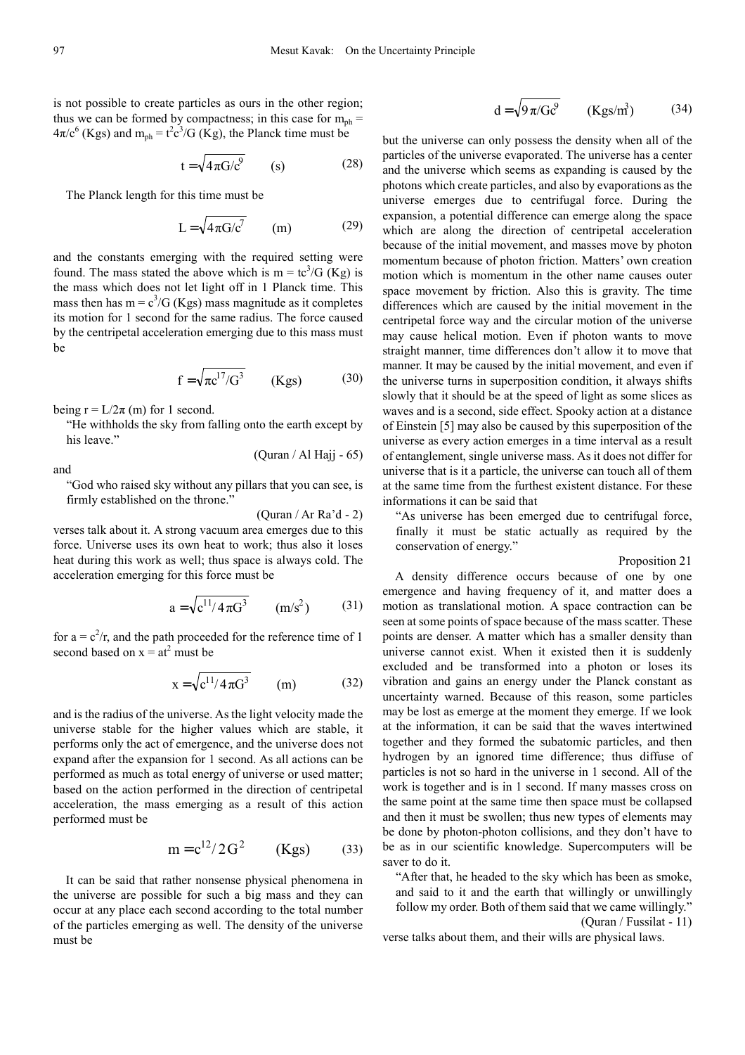is not possible to create particles as ours in the other region; thus we can be formed by compactness; in this case for $m_{ph} = 4\pi/c^6$ (Kgs) and $m_{ph} = t^2c^3/G$ (Kg), the Planck time must be

$$t = \sqrt{4\pi G/c^9} \qquad \text{(s)} \qquad (28)$$

The Planck length for this time must be

$$L = \sqrt{4\pi G/c^7} \qquad \text{(m)} \qquad (29)$$

and the constants emerging with the required setting were found. The mass stated the above which is $m = tc^3/G$ (Kg) is the mass which does not let light off in 1 Planck time. This mass then has $m = c^3/G$ (Kgs) mass magnitude as it completes its motion for 1 second for the same radius. The force caused by the centripetal acceleration emerging due to this mass must be

$$f = \sqrt{\pi c^{17}/G^3} \qquad \text{(Kgs)} \qquad (30)$$

being $r = L/2\pi$ (m) for 1 second.

> "He withholds the sky from falling onto the earth except by his leave."
>
> (Quran / Al Hajj - 65)

and

> "God who raised sky without any pillars that you can see, is firmly established on the throne."
>
> (Quran / Ar Ra'd - 2)

verses talk about it. A strong vacuum area emerges due to this force. Universe uses its own heat to work; thus also it loses heat during this work as well; thus space is always cold. The acceleration emerging for this force must be

$$a = \sqrt{c^{11}/4\pi G^3} \qquad (\text{m/s}^2) \qquad (31)$$

for $a = c^2/r$, and the path proceeded for the reference time of 1 second based on $x = at^2$ must be

$$x = \sqrt{c^{11}/4\pi G^3} \qquad \text{(m)} \qquad (32)$$

and is the radius of the universe. As the light velocity made the universe stable for the higher values which are stable, it performs only the act of emergence, and the universe does not expand after the expansion for 1 second. As all actions can be performed as much as total energy of universe or used matter; based on the action performed in the direction of centripetal acceleration, the mass emerging as a result of this action performed must be

$$m = c^{12}/2G^2 \qquad \text{(Kgs)} \qquad (33)$$

It can be said that rather nonsense physical phenomena in the universe are possible for such a big mass and they can occur at any place each second according to the total number of the particles emerging as well. The density of the universe must be

$$d = \sqrt{9\pi/Gc^9} \qquad (\text{Kgs/m}^3) \qquad (34)$$

but the universe can only possess the density when all of the particles of the universe evaporated. The universe has a center and the universe which seems as expanding is caused by the photons which create particles, and also by evaporations as the universe emerges due to centrifugal force. During the expansion, a potential difference can emerge along the space which are along the direction of centripetal acceleration because of the initial movement, and masses move by photon momentum because of photon friction. Matters' own creation motion which is momentum in the other name causes outer space movement by friction. Also this is gravity. The time differences which are caused by the initial movement in the centripetal force way and the circular motion of the universe may cause helical motion. Even if photon wants to move straight manner, time differences don't allow it to move that manner. It may be caused by the initial movement, and even if the universe turns in superposition condition, it always shifts slowly that it should be at the speed of light as some slices as waves and is a second, side effect. Spooky action at a distance of Einstein [5] may also be caused by this superposition of the universe as every action emerges in a time interval as a result of entanglement, single universe mass. As it does not differ for universe that is it a particle, the universe can touch all of them at the same time from the furthest existent distance. For these informations it can be said that

> "As universe has been emerged due to centrifugal force, finally it must be static actually as required by the conservation of energy."
>
> Proposition 21

A density difference occurs because of one by one emergence and having frequency of it, and matter does a motion as translational motion. A space contraction can be seen at some points of space because of the mass scatter. These points are denser. A matter which has a smaller density than universe cannot exist. When it existed then it is suddenly excluded and be transformed into a photon or loses its vibration and gains an energy under the Planck constant as uncertainty warned. Because of this reason, some particles may be lost as emerge at the moment they emerge. If we look at the information, it can be said that the waves intertwined together and they formed the subatomic particles, and then hydrogen by an ignored time difference; thus diffuse of particles is not so hard in the universe in 1 second. All of the work is together and is in 1 second. If many masses cross on the same point at the same time then space must be collapsed and then it must be swollen; thus new types of elements may be done by photon-photon collisions, and they don't have to be as in our scientific knowledge. Supercomputers will be saver to do it.

> "After that, he headed to the sky which has been as smoke, and said to it and the earth that willingly or unwillingly follow my order. Both of them said that we came willingly."
>
> (Quran / Fussilat - 11)

verse talks about them, and their wills are physical laws.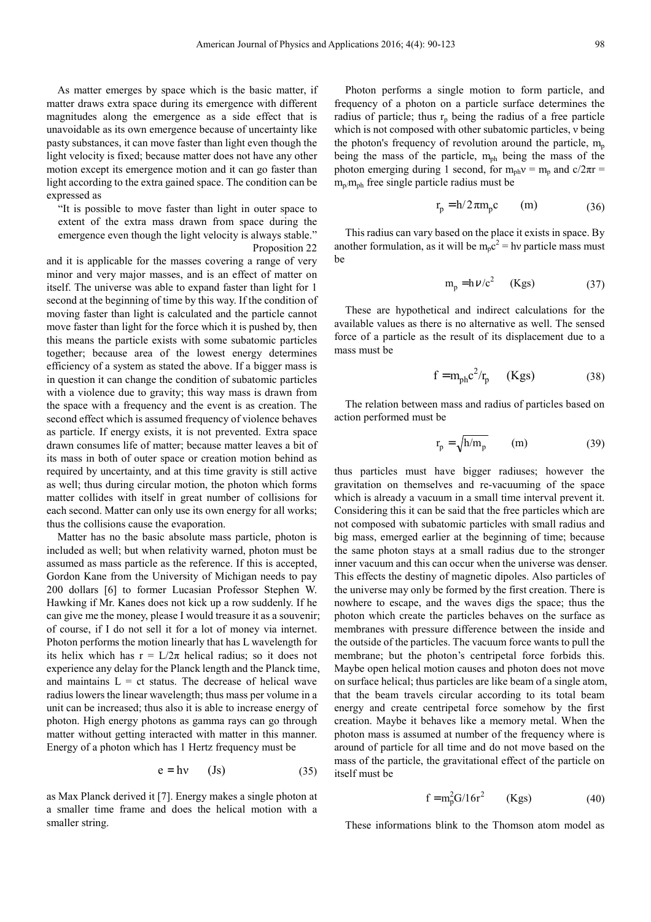As matter emerges by space which is the basic matter, if matter draws extra space during its emergence with different magnitudes along the emergence as a side effect that is unavoidable as its own emergence because of uncertainty like pasty substances, it can move faster than light even though the light velocity is fixed; because matter does not have any other motion except its emergence motion and it can go faster than light according to the extra gained space. The condition can be expressed as

> "It is possible to move faster than light in outer space to extent of the extra mass drawn from space during the emergence even though the light velocity is always stable."
>
> Proposition 22

and it is applicable for the masses covering a range of very minor and very major masses, and is an effect of matter on itself. The universe was able to expand faster than light for 1 second at the beginning of time by this way. If the condition of moving faster than light is calculated and the particle cannot move faster than light for the force which it is pushed by, then this means the particle exists with some subatomic particles together; because area of the lowest energy determines efficiency of a system as stated the above. If a bigger mass is in question it can change the condition of subatomic particles with a violence due to gravity; this way mass is drawn from the space with a frequency and the event is as creation. The second effect which is assumed frequency of violence behaves as particle. If energy exists, it is not prevented. Extra space drawn consumes life of matter; because matter leaves a bit of its mass in both of outer space or creation motion behind as required by uncertainty, and at this time gravity is still active as well; thus during circular motion, the photon which forms matter collides with itself in great number of collisions for each second. Matter can only use its own energy for all works; thus the collisions cause the evaporation.

Matter has no the basic absolute mass particle, photon is included as well; but when relativity warned, photon must be assumed as mass particle as the reference. If this is accepted, Gordon Kane from the University of Michigan needs to pay 200 dollars [6] to former Lucasian Professor Stephen W. Hawking if Mr. Kanes does not kick up a row suddenly. If he can give me the money, please I would treasure it as a souvenir; of course, if I do not sell it for a lot of money via internet. Photon performs the motion linearly that has L wavelength for its helix which has $r = L/2\pi$ helical radius; so it does not experience any delay for the Planck length and the Planck time, and maintains $L = ct$ status. The decrease of helical wave radius lowers the linear wavelength; thus mass per volume in a unit can be increased; thus also it is able to increase energy of photon. High energy photons as gamma rays can go through matter without getting interacted with matter in this manner. Energy of a photon which has 1 Hertz frequency must be

$$e = h\nu \qquad \text{(Js)} \tag{35}$$

as Max Planck derived it [7]. Energy makes a single photon at a smaller time frame and does the helical motion with a smaller string.

Photon performs a single motion to form particle, and frequency of a photon on a particle surface determines the radius of particle; thus $r_p$ being the radius of a free particle which is not composed with other subatomic particles, $\nu$ being the photon's frequency of revolution around the particle, $m_p$ being the mass of the particle, $m_{ph}$ being the mass of the photon emerging during 1 second, for $m_{ph}\nu = m_p$ and $c/2\pi r = m_p/m_{ph}$ free single particle radius must be

$$r_p = h/2\pi m_p c \qquad \text{(m)} \tag{36}$$

This radius can vary based on the place it exists in space. By another formulation, as it will be $m_p c^2 = h\nu$ particle mass must be

$$m_p = h\nu/c^2 \qquad \text{(Kgs)} \tag{37}$$

These are hypothetical and indirect calculations for the available values as there is no alternative as well. The sensed force of a particle as the result of its displacement due to a mass must be

$$f = m_{ph}c^2/r_p \qquad \text{(Kgs)} \tag{38}$$

The relation between mass and radius of particles based on action performed must be

$$r_p = \sqrt{h/m_p} \qquad \text{(m)} \tag{39}$$

thus particles must have bigger radiuses; however the gravitation on themselves and re-vacuuming of the space which is already a vacuum in a small time interval prevent it. Considering this it can be said that the free particles which are not composed with subatomic particles with small radius and big mass, emerged earlier at the beginning of time; because the same photon stays at a small radius due to the stronger inner vacuum and this can occur when the universe was denser. This effects the destiny of magnetic dipoles. Also particles of the universe may only be formed by the first creation. There is nowhere to escape, and the waves digs the space; thus the photon which create the particles behaves on the surface as membranes with pressure difference between the inside and the outside of the particles. The vacuum force wants to pull the membrane; but the photon's centripetal force forbids this. Maybe open helical motion causes and photon does not move on surface helical; thus particles are like beam of a single atom, that the beam travels circular according to its total beam energy and create centripetal force somehow by the first creation. Maybe it behaves like a memory metal. When the photon mass is assumed at number of the frequency where is around of particle for all time and do not move based on the mass of the particle, the gravitational effect of the particle on itself must be

$$f = m_p^2 G/16r^2 \qquad \text{(Kgs)} \tag{40}$$

These informations blink to the Thomson atom model as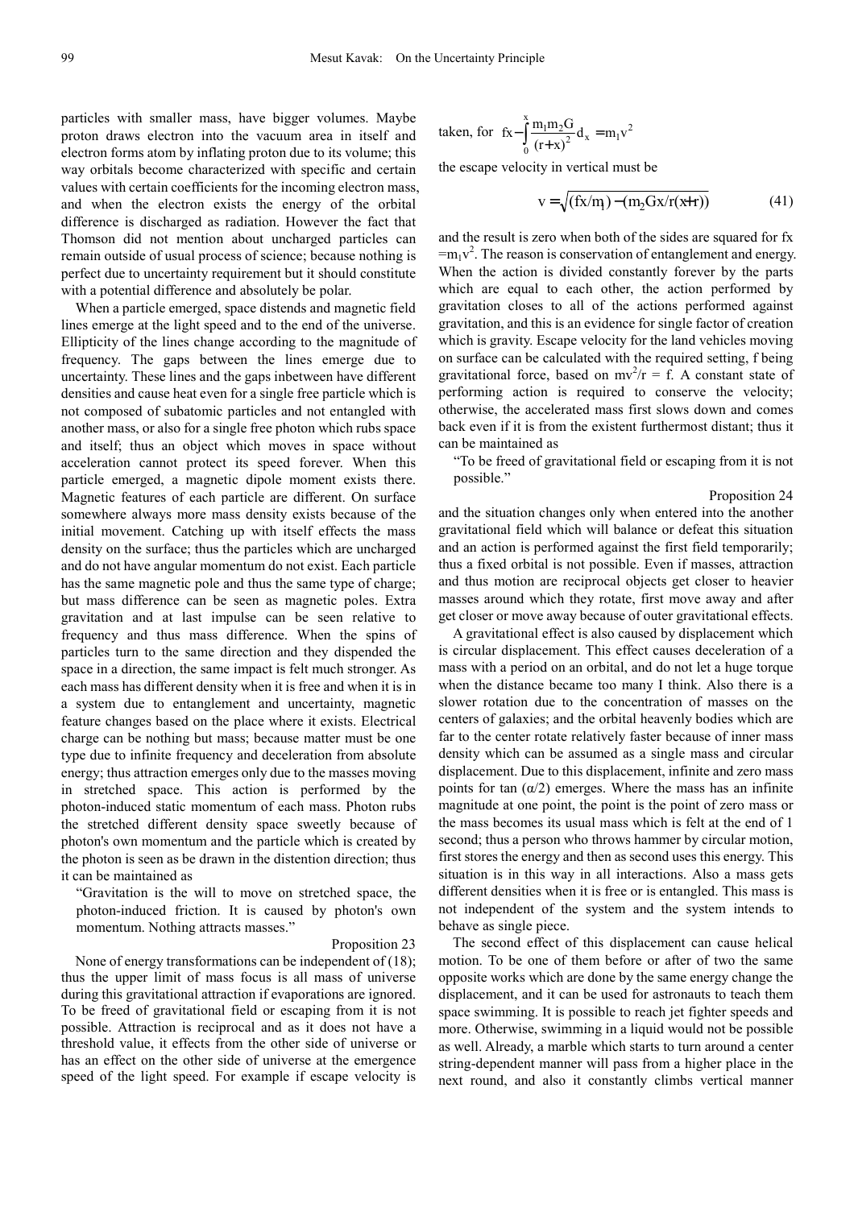particles with smaller mass, have bigger volumes. Maybe proton draws electron into the vacuum area in itself and electron forms atom by inflating proton due to its volume; this way orbitals become characterized with specific and certain values with certain coefficients for the incoming electron mass, and when the electron exists the energy of the orbital difference is discharged as radiation. However the fact that Thomson did not mention about uncharged particles can remain outside of usual process of science; because nothing is perfect due to uncertainty requirement but it should constitute with a potential difference and absolutely be polar.

When a particle emerged, space distends and magnetic field lines emerge at the light speed and to the end of the universe. Ellipticity of the lines change according to the magnitude of frequency. The gaps between the lines emerge due to uncertainty. These lines and the gaps inbetween have different densities and cause heat even for a single free particle which is not composed of subatomic particles and not entangled with another mass, or also for a single free photon which rubs space and itself; thus an object which moves in space without acceleration cannot protect its speed forever. When this particle emerged, a magnetic dipole moment exists there. Magnetic features of each particle are different. On surface somewhere always more mass density exists because of the initial movement. Catching up with itself effects the mass density on the surface; thus the particles which are uncharged and do not have angular momentum do not exist. Each particle has the same magnetic pole and thus the same type of charge; but mass difference can be seen as magnetic poles. Extra gravitation and at last impulse can be seen relative to frequency and thus mass difference. When the spins of particles turn to the same direction and they dispended the space in a direction, the same impact is felt much stronger. As each mass has different density when it is free and when it is in a system due to entanglement and uncertainty, magnetic feature changes based on the place where it exists. Electrical charge can be nothing but mass; because matter must be one type due to infinite frequency and deceleration from absolute energy; thus attraction emerges only due to the masses moving in stretched space. This action is performed by the photon-induced static momentum of each mass. Photon rubs the stretched different density space sweetly because of photon's own momentum and the particle which is created by the photon is seen as be drawn in the distention direction; thus it can be maintained as

> "Gravitation is the will to move on stretched space, the photon-induced friction. It is caused by photon's own momentum. Nothing attracts masses."
>
> Proposition 23

None of energy transformations can be independent of (18); thus the upper limit of mass focus is all mass of universe during this gravitational attraction if evaporations are ignored. To be freed of gravitational field or escaping from it is not possible. Attraction is reciprocal and as it does not have a threshold value, it effects from the other side of universe or has an effect on the other side of universe at the emergence speed of the light speed. For example if escape velocity is taken, for $fx - \int_0^x \frac{m_1 m_2 G}{(r+x)^2} d_x = m_1 v^2$

the escape velocity in vertical must be

$$v = \sqrt{(fx/m_1) - (m_2 Gx/r(x+r))} \tag{41}$$

and the result is zero when both of the sides are squared for $fx = m_1 v^2$. The reason is conservation of entanglement and energy. When the action is divided constantly forever by the parts which are equal to each other, the action performed by gravitation closes to all of the actions performed against gravitation, and this is an evidence for single factor of creation which is gravity. Escape velocity for the land vehicles moving on surface can be calculated with the required setting, f being gravitational force, based on $mv^2/r = f$. A constant state of performing action is required to conserve the velocity; otherwise, the accelerated mass first slows down and comes back even if it is from the existent furthermost distant; thus it can be maintained as

> "To be freed of gravitational field or escaping from it is not possible."
>
> Proposition 24

and the situation changes only when entered into the another gravitational field which will balance or defeat this situation and an action is performed against the first field temporarily; thus a fixed orbital is not possible. Even if masses, attraction and thus motion are reciprocal objects get closer to heavier masses around which they rotate, first move away and after get closer or move away because of outer gravitational effects.

A gravitational effect is also caused by displacement which is circular displacement. This effect causes deceleration of a mass with a period on an orbital, and do not let a huge torque when the distance became too many I think. Also there is a slower rotation due to the concentration of masses on the centers of galaxies; and the orbital heavenly bodies which are far to the center rotate relatively faster because of inner mass density which can be assumed as a single mass and circular displacement. Due to this displacement, infinite and zero mass points for tan $(\alpha/2)$ emerges. Where the mass has an infinite magnitude at one point, the point is the point of zero mass or the mass becomes its usual mass which is felt at the end of 1 second; thus a person who throws hammer by circular motion, first stores the energy and then as second uses this energy. This situation is in this way in all interactions. Also a mass gets different densities when it is free or is entangled. This mass is not independent of the system and the system intends to behave as single piece.

The second effect of this displacement can cause helical motion. To be one of them before or after of two the same opposite works which are done by the same energy change the displacement, and it can be used for astronauts to teach them space swimming. It is possible to reach jet fighter speeds and more. Otherwise, swimming in a liquid would not be possible as well. Already, a marble which starts to turn around a center string-dependent manner will pass from a higher place in the next round, and also it constantly climbs vertical manner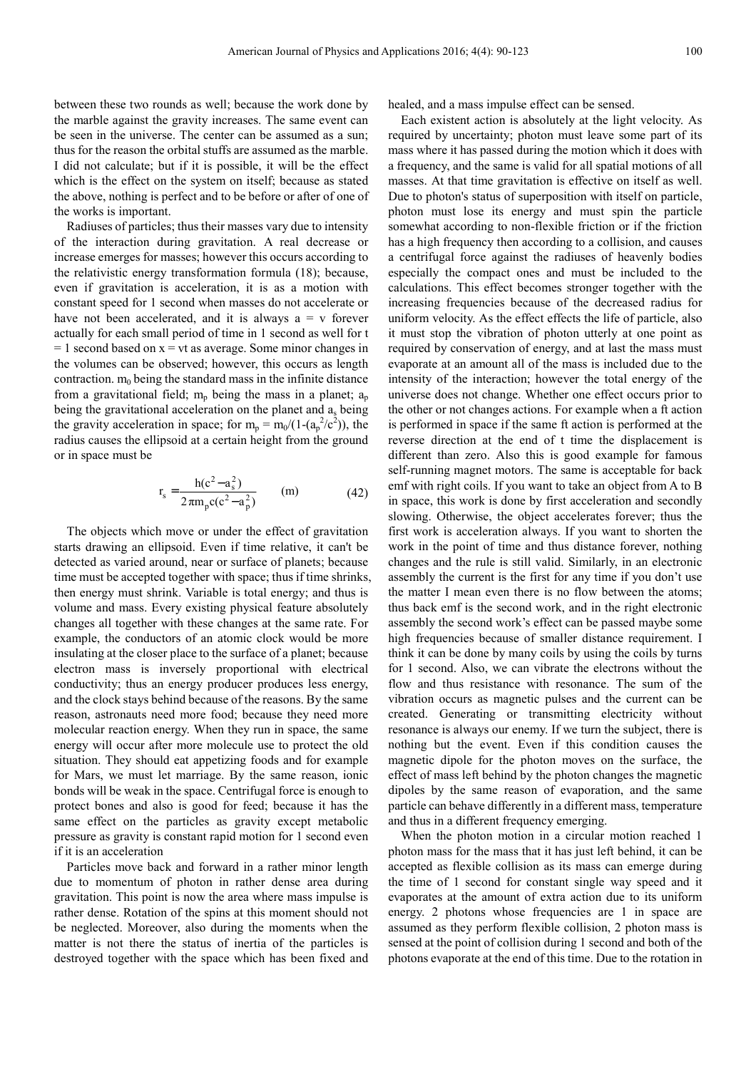between these two rounds as well; because the work done by the marble against the gravity increases. The same event can be seen in the universe. The center can be assumed as a sun; thus for the reason the orbital stuffs are assumed as the marble. I did not calculate; but if it is possible, it will be the effect which is the effect on the system on itself; because as stated the above, nothing is perfect and to be before or after of one of the works is important.

Radiuses of particles; thus their masses vary due to intensity of the interaction during gravitation. A real decrease or increase emerges for masses; however this occurs according to the relativistic energy transformation formula (18); because, even if gravitation is acceleration, it is as a motion with constant speed for 1 second when masses do not accelerate or have not been accelerated, and it is always a = v forever actually for each small period of time in 1 second as well for t = 1 second based on x = vt as average. Some minor changes in the volumes can be observed; however, this occurs as length contraction. $m_0$ being the standard mass in the infinite distance from a gravitational field; $m_p$ being the mass in a planet; $a_p$ being the gravitational acceleration on the planet and $a_s$ being the gravity acceleration in space; for $m_p = m_0/(1-(a_p^2/c^2))$, the radius causes the ellipsoid at a certain height from the ground or in space must be

$$r_s = \frac{h(c^2 - a_s^2)}{2\pi m_p c(c^2 - a_p^2)} \qquad \text{(m)} \qquad (42)$$

The objects which move or under the effect of gravitation starts drawing an ellipsoid. Even if time relative, it can't be detected as varied around, near or surface of planets; because time must be accepted together with space; thus if time shrinks, then energy must shrink. Variable is total energy; and thus is volume and mass. Every existing physical feature absolutely changes all together with these changes at the same rate. For example, the conductors of an atomic clock would be more insulating at the closer place to the surface of a planet; because electron mass is inversely proportional with electrical conductivity; thus an energy producer produces less energy, and the clock stays behind because of the reasons. By the same reason, astronauts need more food; because they need more molecular reaction energy. When they run in space, the same energy will occur after more molecule use to protect the old situation. They should eat appetizing foods and for example for Mars, we must let marriage. By the same reason, ionic bonds will be weak in the space. Centrifugal force is enough to protect bones and also is good for feed; because it has the same effect on the particles as gravity except metabolic pressure as gravity is constant rapid motion for 1 second even if it is an acceleration

Particles move back and forward in a rather minor length due to momentum of photon in rather dense area during gravitation. This point is now the area where mass impulse is rather dense. Rotation of the spins at this moment should not be neglected. Moreover, also during the moments when the matter is not there the status of inertia of the particles is destroyed together with the space which has been fixed and healed, and a mass impulse effect can be sensed.

Each existent action is absolutely at the light velocity. As required by uncertainty; photon must leave some part of its mass where it has passed during the motion which it does with a frequency, and the same is valid for all spatial motions of all masses. At that time gravitation is effective on itself as well. Due to photon's status of superposition with itself on particle, photon must lose its energy and must spin the particle somewhat according to non-flexible friction or if the friction has a high frequency then according to a collision, and causes a centrifugal force against the radiuses of heavenly bodies especially the compact ones and must be included to the calculations. This effect becomes stronger together with the increasing frequencies because of the decreased radius for uniform velocity. As the effect effects the life of particle, also it must stop the vibration of photon utterly at one point as required by conservation of energy, and at last the mass must evaporate at an amount all of the mass is included due to the intensity of the interaction; however the total energy of the universe does not change. Whether one effect occurs prior to the other or not changes actions. For example when a ft action is performed in space if the same ft action is performed at the reverse direction at the end of t time the displacement is different than zero. Also this is good example for famous self-running magnet motors. The same is acceptable for back emf with right coils. If you want to take an object from A to B in space, this work is done by first acceleration and secondly slowing. Otherwise, the object accelerates forever; thus the first work is acceleration always. If you want to shorten the work in the point of time and thus distance forever, nothing changes and the rule is still valid. Similarly, in an electronic assembly the current is the first for any time if you don't use the matter I mean even there is no flow between the atoms; thus back emf is the second work, and in the right electronic assembly the second work's effect can be passed maybe some high frequencies because of smaller distance requirement. I think it can be done by many coils by using the coils by turns for 1 second. Also, we can vibrate the electrons without the flow and thus resistance with resonance. The sum of the vibration occurs as magnetic pulses and the current can be created. Generating or transmitting electricity without resonance is always our enemy. If we turn the subject, there is nothing but the event. Even if this condition causes the magnetic dipole for the photon moves on the surface, the effect of mass left behind by the photon changes the magnetic dipoles by the same reason of evaporation, and the same particle can behave differently in a different mass, temperature and thus in a different frequency emerging.

When the photon motion in a circular motion reached 1 photon mass for the mass that it has just left behind, it can be accepted as flexible collision as its mass can emerge during the time of 1 second for constant single way speed and it evaporates at the amount of extra action due to its uniform energy. 2 photons whose frequencies are 1 in space are assumed as they perform flexible collision, 2 photon mass is sensed at the point of collision during 1 second and both of the photons evaporate at the end of this time. Due to the rotation in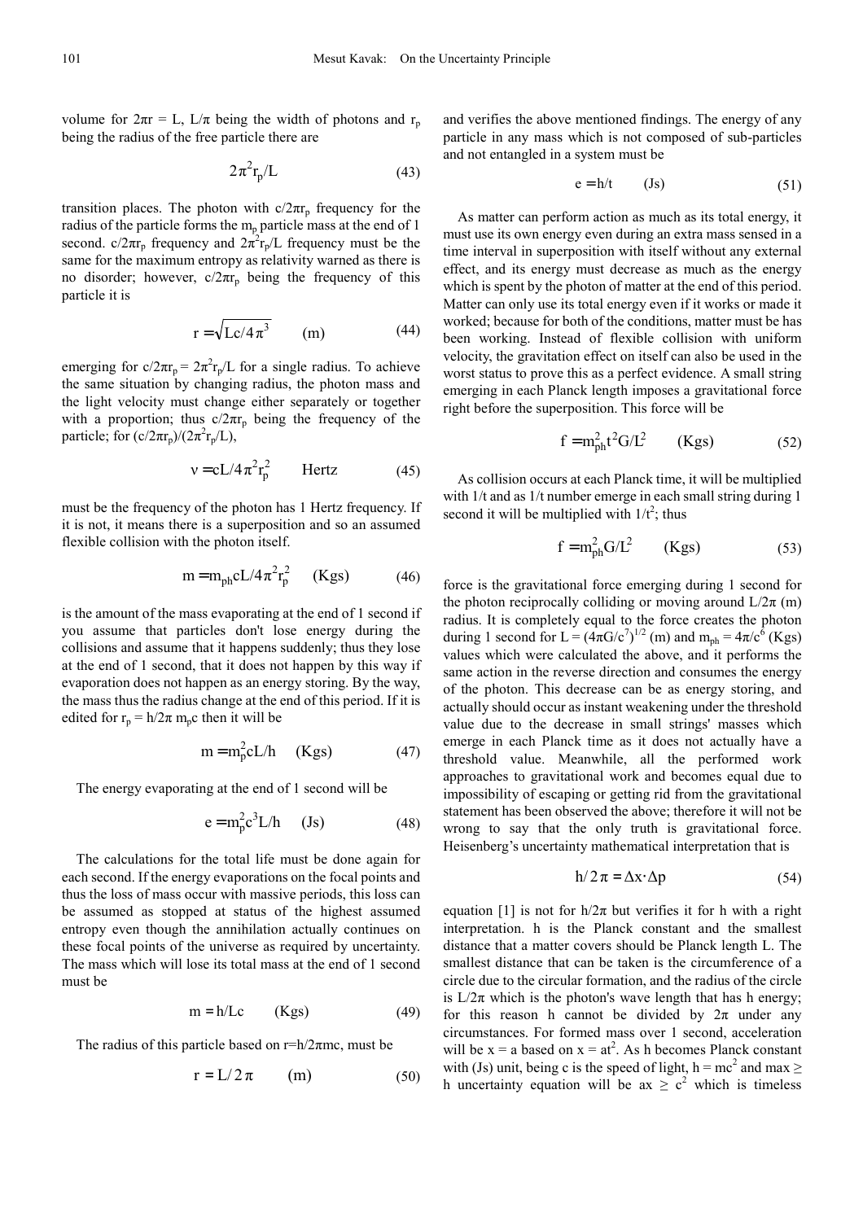volume for $2\pi r = L$, $L/\pi$ being the width of photons and $r_p$ being the radius of the free particle there are

$$2\pi^2 r_p/L \tag{43}$$

transition places. The photon with $c/2\pi r_p$ frequency for the radius of the particle forms the $m_p$ particle mass at the end of 1 second. $c/2\pi r_p$ frequency and $2\pi^2 r_p/L$ frequency must be the same for the maximum entropy as relativity warned as there is no disorder; however, $c/2\pi r_p$ being the frequency of this particle it is

$$r = \sqrt{Lc/4\pi^3} \qquad \text{(m)} \tag{44}$$

emerging for $c/2\pi r_p = 2\pi^2 r_p/L$ for a single radius. To achieve the same situation by changing radius, the photon mass and the light velocity must change either separately or together with a proportion; thus $c/2\pi r_p$ being the frequency of the particle; for $(c/2\pi r_p)/(2\pi^2 r_p/L)$,

$$\nu = cL/4\pi^2 r_p^2 \qquad \text{Hertz} \tag{45}$$

must be the frequency of the photon has 1 Hertz frequency. If it is not, it means there is a superposition and so an assumed flexible collision with the photon itself.

$$m = m_{ph} cL/4\pi^2 r_p^2 \qquad \text{(Kgs)} \tag{46}$$

is the amount of the mass evaporating at the end of 1 second if you assume that particles don't lose energy during the collisions and assume that it happens suddenly; thus they lose at the end of 1 second, that it does not happen by this way if evaporation does not happen as an energy storing. By the way, the mass thus the radius change at the end of this period. If it is edited for $r_p = h/2\pi m_p c$ then it will be

$$m = m_p^2 cL/h \qquad \text{(Kgs)} \tag{47}$$

The energy evaporating at the end of 1 second will be

$$e = m_p^2 c^3 L/h \qquad \text{(Js)} \tag{48}$$

The calculations for the total life must be done again for each second. If the energy evaporations on the focal points and thus the loss of mass occur with massive periods, this loss can be assumed as stopped at status of the highest assumed entropy even though the annihilation actually continues on these focal points of the universe as required by uncertainty. The mass which will lose its total mass at the end of 1 second must be

$$m = h/Lc \qquad \text{(Kgs)} \tag{49}$$

The radius of this particle based on $r = h/2\pi mc$, must be

$$r = L/2\pi \qquad \text{(m)} \tag{50}$$

and verifies the above mentioned findings. The energy of any particle in any mass which is not composed of sub-particles and not entangled in a system must be

$$e = h/t \qquad \text{(Js)} \tag{51}$$

As matter can perform action as much as its total energy, it must use its own energy even during an extra mass sensed in a time interval in superposition with itself without any external effect, and its energy must decrease as much as the energy which is spent by the photon of matter at the end of this period. Matter can only use its total energy even if it works or made it worked; because for both of the conditions, matter must be has been working. Instead of flexible collision with uniform velocity, the gravitation effect on itself can also be used in the worst status to prove this as a perfect evidence. A small string emerging in each Planck length imposes a gravitational force right before the superposition. This force will be

$$f = m_{ph}^2 t^2 G/L^2 \qquad \text{(Kgs)} \tag{52}$$

As collision occurs at each Planck time, it will be multiplied with $1/t$ and as $1/t$ number emerge in each small string during 1 second it will be multiplied with $1/t^2$; thus

$$f = m_{ph}^2 G/L^2 \qquad \text{(Kgs)} \tag{53}$$

force is the gravitational force emerging during 1 second for the photon reciprocally colliding or moving around $L/2\pi$ (m) radius. It is completely equal to the force creates the photon during 1 second for $L = (4\pi G/c^7)^{1/2}$ (m) and $m_{ph} = 4\pi/c^6$ (Kgs) values which were calculated the above, and it performs the same action in the reverse direction and consumes the energy of the photon. This decrease can be as energy storing, and actually should occur as instant weakening under the threshold value due to the decrease in small strings' masses which emerge in each Planck time as it does not actually have a threshold value. Meanwhile, all the performed work approaches to gravitational work and becomes equal due to impossibility of escaping or getting rid from the gravitational statement has been observed the above; therefore it will not be wrong to say that the only truth is gravitational force. Heisenberg's uncertainty mathematical interpretation that is

$$h/2\pi = \Delta x \cdot \Delta p \tag{54}$$

equation [1] is not for $h/2\pi$ but verifies it for h with a right interpretation. h is the Planck constant and the smallest distance that a matter covers should be Planck length L. The smallest distance that can be taken is the circumference of a circle due to the circular formation, and the radius of the circle is $L/2\pi$ which is the photon's wave length that has h energy; for this reason h cannot be divided by $2\pi$ under any circumstances. For formed mass over 1 second, acceleration will be $x = a$ based on $x = at^2$. As h becomes Planck constant with (Js) unit, being c is the speed of light, $h = mc^2$ and $max \geq h$ uncertainty equation will be $ax \geq c^2$ which is timeless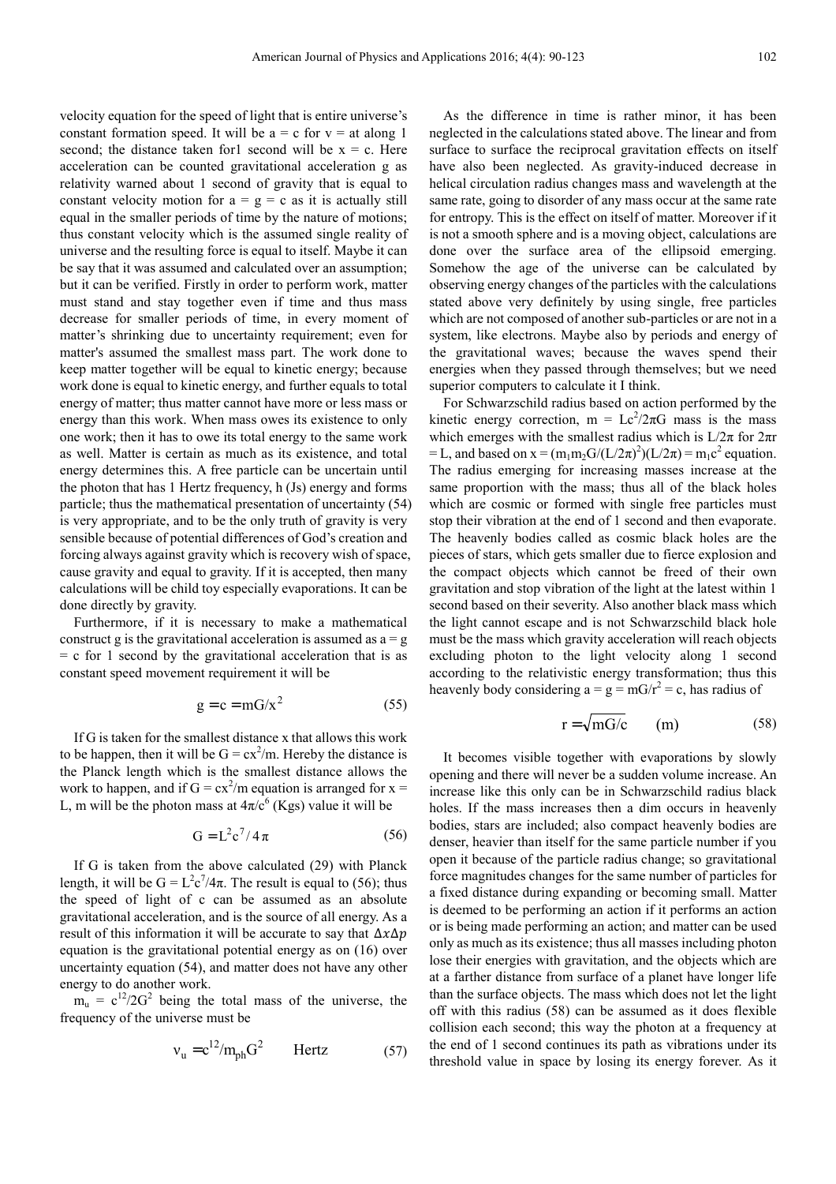velocity equation for the speed of light that is entire universe's constant formation speed. It will be $a = c$ for $v =$ at along 1 second; the distance taken for1 second will be $x = c$. Here acceleration can be counted gravitational acceleration g as relativity warned about 1 second of gravity that is equal to constant velocity motion for $a = g = c$ as it is actually still equal in the smaller periods of time by the nature of motions; thus constant velocity which is the assumed single reality of universe and the resulting force is equal to itself. Maybe it can be say that it was assumed and calculated over an assumption; but it can be verified. Firstly in order to perform work, matter must stand and stay together even if time and thus mass decrease for smaller periods of time, in every moment of matter's shrinking due to uncertainty requirement; even for matter's assumed the smallest mass part. The work done to keep matter together will be equal to kinetic energy; because work done is equal to kinetic energy, and further equals to total energy of matter; thus matter cannot have more or less mass or energy than this work. When mass owes its existence to only one work; then it has to owe its total energy to the same work as well. Matter is certain as much as its existence, and total energy determines this. A free particle can be uncertain until the photon that has 1 Hertz frequency, h (Js) energy and forms particle; thus the mathematical presentation of uncertainty (54) is very appropriate, and to be the only truth of gravity is very sensible because of potential differences of God's creation and forcing always against gravity which is recovery wish of space, cause gravity and equal to gravity. If it is accepted, then many calculations will be child toy especially evaporations. It can be done directly by gravity.

Furthermore, if it is necessary to make a mathematical construct g is the gravitational acceleration is assumed as $a = g = c$ for 1 second by the gravitational acceleration that is as constant speed movement requirement it will be

$$g = c = mG/x^2 \tag{55}$$

If G is taken for the smallest distance x that allows this work to be happen, then it will be $G = cx^2/m$. Hereby the distance is the Planck length which is the smallest distance allows the work to happen, and if $G = cx^2/m$ equation is arranged for $x = L$, m will be the photon mass at $4\pi/c^6$ (Kgs) value it will be

$$G = L^2c^7/4\pi \tag{56}$$

If G is taken from the above calculated (29) with Planck length, it will be $G = L^2c^7/4\pi$. The result is equal to (56); thus the speed of light of c can be assumed as an absolute gravitational acceleration, and is the source of all energy. As a result of this information it will be accurate to say that $\Delta x \Delta p$ equation is the gravitational potential energy as on (16) over uncertainty equation (54), and matter does not have any other energy to do another work.

$m_u = c^{12}/2G^2$ being the total mass of the universe, the frequency of the universe must be

$$v_u = c^{12}/m_{ph}G^2 \qquad \text{Hertz} \tag{57}$$

As the difference in time is rather minor, it has been neglected in the calculations stated above. The linear and from surface to surface the reciprocal gravitation effects on itself have also been neglected. As gravity-induced decrease in helical circulation radius changes mass and wavelength at the same rate, going to disorder of any mass occur at the same rate for entropy. This is the effect on itself of matter. Moreover if it is not a smooth sphere and is a moving object, calculations are done over the surface area of the ellipsoid emerging. Somehow the age of the universe can be calculated by observing energy changes of the particles with the calculations stated above very definitely by using single, free particles which are not composed of another sub-particles or are not in a system, like electrons. Maybe also by periods and energy of the gravitational waves; because the waves spend their energies when they passed through themselves; but we need superior computers to calculate it I think.

For Schwarzschild radius based on action performed by the kinetic energy correction, $m = Lc^2/2\pi G$ mass is the mass which emerges with the smallest radius which is $L/2\pi$ for $2\pi r = L$, and based on $x = (m_1m_2G/(L/2\pi)^2)(L/2\pi) = m_1c^2$ equation. The radius emerging for increasing masses increase at the same proportion with the mass; thus all of the black holes which are cosmic or formed with single free particles must stop their vibration at the end of 1 second and then evaporate. The heavenly bodies called as cosmic black holes are the pieces of stars, which gets smaller due to fierce explosion and the compact objects which cannot be freed of their own gravitation and stop vibration of the light at the latest within 1 second based on their severity. Also another black mass which the light cannot escape and is not Schwarzschild black hole must be the mass which gravity acceleration will reach objects excluding photon to the light velocity along 1 second according to the relativistic energy transformation; thus this heavenly body considering $a = g = mG/r^2 = c$, has radius of

$$r = \sqrt{mG/c} \qquad \text{(m)} \tag{58}$$

It becomes visible together with evaporations by slowly opening and there will never be a sudden volume increase. An increase like this only can be in Schwarzschild radius black holes. If the mass increases then a dim occurs in heavenly bodies, stars are included; also compact heavenly bodies are denser, heavier than itself for the same particle number if you open it because of the particle radius change; so gravitational force magnitudes changes for the same number of particles for a fixed distance during expanding or becoming small. Matter is deemed to be performing an action if it performs an action or is being made performing an action; and matter can be used only as much as its existence; thus all masses including photon lose their energies with gravitation, and the objects which are at a farther distance from surface of a planet have longer life than the surface objects. The mass which does not let the light off with this radius (58) can be assumed as it does flexible collision each second; this way the photon at a frequency at the end of 1 second continues its path as vibrations under its threshold value in space by losing its energy forever. As it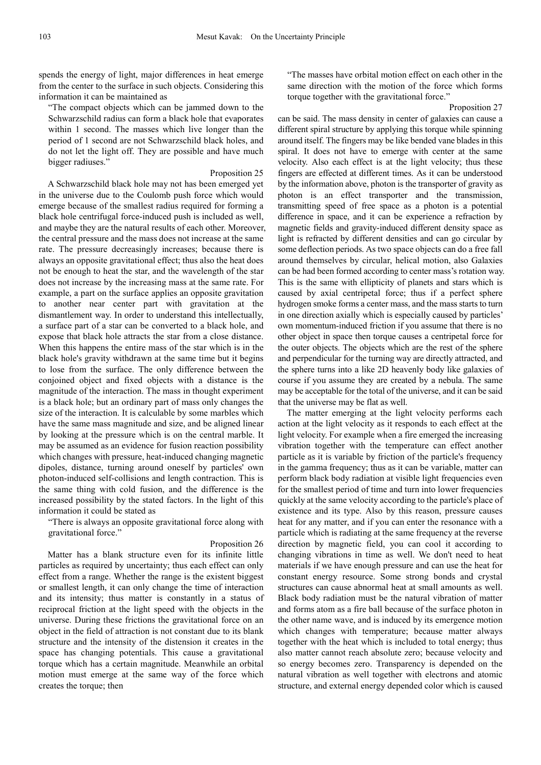spends the energy of light, major differences in heat emerge from the center to the surface in such objects. Considering this information it can be maintained as

> "The compact objects which can be jammed down to the Schwarzschild radius can form a black hole that evaporates within 1 second. The masses which live longer than the period of 1 second are not Schwarzschild black holes, and do not let the light off. They are possible and have much bigger radiuses."
>
> Proposition 25

A Schwarzschild black hole may not has been emerged yet in the universe due to the Coulomb push force which would emerge because of the smallest radius required for forming a black hole centrifugal force-induced push is included as well, and maybe they are the natural results of each other. Moreover, the central pressure and the mass does not increase at the same rate. The pressure decreasingly increases; because there is always an opposite gravitational effect; thus also the heat does not be enough to heat the star, and the wavelength of the star does not increase by the increasing mass at the same rate. For example, a part on the surface applies an opposite gravitation to another near center part with gravitation at the dismantlement way. In order to understand this intellectually, a surface part of a star can be converted to a black hole, and expose that black hole attracts the star from a close distance. When this happens the entire mass of the star which is in the black hole's gravity withdrawn at the same time but it begins to lose from the surface. The only difference between the conjoined object and fixed objects with a distance is the magnitude of the interaction. The mass in thought experiment is a black hole; but an ordinary part of mass only changes the size of the interaction. It is calculable by some marbles which have the same mass magnitude and size, and be aligned linear by looking at the pressure which is on the central marble. It may be assumed as an evidence for fusion reaction possibility which changes with pressure, heat-induced changing magnetic dipoles, distance, turning around oneself by particles' own photon-induced self-collisions and length contraction. This is the same thing with cold fusion, and the difference is the increased possibility by the stated factors. In the light of this information it could be stated as

> "There is always an opposite gravitational force along with gravitational force."
>
> Proposition 26

Matter has a blank structure even for its infinite little particles as required by uncertainty; thus each effect can only effect from a range. Whether the range is the existent biggest or smallest length, it can only change the time of interaction and its intensity; thus matter is constantly in a status of reciprocal friction at the light speed with the objects in the universe. During these frictions the gravitational force on an object in the field of attraction is not constant due to its blank structure and the intensity of the distension it creates in the space has changing potentials. This cause a gravitational torque which has a certain magnitude. Meanwhile an orbital motion must emerge at the same way of the force which creates the torque; then

> "The masses have orbital motion effect on each other in the same direction with the motion of the force which forms torque together with the gravitational force."
>
> Proposition 27

can be said. The mass density in center of galaxies can cause a different spiral structure by applying this torque while spinning around itself. The fingers may be like bended vane blades in this spiral. It does not have to emerge with center at the same velocity. Also each effect is at the light velocity; thus these fingers are effected at different times. As it can be understood by the information above, photon is the transporter of gravity as photon is an effect transporter and the transmission, transmitting speed of free space as a photon is a potential difference in space, and it can be experience a refraction by magnetic fields and gravity-induced different density space as light is refracted by different densities and can go circular by some deflection periods. As two space objects can do a free fall around themselves by circular, helical motion, also Galaxies can be had been formed according to center mass's rotation way. This is the same with ellipticity of planets and stars which is caused by axial centripetal force; thus if a perfect sphere hydrogen smoke forms a center mass, and the mass starts to turn in one direction axially which is especially caused by particles' own momentum-induced friction if you assume that there is no other object in space then torque causes a centripetal force for the outer objects. The objects which are the rest of the sphere and perpendicular for the turning way are directly attracted, and the sphere turns into a like 2D heavenly body like galaxies of course if you assume they are created by a nebula. The same may be acceptable for the total of the universe, and it can be said that the universe may be flat as well.

The matter emerging at the light velocity performs each action at the light velocity as it responds to each effect at the light velocity. For example when a fire emerged the increasing vibration together with the temperature can effect another particle as it is variable by friction of the particle's frequency in the gamma frequency; thus as it can be variable, matter can perform black body radiation at visible light frequencies even for the smallest period of time and turn into lower frequencies quickly at the same velocity according to the particle's place of existence and its type. Also by this reason, pressure causes heat for any matter, and if you can enter the resonance with a particle which is radiating at the same frequency at the reverse direction by magnetic field, you can cool it according to changing vibrations in time as well. We don't need to heat materials if we have enough pressure and can use the heat for constant energy resource. Some strong bonds and crystal structures can cause abnormal heat at small amounts as well. Black body radiation must be the natural vibration of matter and forms atom as a fire ball because of the surface photon in the other name wave, and is induced by its emergence motion which changes with temperature; because matter always together with the heat which is included to total energy; thus also matter cannot reach absolute zero; because velocity and so energy becomes zero. Transparency is depended on the natural vibration as well together with electrons and atomic structure, and external energy depended color which is caused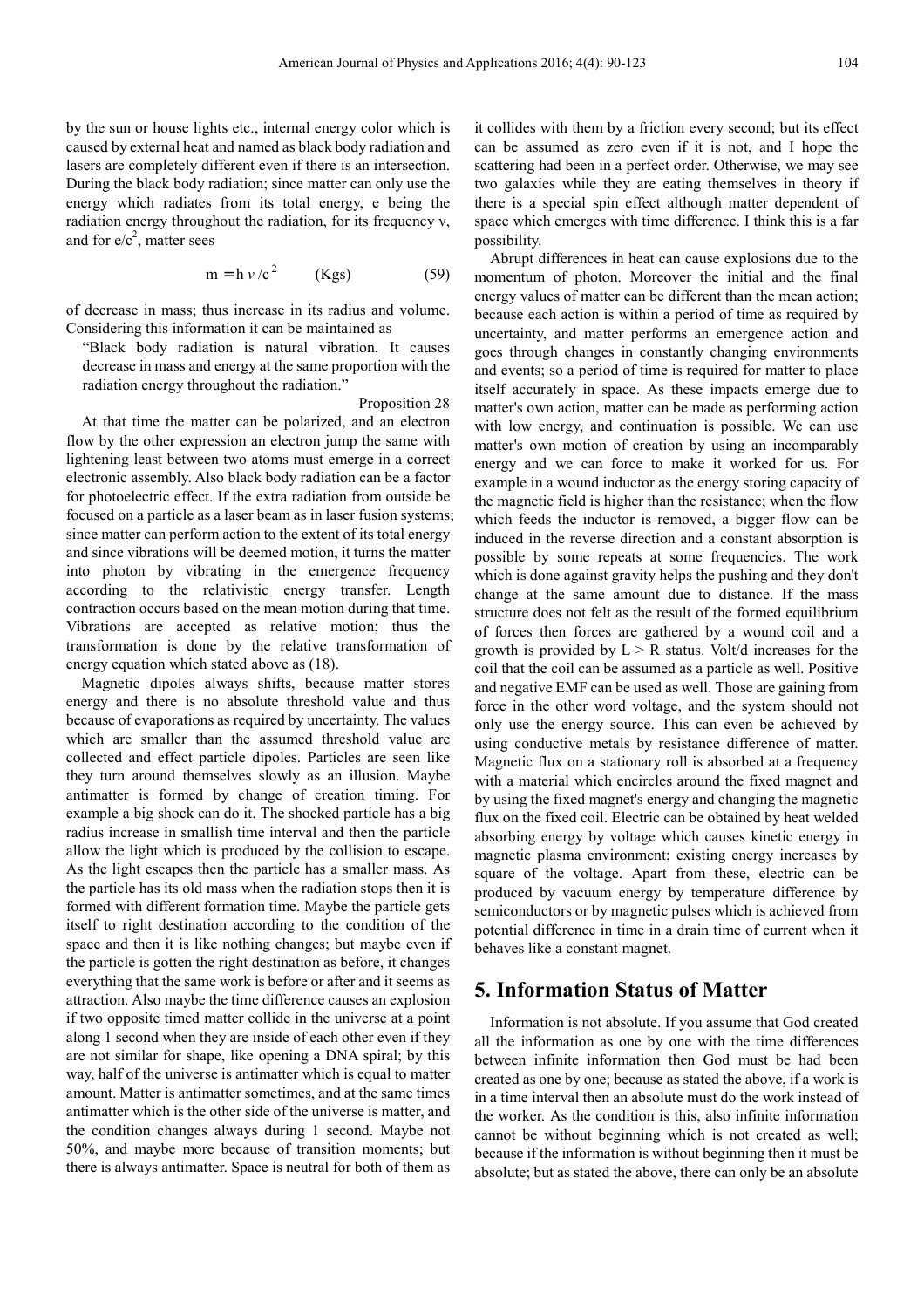by the sun or house lights etc., internal energy color which is caused by external heat and named as black body radiation and lasers are completely different even if there is an intersection. During the black body radiation; since matter can only use the energy which radiates from its total energy, e being the radiation energy throughout the radiation, for its frequency ν, and for $e/c^2$, matter sees

$$m = h\nu / c^2 \qquad \text{(Kgs)} \tag{59}$$

of decrease in mass; thus increase in its radius and volume. Considering this information it can be maintained as

"Black body radiation is natural vibration. It causes decrease in mass and energy at the same proportion with the radiation energy throughout the radiation."

Proposition 28

At that time the matter can be polarized, and an electron flow by the other expression an electron jump the same with lightening least between two atoms must emerge in a correct electronic assembly. Also black body radiation can be a factor for photoelectric effect. If the extra radiation from outside be focused on a particle as a laser beam as in laser fusion systems; since matter can perform action to the extent of its total energy and since vibrations will be deemed motion, it turns the matter into photon by vibrating in the emergence frequency according to the relativistic energy transfer. Length contraction occurs based on the mean motion during that time. Vibrations are accepted as relative motion; thus the transformation is done by the relative transformation of energy equation which stated above as (18).

Magnetic dipoles always shifts, because matter stores energy and there is no absolute threshold value and thus because of evaporations as required by uncertainty. The values which are smaller than the assumed threshold value are collected and effect particle dipoles. Particles are seen like they turn around themselves slowly as an illusion. Maybe antimatter is formed by change of creation timing. For example a big shock can do it. The shocked particle has a big radius increase in smallish time interval and then the particle allow the light which is produced by the collision to escape. As the light escapes then the particle has a smaller mass. As the particle has its old mass when the radiation stops then it is formed with different formation time. Maybe the particle gets itself to right destination according to the condition of the space and then it is like nothing changes; but maybe even if the particle is gotten the right destination as before, it changes everything that the same work is before or after and it seems as attraction. Also maybe the time difference causes an explosion if two opposite timed matter collide in the universe at a point along 1 second when they are inside of each other even if they are not similar for shape, like opening a DNA spiral; by this way, half of the universe is antimatter which is equal to matter amount. Matter is antimatter sometimes, and at the same times antimatter which is the other side of the universe is matter, and the condition changes always during 1 second. Maybe not 50%, and maybe more because of transition moments; but there is always antimatter. Space is neutral for both of them as it collides with them by a friction every second; but its effect can be assumed as zero even if it is not, and I hope the scattering had been in a perfect order. Otherwise, we may see two galaxies while they are eating themselves in theory if there is a special spin effect although matter dependent of space which emerges with time difference. I think this is a far possibility.

Abrupt differences in heat can cause explosions due to the momentum of photon. Moreover the initial and the final energy values of matter can be different than the mean action; because each action is within a period of time as required by uncertainty, and matter performs an emergence action and goes through changes in constantly changing environments and events; so a period of time is required for matter to place itself accurately in space. As these impacts emerge due to matter's own action, matter can be made as performing action with low energy, and continuation is possible. We can use matter's own motion of creation by using an incomparably energy and we can force to make it worked for us. For example in a wound inductor as the energy storing capacity of the magnetic field is higher than the resistance; when the flow which feeds the inductor is removed, a bigger flow can be induced in the reverse direction and a constant absorption is possible by some repeats at some frequencies. The work which is done against gravity helps the pushing and they don't change at the same amount due to distance. If the mass structure does not felt as the result of the formed equilibrium of forces then forces are gathered by a wound coil and a growth is provided by $L > R$ status. Volt/d increases for the coil that the coil can be assumed as a particle as well. Positive and negative EMF can be used as well. Those are gaining from force in the other word voltage, and the system should not only use the energy source. This can even be achieved by using conductive metals by resistance difference of matter. Magnetic flux on a stationary roll is absorbed at a frequency with a material which encircles around the fixed magnet and by using the fixed magnet's energy and changing the magnetic flux on the fixed coil. Electric can be obtained by heat welded absorbing energy by voltage which causes kinetic energy in magnetic plasma environment; existing energy increases by square of the voltage. Apart from these, electric can be produced by vacuum energy by temperature difference by semiconductors or by magnetic pulses which is achieved from potential difference in time in a drain time of current when it behaves like a constant magnet.

## 5. Information Status of Matter

Information is not absolute. If you assume that God created all the information as one by one with the time differences between infinite information then God must be had been created as one by one; because as stated the above, if a work is in a time interval then an absolute must do the work instead of the worker. As the condition is this, also infinite information cannot be without beginning which is not created as well; because if the information is without beginning then it must be absolute; but as stated the above, there can only be an absolute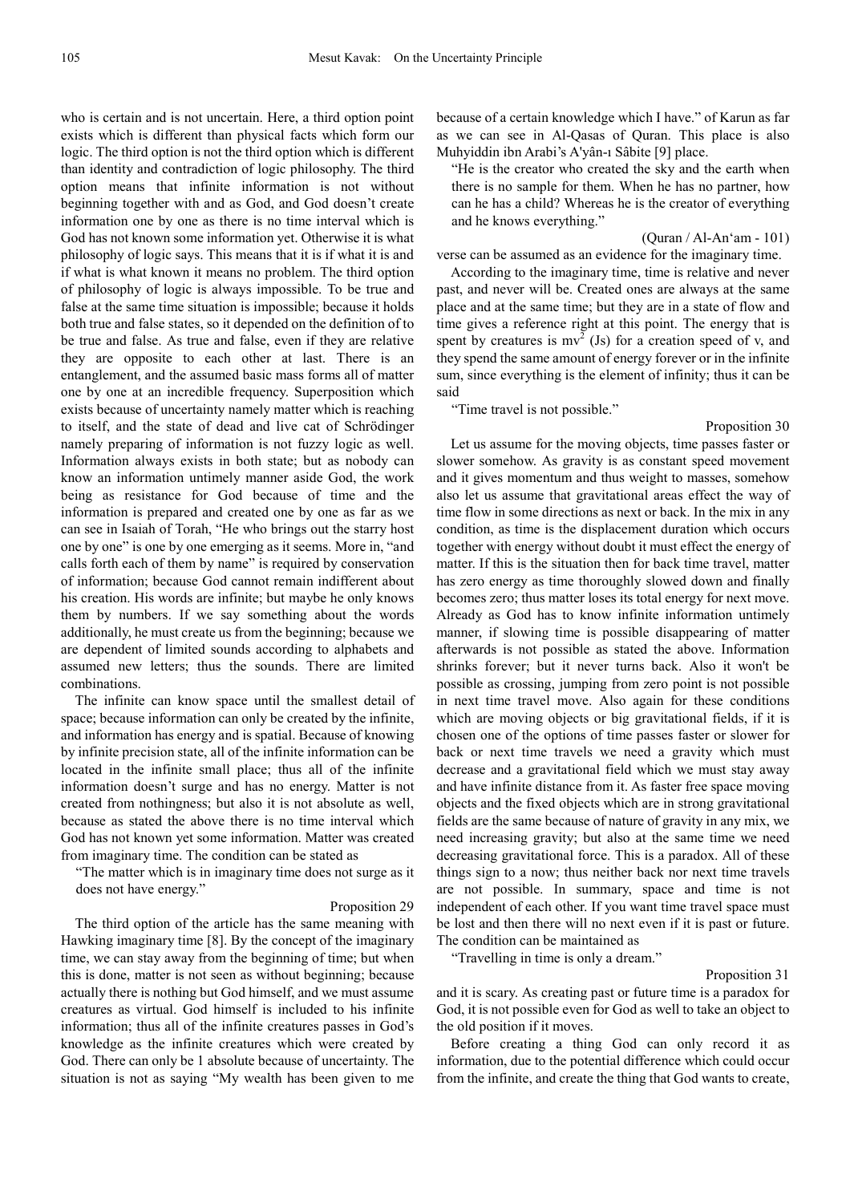who is certain and is not uncertain. Here, a third option point exists which is different than physical facts which form our logic. The third option is not the third option which is different than identity and contradiction of logic philosophy. The third option means that infinite information is not without beginning together with and as God, and God doesn't create information one by one as there is no time interval which is God has not known some information yet. Otherwise it is what philosophy of logic says. This means that it is if what it is and if what is what known it means no problem. The third option of philosophy of logic is always impossible. To be true and false at the same time situation is impossible; because it holds both true and false states, so it depended on the definition of to be true and false. As true and false, even if they are relative they are opposite to each other at last. There is an entanglement, and the assumed basic mass forms all of matter one by one at an incredible frequency. Superposition which exists because of uncertainty namely matter which is reaching to itself, and the state of dead and live cat of Schrödinger namely preparing of information is not fuzzy logic as well. Information always exists in both state; but as nobody can know an information untimely manner aside God, the work being as resistance for God because of time and the information is prepared and created one by one as far as we can see in Isaiah of Torah, "He who brings out the starry host one by one" is one by one emerging as it seems. More in, "and calls forth each of them by name" is required by conservation of information; because God cannot remain indifferent about his creation. His words are infinite; but maybe he only knows them by numbers. If we say something about the words additionally, he must create us from the beginning; because we are dependent of limited sounds according to alphabets and assumed new letters; thus the sounds. There are limited combinations.

The infinite can know space until the smallest detail of space; because information can only be created by the infinite, and information has energy and is spatial. Because of knowing by infinite precision state, all of the infinite information can be located in the infinite small place; thus all of the infinite information doesn't surge and has no energy. Matter is not created from nothingness; but also it is not absolute as well, because as stated the above there is no time interval which God has not known yet some information. Matter was created from imaginary time. The condition can be stated as

"The matter which is in imaginary time does not surge as it does not have energy."

Proposition 29

The third option of the article has the same meaning with Hawking imaginary time [8]. By the concept of the imaginary time, we can stay away from the beginning of time; but when this is done, matter is not seen as without beginning; because actually there is nothing but God himself, and we must assume creatures as virtual. God himself is included to his infinite information; thus all of the infinite creatures passes in God's knowledge as the infinite creatures which were created by God. There can only be 1 absolute because of uncertainty. The situation is not as saying "My wealth has been given to me because of a certain knowledge which I have." of Karun as far as we can see in Al-Qasas of Quran. This place is also Muhyiddin ibn Arabi's A'yân-ı Sâbite [9] place.

"He is the creator who created the sky and the earth when there is no sample for them. When he has no partner, how can he has a child? Whereas he is the creator of everything and he knows everything."

(Quran / Al-An'am - 101)

verse can be assumed as an evidence for the imaginary time.

According to the imaginary time, time is relative and never past, and never will be. Created ones are always at the same place and at the same time; but they are in a state of flow and time gives a reference right at this point. The energy that is spent by creatures is $mv^2$ (Js) for a creation speed of v, and they spend the same amount of energy forever or in the infinite sum, since everything is the element of infinity; thus it can be said

"Time travel is not possible."

Proposition 30

Let us assume for the moving objects, time passes faster or slower somehow. As gravity is as constant speed movement and it gives momentum and thus weight to masses, somehow also let us assume that gravitational areas effect the way of time flow in some directions as next or back. In the mix in any condition, as time is the displacement duration which occurs together with energy without doubt it must effect the energy of matter. If this is the situation then for back time travel, matter has zero energy as time thoroughly slowed down and finally becomes zero; thus matter loses its total energy for next move. Already as God has to know infinite information untimely manner, if slowing time is possible disappearing of matter afterwards is not possible as stated the above. Information shrinks forever; but it never turns back. Also it won't be possible as crossing, jumping from zero point is not possible in next time travel move. Also again for these conditions which are moving objects or big gravitational fields, if it is chosen one of the options of time passes faster or slower for back or next time travels we need a gravity which must decrease and a gravitational field which we must stay away and have infinite distance from it. As faster free space moving objects and the fixed objects which are in strong gravitational fields are the same because of nature of gravity in any mix, we need increasing gravity; but also at the same time we need decreasing gravitational force. This is a paradox. All of these things sign to a now; thus neither back nor next time travels are not possible. In summary, space and time is not independent of each other. If you want time travel space must be lost and then there will no next even if it is past or future. The condition can be maintained as

"Travelling in time is only a dream."

Proposition 31

and it is scary. As creating past or future time is a paradox for God, it is not possible even for God as well to take an object to the old position if it moves.

Before creating a thing God can only record it as information, due to the potential difference which could occur from the infinite, and create the thing that God wants to create,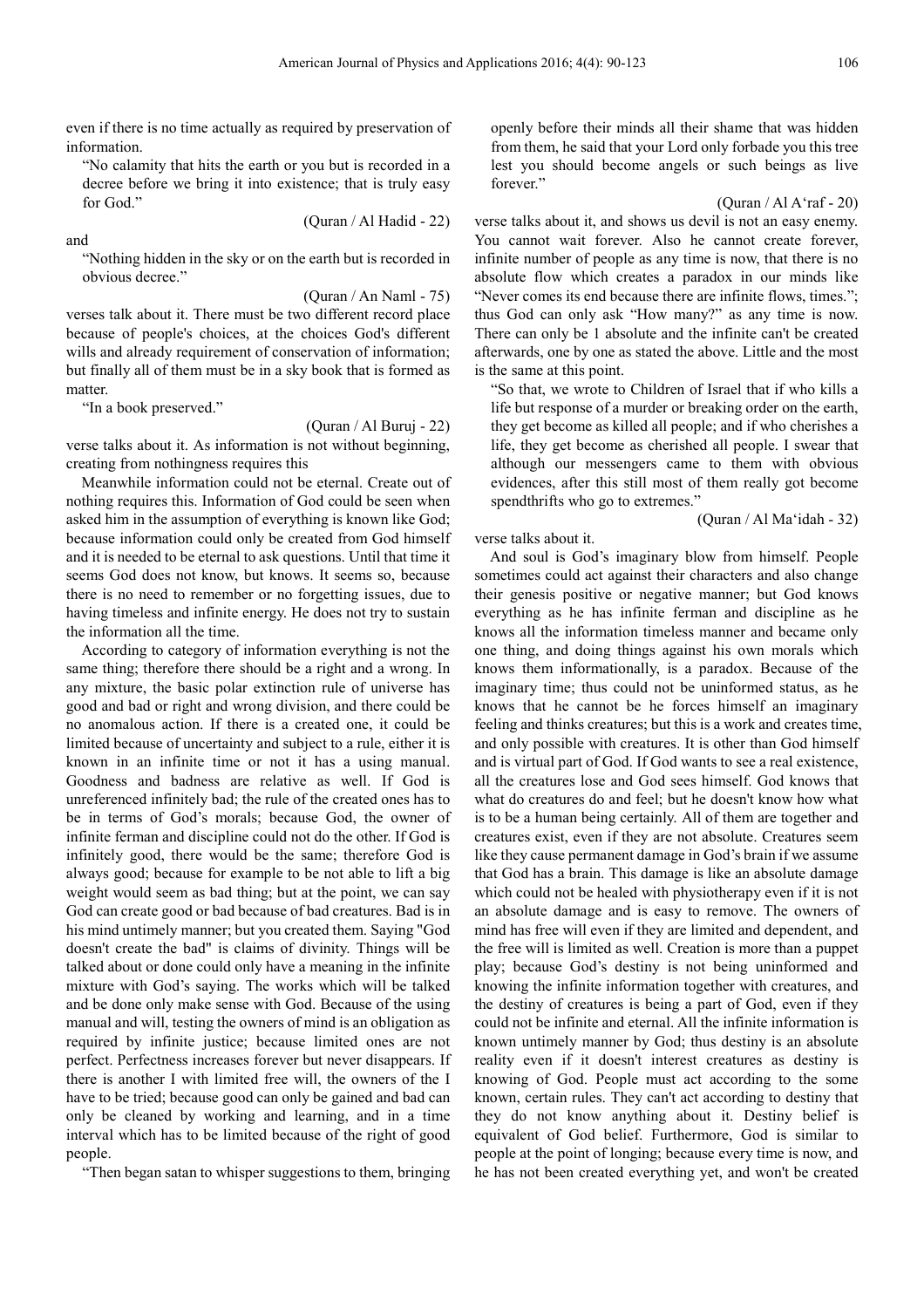even if there is no time actually as required by preservation of information.

> "No calamity that hits the earth or you but is recorded in a decree before we bring it into existence; that is truly easy for God."
>
> (Quran / Al Hadid - 22)

and

> "Nothing hidden in the sky or on the earth but is recorded in obvious decree."
>
> (Quran / An Naml - 75)

verses talk about it. There must be two different record place because of people's choices, at the choices God's different wills and already requirement of conservation of information; but finally all of them must be in a sky book that is formed as matter.

> "In a book preserved."
>
> (Quran / Al Buruj - 22)

verse talks about it. As information is not without beginning, creating from nothingness requires this

Meanwhile information could not be eternal. Create out of nothing requires this. Information of God could be seen when asked him in the assumption of everything is known like God; because information could only be created from God himself and it is needed to be eternal to ask questions. Until that time it seems God does not know, but knows. It seems so, because there is no need to remember or no forgetting issues, due to having timeless and infinite energy. He does not try to sustain the information all the time.

According to category of information everything is not the same thing; therefore there should be a right and a wrong. In any mixture, the basic polar extinction rule of universe has good and bad or right and wrong division, and there could be no anomalous action. If there is a created one, it could be limited because of uncertainty and subject to a rule, either it is known in an infinite time or not it has a using manual. Goodness and badness are relative as well. If God is unreferenced infinitely bad; the rule of the created ones has to be in terms of God's morals; because God, the owner of infinite ferman and discipline could not do the other. If God is infinitely good, there would be the same; therefore God is always good; because for example to be not able to lift a big weight would seem as bad thing; but at the point, we can say God can create good or bad because of bad creatures. Bad is in his mind untimely manner; but you created them. Saying "God doesn't create the bad" is claims of divinity. Things will be talked about or done could only have a meaning in the infinite mixture with God's saying. The works which will be talked and be done only make sense with God. Because of the using manual and will, testing the owners of mind is an obligation as required by infinite justice; because limited ones are not perfect. Perfectness increases forever but never disappears. If there is another I with limited free will, the owners of the I have to be tried; because good can only be gained and bad can only be cleaned by working and learning, and in a time interval which has to be limited because of the right of good people.

> "Then began satan to whisper suggestions to them, bringing openly before their minds all their shame that was hidden from them, he said that your Lord only forbade you this tree lest you should become angels or such beings as live forever."
>
> (Quran / Al A'raf - 20)

verse talks about it, and shows us devil is not an easy enemy. You cannot wait forever. Also he cannot create forever, infinite number of people as any time is now, that there is no absolute flow which creates a paradox in our minds like "Never comes its end because there are infinite flows, times."; thus God can only ask "How many?" as any time is now. There can only be 1 absolute and the infinite can't be created afterwards, one by one as stated the above. Little and the most is the same at this point.

> "So that, we wrote to Children of Israel that if who kills a life but response of a murder or breaking order on the earth, they get become as killed all people; and if who cherishes a life, they get become as cherished all people. I swear that although our messengers came to them with obvious evidences, after this still most of them really got become spendthrifts who go to extremes."
>
> (Quran / Al Ma'idah - 32)

verse talks about it.

And soul is God's imaginary blow from himself. People sometimes could act against their characters and also change their genesis positive or negative manner; but God knows everything as he has infinite ferman and discipline as he knows all the information timeless manner and became only one thing, and doing things against his own morals which knows them informationally, is a paradox. Because of the imaginary time; thus could not be uninformed status, as he knows that he cannot be he forces himself an imaginary feeling and thinks creatures; but this is a work and creates time, and only possible with creatures. It is other than God himself and is virtual part of God. If God wants to see a real existence, all the creatures lose and God sees himself. God knows that what do creatures do and feel; but he doesn't know how what is to be a human being certainly. All of them are together and creatures exist, even if they are not absolute. Creatures seem like they cause permanent damage in God's brain if we assume that God has a brain. This damage is like an absolute damage which could not be healed with physiotherapy even if it is not an absolute damage and is easy to remove. The owners of mind has free will even if they are limited and dependent, and the free will is limited as well. Creation is more than a puppet play; because God's destiny is not being uninformed and knowing the infinite information together with creatures, and the destiny of creatures is being a part of God, even if they could not be infinite and eternal. All the infinite information is known untimely manner by God; thus destiny is an absolute reality even if it doesn't interest creatures as destiny is knowing of God. People must act according to the some known, certain rules. They can't act according to destiny that they do not know anything about it. Destiny belief is equivalent of God belief. Furthermore, God is similar to people at the point of longing; because every time is now, and he has not been created everything yet, and won't be created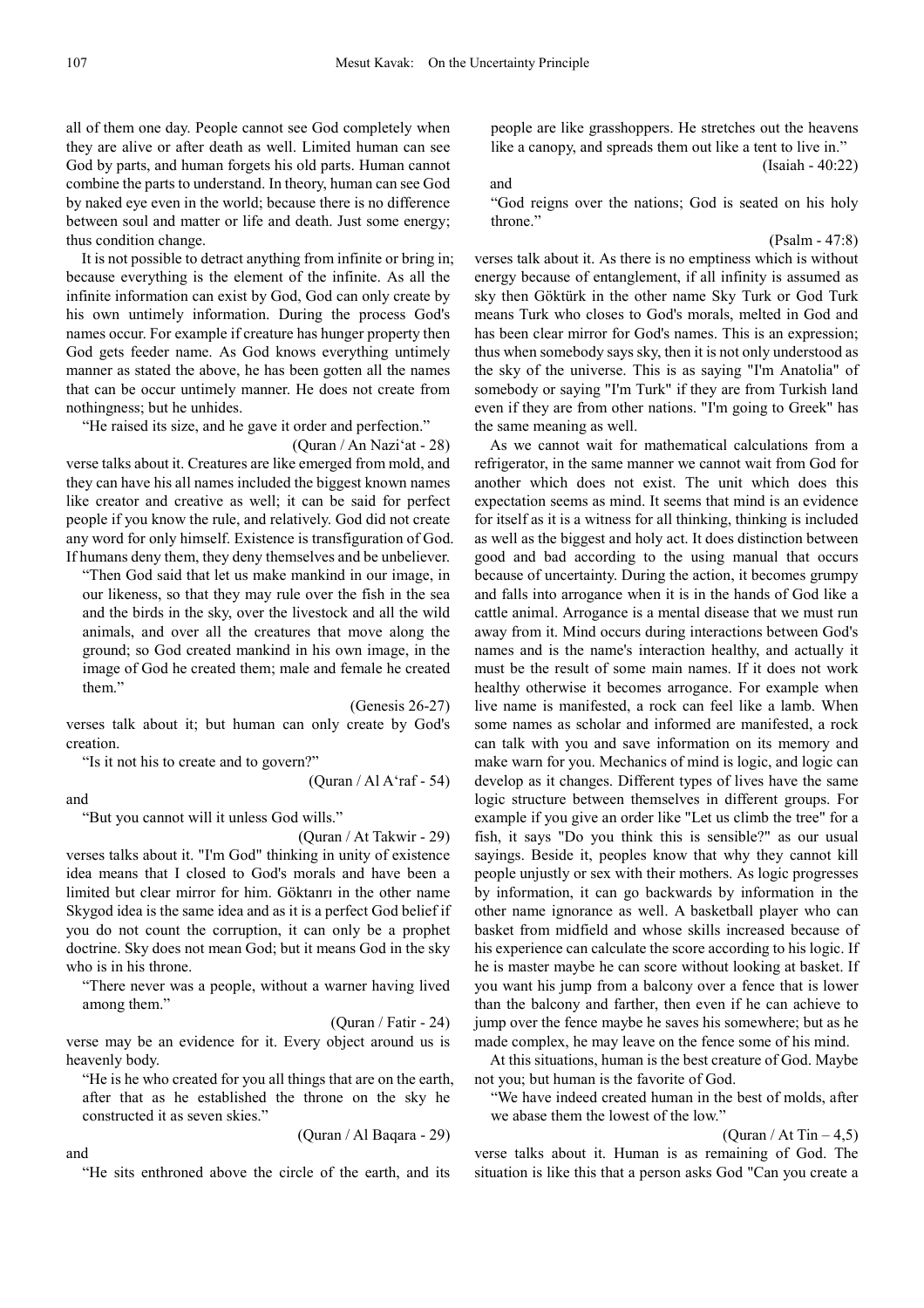all of them one day. People cannot see God completely when they are alive or after death as well. Limited human can see God by parts, and human forgets his old parts. Human cannot combine the parts to understand. In theory, human can see God by naked eye even in the world; because there is no difference between soul and matter or life and death. Just some energy; thus condition change.

It is not possible to detract anything from infinite or bring in; because everything is the element of the infinite. As all the infinite information can exist by God, God can only create by his own untimely information. During the process God's names occur. For example if creature has hunger property then God gets feeder name. As God knows everything untimely manner as stated the above, he has been gotten all the names that can be occur untimely manner. He does not create from nothingness; but he unhides.

> "He raised its size, and he gave it order and perfection."
>
> (Quran / An Nazi'at - 28)

verse talks about it. Creatures are like emerged from mold, and they can have his all names included the biggest known names like creator and creative as well; it can be said for perfect people if you know the rule, and relatively. God did not create any word for only himself. Existence is transfiguration of God. If humans deny them, they deny themselves and be unbeliever.

> "Then God said that let us make mankind in our image, in our likeness, so that they may rule over the fish in the sea and the birds in the sky, over the livestock and all the wild animals, and over all the creatures that move along the ground; so God created mankind in his own image, in the image of God he created them; male and female he created them."
>
> (Genesis 26-27)

verses talk about it; but human can only create by God's creation.

> "Is it not his to create and to govern?"
>
> (Quran / Al A'raf - 54)

and

> "But you cannot will it unless God wills."
>
> (Quran / At Takwir - 29)

verses talks about it. "I'm God" thinking in unity of existence idea means that I closed to God's morals and have been a limited but clear mirror for him. Göktanrı in the other name Skygod idea is the same idea and as it is a perfect God belief if you do not count the corruption, it can only be a prophet doctrine. Sky does not mean God; but it means God in the sky who is in his throne.

> "There never was a people, without a warner having lived among them."
>
> (Quran / Fatir - 24)

verse may be an evidence for it. Every object around us is heavenly body.

> "He is he who created for you all things that are on the earth, after that as he established the throne on the sky he constructed it as seven skies."
>
> (Quran / Al Baqara - 29)

and

> "He sits enthroned above the circle of the earth, and its people are like grasshoppers. He stretches out the heavens like a canopy, and spreads them out like a tent to live in."
>
> (Isaiah - 40:22)

and

> "God reigns over the nations; God is seated on his holy throne."
>
> (Psalm - 47:8)

verses talk about it. As there is no emptiness which is without energy because of entanglement, if all infinity is assumed as sky then Göktürk in the other name Sky Turk or God Turk means Turk who closes to God's morals, melted in God and has been clear mirror for God's names. This is an expression; thus when somebody says sky, then it is not only understood as the sky of the universe. This is as saying "I'm Anatolia" of somebody or saying "I'm Turk" if they are from Turkish land even if they are from other nations. "I'm going to Greek" has the same meaning as well.

As we cannot wait for mathematical calculations from a refrigerator, in the same manner we cannot wait from God for another which does not exist. The unit which does this expectation seems as mind. It seems that mind is an evidence for itself as it is a witness for all thinking, thinking is included as well as the biggest and holy act. It does distinction between good and bad according to the using manual that occurs because of uncertainty. During the action, it becomes grumpy and falls into arrogance when it is in the hands of God like a cattle animal. Arrogance is a mental disease that we must run away from it. Mind occurs during interactions between God's names and is the name's interaction healthy, and actually it must be the result of some main names. If it does not work healthy otherwise it becomes arrogance. For example when live name is manifested, a rock can feel like a lamb. When some names as scholar and informed are manifested, a rock can talk with you and save information on its memory and make warn for you. Mechanics of mind is logic, and logic can develop as it changes. Different types of lives have the same logic structure between themselves in different groups. For example if you give an order like "Let us climb the tree" for a fish, it says "Do you think this is sensible?" as our usual sayings. Beside it, peoples know that why they cannot kill people unjustly or sex with their mothers. As logic progresses by information, it can go backwards by information in the other name ignorance as well. A basketball player who can basket from midfield and whose skills increased because of his experience can calculate the score according to his logic. If he is master maybe he can score without looking at basket. If you want his jump from a balcony over a fence that is lower than the balcony and farther, then even if he can achieve to jump over the fence maybe he saves his somewhere; but as he made complex, he may leave on the fence some of his mind.

At this situations, human is the best creature of God. Maybe not you; but human is the favorite of God.

> "We have indeed created human in the best of molds, after we abase them the lowest of the low."
>
> (Quran / At Tin – 4,5)

verse talks about it. Human is as remaining of God. The situation is like this that a person asks God "Can you create a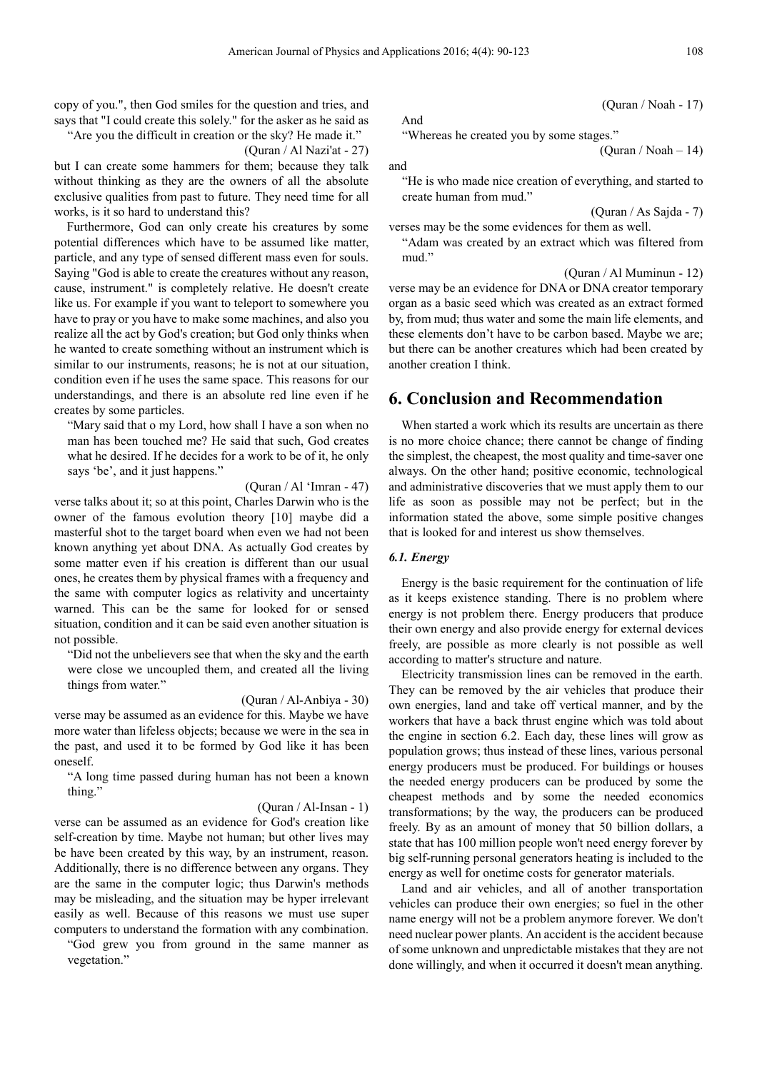copy of you.", then God smiles for the question and tries, and says that "I could create this solely." for the asker as he said as

> "Are you the difficult in creation or the sky? He made it."
>
> (Quran / Al Nazi'at - 27)

but I can create some hammers for them; because they talk without thinking as they are the owners of all the absolute exclusive qualities from past to future. They need time for all works, is it so hard to understand this?

Furthermore, God can only create his creatures by some potential differences which have to be assumed like matter, particle, and any type of sensed different mass even for souls. Saying "God is able to create the creatures without any reason, cause, instrument." is completely relative. He doesn't create like us. For example if you want to teleport to somewhere you have to pray or you have to make some machines, and also you realize all the act by God's creation; but God only thinks when he wanted to create something without an instrument which is similar to our instruments, reasons; he is not at our situation, condition even if he uses the same space. This reasons for our understandings, and there is an absolute red line even if he creates by some particles.

> "Mary said that o my Lord, how shall I have a son when no man has been touched me? He said that such, God creates what he desired. If he decides for a work to be of it, he only says 'be', and it just happens."
>
> (Quran / Al 'Imran - 47)

verse talks about it; so at this point, Charles Darwin who is the owner of the famous evolution theory [10] maybe did a masterful shot to the target board when even we had not been known anything yet about DNA. As actually God creates by some matter even if his creation is different than our usual ones, he creates them by physical frames with a frequency and the same with computer logics as relativity and uncertainty warned. This can be the same for looked for or sensed situation, condition and it can be said even another situation is not possible.

> "Did not the unbelievers see that when the sky and the earth were close we uncoupled them, and created all the living things from water."
>
> (Quran / Al-Anbiya - 30)

verse may be assumed as an evidence for this. Maybe we have more water than lifeless objects; because we were in the sea in the past, and used it to be formed by God like it has been oneself.

> "A long time passed during human has not been a known thing."
>
> (Quran / Al-Insan - 1)

verse can be assumed as an evidence for God's creation like self-creation by time. Maybe not human; but other lives may be have been created by this way, by an instrument, reason. Additionally, there is no difference between any organs. They are the same in the computer logic; thus Darwin's methods may be misleading, and the situation may be hyper irrelevant easily as well. Because of this reasons we must use super computers to understand the formation with any combination.

> "God grew you from ground in the same manner as vegetation."
>
> (Quran / Noah - 17)

And

> "Whereas he created you by some stages."
>
> (Quran / Noah – 14)

and

> "He is who made nice creation of everything, and started to create human from mud."
>
> (Quran / As Sajda - 7)

verses may be the some evidences for them as well.

> "Adam was created by an extract which was filtered from mud."
>
> (Quran / Al Muminun - 12)

verse may be an evidence for DNA or DNA creator temporary organ as a basic seed which was created as an extract formed by, from mud; thus water and some the main life elements, and these elements don't have to be carbon based. Maybe we are; but there can be another creatures which had been created by another creation I think.

## 6. Conclusion and Recommendation

When started a work which its results are uncertain as there is no more choice chance; there cannot be change of finding the simplest, the cheapest, the most quality and time-saver one always. On the other hand; positive economic, technological and administrative discoveries that we must apply them to our life as soon as possible may not be perfect; but in the information stated the above, some simple positive changes that is looked for and interest us show themselves.

### *6.1. Energy*

Energy is the basic requirement for the continuation of life as it keeps existence standing. There is no problem where energy is not problem there. Energy producers that produce their own energy and also provide energy for external devices freely, are possible as more clearly is not possible as well according to matter's structure and nature.

Electricity transmission lines can be removed in the earth. They can be removed by the air vehicles that produce their own energies, land and take off vertical manner, and by the workers that have a back thrust engine which was told about the engine in section 6.2. Each day, these lines will grow as population grows; thus instead of these lines, various personal energy producers must be produced. For buildings or houses the needed energy producers can be produced by some the cheapest methods and by some the needed economics transformations; by the way, the producers can be produced freely. By as an amount of money that 50 billion dollars, a state that has 100 million people won't need energy forever by big self-running personal generators heating is included to the energy as well for onetime costs for generator materials.

Land and air vehicles, and all of another transportation vehicles can produce their own energies; so fuel in the other name energy will not be a problem anymore forever. We don't need nuclear power plants. An accident is the accident because of some unknown and unpredictable mistakes that they are not done willingly, and when it occurred it doesn't mean anything.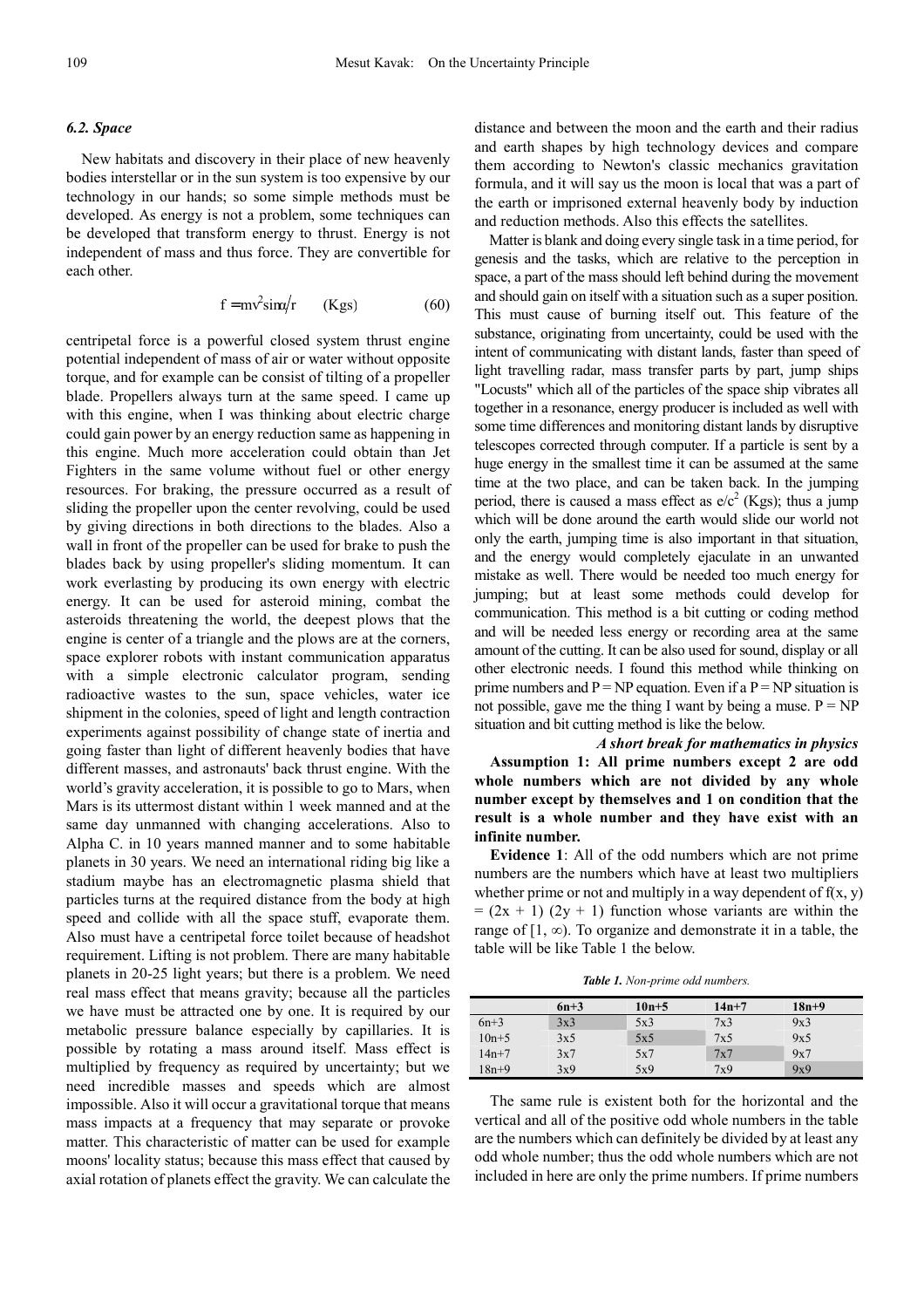### *6.2. Space*

New habitats and discovery in their place of new heavenly bodies interstellar or in the sun system is too expensive by our technology in our hands; so some simple methods must be developed. As energy is not a problem, some techniques can be developed that transform energy to thrust. Energy is not independent of mass and thus force. They are convertible for each other.

$$f = mv^2 \sin\alpha / r \qquad (\text{Kgs}) \qquad (60)$$

centripetal force is a powerful closed system thrust engine potential independent of mass of air or water without opposite torque, and for example can be consist of tilting of a propeller blade. Propellers always turn at the same speed. I came up with this engine, when I was thinking about electric charge could gain power by an energy reduction same as happening in this engine. Much more acceleration could obtain than Jet Fighters in the same volume without fuel or other energy resources. For braking, the pressure occurred as a result of sliding the propeller upon the center revolving, could be used by giving directions in both directions to the blades. Also a wall in front of the propeller can be used for brake to push the blades back by using propeller's sliding momentum. It can work everlasting by producing its own energy with electric energy. It can be used for asteroid mining, combat the asteroids threatening the world, the deepest plows that the engine is center of a triangle and the plows are at the corners, space explorer robots with instant communication apparatus with a simple electronic calculator program, sending radioactive wastes to the sun, space vehicles, water ice shipment in the colonies, speed of light and length contraction experiments against possibility of change state of inertia and going faster than light of different heavenly bodies that have different masses, and astronauts' back thrust engine. With the world's gravity acceleration, it is possible to go to Mars, when Mars is its uttermost distant within 1 week manned and at the same day unmanned with changing accelerations. Also to Alpha C. in 10 years manned manner and to some habitable planets in 30 years. We need an international riding big like a stadium maybe has an electromagnetic plasma shield that particles turns at the required distance from the body at high speed and collide with all the space stuff, evaporate them. Also must have a centripetal force toilet because of headshot requirement. Lifting is not problem. There are many habitable planets in 20-25 light years; but there is a problem. We need real mass effect that means gravity; because all the particles we have must be attracted one by one. It is required by our metabolic pressure balance especially by capillaries. It is possible by rotating a mass around itself. Mass effect is multiplied by frequency as required by uncertainty; but we need incredible masses and speeds which are almost impossible. Also it will occur a gravitational torque that means mass impacts at a frequency that may separate or provoke matter. This characteristic of matter can be used for example moons' locality status; because this mass effect that caused by axial rotation of planets effect the gravity. We can calculate the distance and between the moon and the earth and their radius and earth shapes by high technology devices and compare them according to Newton's classic mechanics gravitation formula, and it will say us the moon is local that was a part of the earth or imprisoned external heavenly body by induction and reduction methods. Also this effects the satellites.

Matter is blank and doing every single task in a time period, for genesis and the tasks, which are relative to the perception in space, a part of the mass should left behind during the movement and should gain on itself with a situation such as a super position. This must cause of burning itself out. This feature of the substance, originating from uncertainty, could be used with the intent of communicating with distant lands, faster than speed of light travelling radar, mass transfer parts by part, jump ships "Locusts" which all of the particles of the space ship vibrates all together in a resonance, energy producer is included as well with some time differences and monitoring distant lands by disruptive telescopes corrected through computer. If a particle is sent by a huge energy in the smallest time it can be assumed at the same time at the two place, and can be taken back. In the jumping period, there is caused a mass effect as $e/c^2$ (Kgs); thus a jump which will be done around the earth would slide our world not only the earth, jumping time is also important in that situation, and the energy would completely ejaculate in an unwanted mistake as well. There would be needed too much energy for jumping; but at least some methods could develop for communication. This method is a bit cutting or coding method and will be needed less energy or recording area at the same amount of the cutting. It can be also used for sound, display or all other electronic needs. I found this method while thinking on prime numbers and P = NP equation. Even if a P = NP situation is not possible, gave me the thing I want by being a muse. P = NP situation and bit cutting method is like the below.

***A short break for mathematics in physics***

**Assumption 1: All prime numbers except 2 are odd whole numbers which are not divided by any whole number except by themselves and 1 on condition that the result is a whole number and they have exist with an infinite number.**

**Evidence 1**: All of the odd numbers which are not prime numbers are the numbers which have at least two multipliers whether prime or not and multiply in a way dependent of $f(x, y) = (2x + 1)(2y + 1)$ function whose variants are within the range of $[1, \infty)$. To organize and demonstrate it in a table, the table will be like Table 1 the below.

*Table 1. Non-prime odd numbers.*

| | 6n+3 | 10n+5 | 14n+7 | 18n+9 |
|---|---|---|---|---|
| 6n+3 | 3x3 | 5x3 | 7x3 | 9x3 |
| 10n+5 | 3x5 | 5x5 | 7x5 | 9x5 |
| 14n+7 | 3x7 | 5x7 | 7x7 | 9x7 |
| 18n+9 | 3x9 | 5x9 | 7x9 | 9x9 |

The same rule is existent both for the horizontal and the vertical and all of the positive odd whole numbers in the table are the numbers which can definitely be divided by at least any odd whole number; thus the odd whole numbers which are not included in here are only the prime numbers. If prime numbers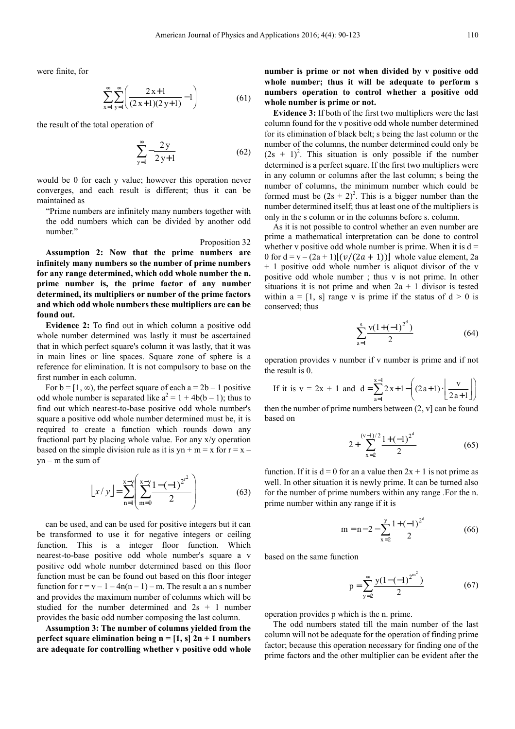were finite, for

$$\sum_{x=1}^{\infty}\sum_{y=1}^{\infty}\left(\frac{2x+1}{(2x+1)(2y+1)}-1\right) \tag{61}$$

the result of the total operation of

$$\sum_{y=1}^{\infty}-\frac{2y}{2y+1} \tag{62}$$

would be 0 for each y value; however this operation never converges, and each result is different; thus it can be maintained as

"Prime numbers are infinitely many numbers together with the odd numbers which can be divided by another odd number."

Proposition 32

**Assumption 2: Now that the prime numbers are infinitely many numbers so the number of prime numbers for any range determined, which odd whole number the n. prime number is, the prime factor of any number determined, its multipliers or number of the prime factors and which odd whole numbers these multipliers are can be found out.**

**Evidence 2:** To find out in which column a positive odd whole number determined was lastly it must be ascertained that in which perfect square's column it was lastly, that it was in main lines or line spaces. Square zone of sphere is a reference for elimination. It is not compulsory to base on the first number in each column.

For $b = [1, \infty)$, the perfect square of each $a = 2b - 1$ positive odd whole number is separated like $a^2 = 1 + 4b(b - 1)$; thus to find out which nearest-to-base positive odd whole number's square a positive odd whole number determined must be, it is required to create a function which rounds down any fractional part by placing whole value. For any x/y operation based on the simple division rule as it is $yn + m = x$ for $r = x - yn - m$ the sum of

$$\lfloor x/y \rfloor = \sum_{n=1}^{x-y}\left(\sum_{m=0}^{x-y}\frac{1-(-1)^{2^{r^2}}}{2}\right) \tag{63}$$

can be used, and can be used for positive integers but it can be transformed to use it for negative integers or ceiling function. This is a integer floor function. Which nearest-to-base positive odd whole number's square a v positive odd whole number determined based on this floor function must be can be found out based on this floor integer function for $r = v - 1 - 4n(n - 1) - m$. The result a an s number and provides the maximum number of columns which will be studied for the number determined and $2s + 1$ number provides the basic odd number composing the last column.

**Assumption 3: The number of columns yielded from the perfect square elimination being n = [1, s] 2n + 1 numbers are adequate for controlling whether v positive odd whole number is prime or not when divided by v positive odd whole number; thus it will be adequate to perform s numbers operation to control whether a positive odd whole number is prime or not.**

**Evidence 3:** If both of the first two multipliers were the last column found for the v positive odd whole number determined for its elimination of black belt; s being the last column or the number of the columns, the number determined could only be $(2s + 1)^2$. This situation is only possible if the number determined is a perfect square. If the first two multipliers were in any column or columns after the last column; s being the number of columns, the minimum number which could be formed must be $(2s + 2)^2$. This is a bigger number than the number determined itself; thus at least one of the multipliers is only in the s column or in the columns before s. column.

As it is not possible to control whether an even number are prime a mathematical interpretation can be done to control whether v positive odd whole number is prime. When it is $d = 0$ for $d = v - (2a + 1)\lfloor v/(2a+1) \rfloor$ whole value element, $2a + 1$ positive odd whole number is aliquot divisor of the v positive odd whole number ; thus v is not prime. In other situations it is prime and when $2a + 1$ divisor is tested within $a = [1, s]$ range v is prime if the status of $d > 0$ is conserved; thus

$$\sum_{a=1}^{s}\frac{v(1+(-1)^{2^d})}{2} \tag{64}$$

operation provides v number if v number is prime and if not the result is 0.

If it is $v = 2x + 1$ and $d = \sum_{a=1}^{x-1} 2x + 1 - \left((2a+1)\cdot\left\lfloor\frac{v}{2a+1}\right\rfloor\right)$

then the number of prime numbers between $(2, v]$ can be found based on

$$2 + \sum_{x=2}^{(v-1)/2}\frac{1+(-1)^{2^d}}{2} \tag{65}$$

function. If it is $d = 0$ for an a value then $2x + 1$ is not prime as well. In other situation it is newly prime. It can be turned also for the number of prime numbers within any range .For the n. prime number within any range if it is

$$m = n - 2 - \sum_{x=2}^{y}\frac{1+(-1)^{2^d}}{2} \tag{66}$$

based on the same function

$$p = \sum_{y=2}^{\infty}\frac{y(1-(-1)^{2^{m^2}})}{2} \tag{67}$$

operation provides p which is the n. prime.

The odd numbers stated till the main number of the last column will not be adequate for the operation of finding prime factor; because this operation necessary for finding one of the prime factors and the other multiplier can be evident after the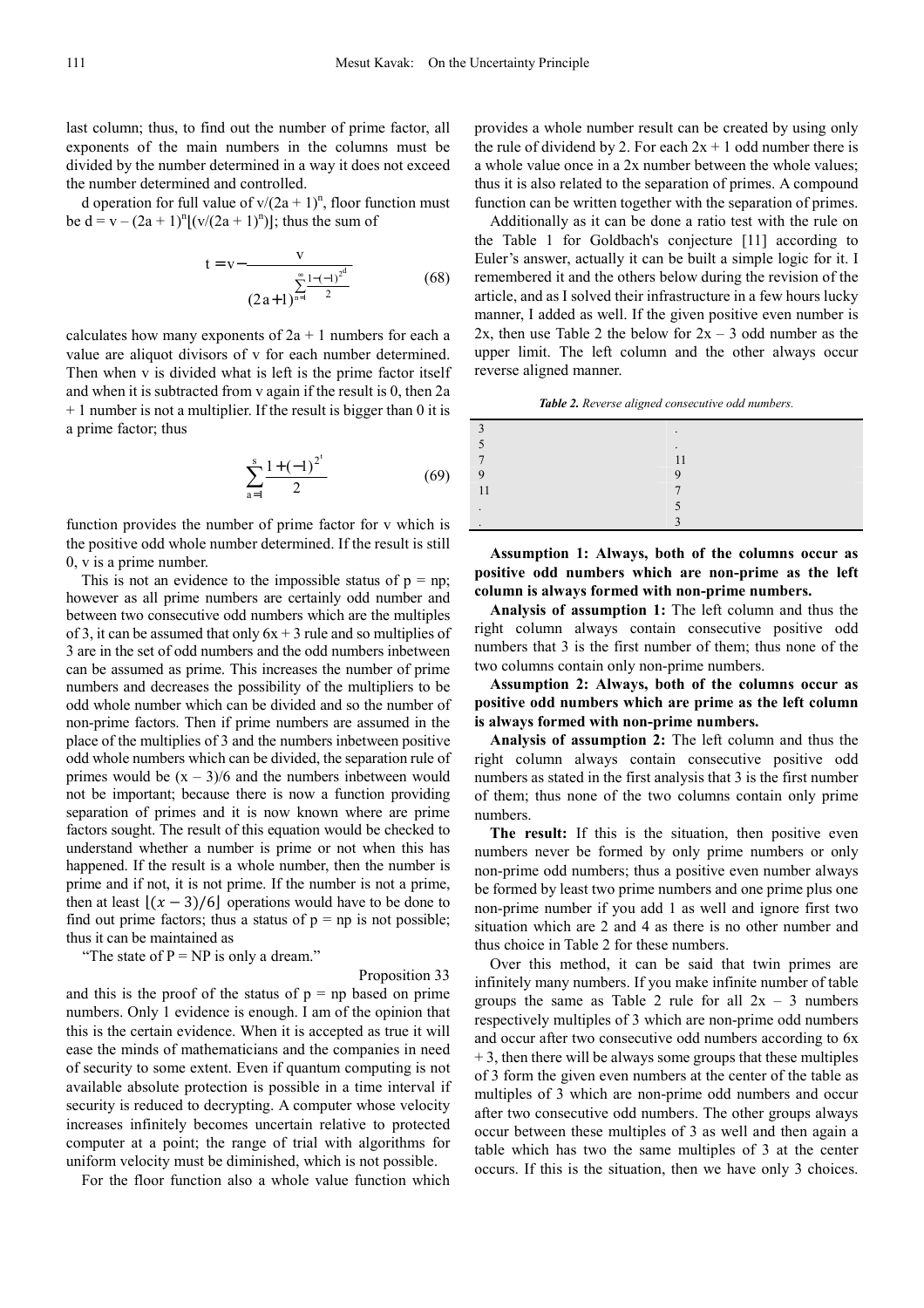last column; thus, to find out the number of prime factor, all exponents of the main numbers in the columns must be divided by the number determined in a way it does not exceed the number determined and controlled.

d operation for full value of $v/(2a + 1)^n$, floor function must be $d = v - (2a + 1)^n\lfloor(v/(2a + 1)^n)\rfloor$; thus the sum of

$$t = v - \frac{v}{(2a+1)^{\sum_{n=1}^{\infty}\frac{1-(-1)^{2^d}}{2}}} \tag{68}$$

calculates how many exponents of $2a + 1$ numbers for each a value are aliquot divisors of v for each number determined. Then when v is divided what is left is the prime factor itself and when it is subtracted from v again if the result is 0, then $2a + 1$ number is not a multiplier. If the result is bigger than 0 it is a prime factor; thus

$$\sum_{a=1}^{s}\frac{1+(-1)^{2^t}}{2} \tag{69}$$

function provides the number of prime factor for v which is the positive odd whole number determined. If the result is still 0, v is a prime number.

This is not an evidence to the impossible status of p = np; however as all prime numbers are certainly odd number and between two consecutive odd numbers which are the multiples of 3, it can be assumed that only $6x + 3$ rule and so multiples of 3 are in the set of odd numbers and the odd numbers inbetween can be assumed as prime. This increases the number of prime numbers and decreases the possibility of the multipliers to be odd whole number which can be divided and so the number of non-prime factors. Then if prime numbers are assumed in the place of the multiplies of 3 and the numbers inbetween positive odd whole numbers which can be divided, the separation rule of primes would be $(x - 3)/6$ and the numbers inbetween would not be important; because there is now a function providing separation of primes and it is now known where are prime factors sought. The result of this equation would be checked to understand whether a number is prime or not when this has happened. If the result is a whole number, then the number is prime and if not, it is not prime. If the number is not a prime, then at least $\lfloor(x - 3)/6\rfloor$ operations would have to be done to find out prime factors; thus a status of p = np is not possible; thus it can be maintained as

"The state of P = NP is only a dream."

Proposition 33

and this is the proof of the status of p = np based on prime numbers. Only 1 evidence is enough. I am of the opinion that this is the certain evidence. When it is accepted as true it will ease the minds of mathematicians and the companies in need of security to some extent. Even if quantum computing is not available absolute protection is possible in a time interval if security is reduced to decrypting. A computer whose velocity increases infinitely becomes uncertain relative to protected computer at a point; the range of trial with algorithms for uniform velocity must be diminished, which is not possible.

For the floor function also a whole value function which provides a whole number result can be created by using only the rule of dividend by 2. For each $2x + 1$ odd number there is a whole value once in a 2x number between the whole values; thus it is also related to the separation of primes. A compound function can be written together with the separation of primes.

Additionally as it can be done a ratio test with the rule on the Table 1 for Goldbach's conjecture [11] according to Euler's answer, actually it can be built a simple logic for it. I remembered it and the others below during the revision of the article, and as I solved their infrastructure in a few hours lucky manner, I added as well. If the given positive even number is 2x, then use Table 2 the below for $2x - 3$ odd number as the upper limit. The left column and the other always occur reverse aligned manner.

*Table 2. Reverse aligned consecutive odd numbers.*

| | |
|---|---|
| 3 | . |
| 5 | . |
| 7 | 11 |
| 9 | 9 |
| 11 | 7 |
| . | 5 |
| . | 3 |

**Assumption 1: Always, both of the columns occur as positive odd numbers which are non-prime as the left column is always formed with non-prime numbers.**

**Analysis of assumption 1:** The left column and thus the right column always contain consecutive positive odd numbers that 3 is the first number of them; thus none of the two columns contain only non-prime numbers.

**Assumption 2: Always, both of the columns occur as positive odd numbers which are prime as the left column is always formed with non-prime numbers.**

**Analysis of assumption 2:** The left column and thus the right column always contain consecutive positive odd numbers as stated in the first analysis that 3 is the first number of them; thus none of the two columns contain only prime numbers.

**The result:** If this is the situation, then positive even numbers never be formed by only prime numbers or only non-prime odd numbers; thus a positive even number always be formed by least two prime numbers and one prime plus one non-prime number if you add 1 as well and ignore first two situation which are 2 and 4 as there is no other number and thus choice in Table 2 for these numbers.

Over this method, it can be said that twin primes are infinitely many numbers. If you make infinite number of table groups the same as Table 2 rule for all $2x - 3$ numbers respectively multiples of 3 which are non-prime odd numbers and occur after two consecutive odd numbers according to $6x + 3$, then there will be always some groups that these multiples of 3 form the given even numbers at the center of the table as multiples of 3 which are non-prime odd numbers and occur after two consecutive odd numbers. The other groups always occur between these multiples of 3 as well and then again a table which has two the same multiples of 3 at the center occurs. If this is the situation, then we have only 3 choices.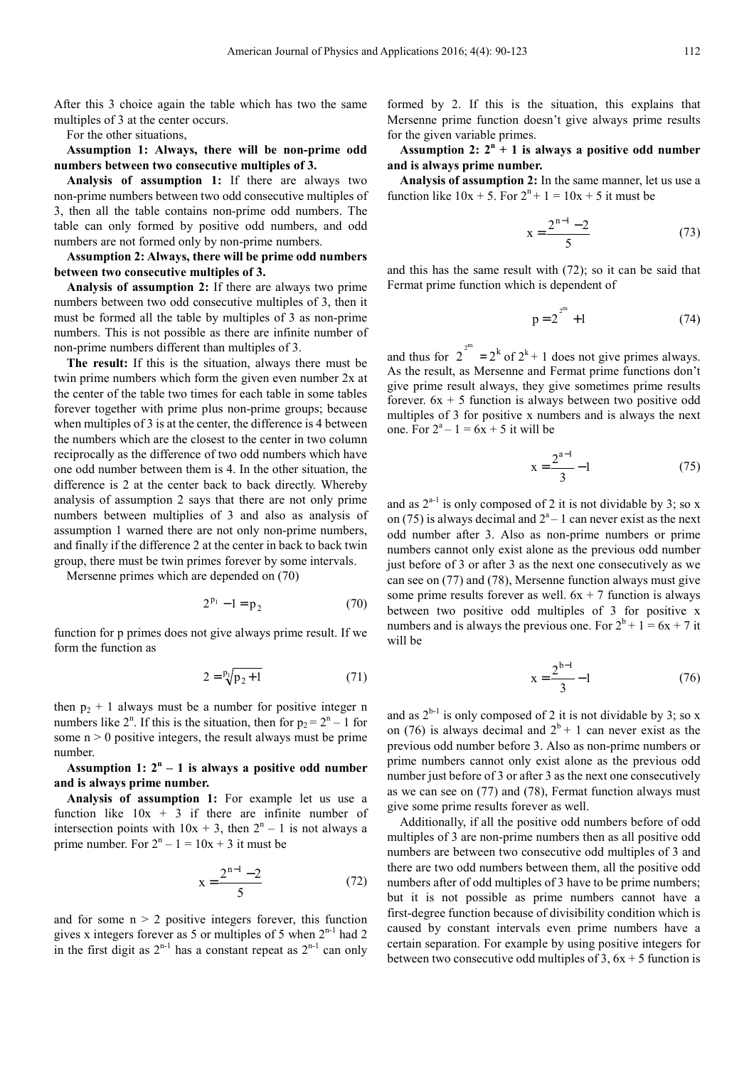After this 3 choice again the table which has two the same multiples of 3 at the center occurs.

For the other situations,

**Assumption 1: Always, there will be non-prime odd numbers between two consecutive multiples of 3.**

**Analysis of assumption 1:** If there are always two non-prime numbers between two odd consecutive multiples of 3, then all the table contains non-prime odd numbers. The table can only formed by positive odd numbers, and odd numbers are not formed only by non-prime numbers.

**Assumption 2: Always, there will be prime odd numbers between two consecutive multiples of 3.**

**Analysis of assumption 2:** If there are always two prime numbers between two odd consecutive multiples of 3, then it must be formed all the table by multiples of 3 as non-prime numbers. This is not possible as there are infinite number of non-prime numbers different than multiples of 3.

**The result:** If this is the situation, always there must be twin prime numbers which form the given even number 2x at the center of the table two times for each table in some tables forever together with prime plus non-prime groups; because when multiples of 3 is at the center, the difference is 4 between the numbers which are the closest to the center in two column reciprocally as the difference of two odd numbers which have one odd number between them is 4. In the other situation, the difference is 2 at the center back to back directly. Whereby analysis of assumption 2 says that there are not only prime numbers between multiplies of 3 and also as analysis of assumption 1 warned there are not only non-prime numbers, and finally if the difference 2 at the center in back to back twin group, there must be twin primes forever by some intervals.

Mersenne primes which are depended on (70)

$$2^{p_1} - 1 = p_2 \tag{70}$$

function for p primes does not give always prime result. If we form the function as

$$2 = \sqrt[p_1]{p_2 + 1} \tag{71}$$

then $p_2 + 1$ always must be a number for positive integer n numbers like $2^n$. If this is the situation, then for $p_2 = 2^n - 1$ for some $n > 0$ positive integers, the result always must be prime number.

**Assumption 1: $2^n - 1$ is always a positive odd number and is always prime number.**

**Analysis of assumption 1:** For example let us use a function like $10x + 3$ if there are infinite number of intersection points with $10x + 3$, then $2^n - 1$ is not always a prime number. For $2^n - 1 = 10x + 3$ it must be

$$x = \frac{2^{n-1} - 2}{5} \tag{72}$$

and for some $n > 2$ positive integers forever, this function gives x integers forever as 5 or multiples of 5 when $2^{n-1}$ had 2 in the first digit as $2^{n-1}$ has a constant repeat as $2^{n-1}$ can only formed by 2. If this is the situation, this explains that Mersenne prime function doesn't give always prime results for the given variable primes.

**Assumption 2: $2^n + 1$ is always a positive odd number and is always prime number.**

**Analysis of assumption 2:** In the same manner, let us use a function like $10x + 5$. For $2^n + 1 = 10x + 5$ it must be

$$x = \frac{2^{n-1} - 2}{5} \tag{73}$$

and this has the same result with (72); so it can be said that Fermat prime function which is dependent of

$$p = 2^{2^m} + 1 \tag{74}$$

and thus for $2^{2^m} = 2^k$ of $2^k + 1$ does not give primes always. As the result, as Mersenne and Fermat prime functions don't give prime result always, they give sometimes prime results forever. $6x + 5$ function is always between two positive odd multiples of 3 for positive x numbers and is always the next one. For $2^a - 1 = 6x + 5$ it will be

$$x = \frac{2^{a-1}}{3} - 1 \tag{75}$$

and as $2^{a-1}$ is only composed of 2 it is not dividable by 3; so x on (75) is always decimal and $2^a - 1$ can never exist as the next odd number after 3. Also as non-prime numbers or prime numbers cannot only exist alone as the previous odd number just before of 3 or after 3 as the next one consecutively as we can see on (77) and (78), Mersenne function always must give some prime results forever as well. $6x + 7$ function is always between two positive odd multiples of 3 for positive x numbers and is always the previous one. For $2^b + 1 = 6x + 7$ it will be

$$x = \frac{2^{b-1}}{3} - 1 \tag{76}$$

and as $2^{b-1}$ is only composed of 2 it is not dividable by 3; so x on (76) is always decimal and $2^b + 1$ can never exist as the previous odd number before 3. Also as non-prime numbers or prime numbers cannot only exist alone as the previous odd number just before of 3 or after 3 as the next one consecutively as we can see on (77) and (78), Fermat function always must give some prime results forever as well.

Additionally, if all the positive odd numbers before of odd multiples of 3 are non-prime numbers then as all positive odd numbers are between two consecutive odd multiples of 3 and there are two odd numbers between them, all the positive odd numbers after of odd multiples of 3 have to be prime numbers; but it is not possible as prime numbers cannot have a first-degree function because of divisibility condition which is caused by constant intervals even prime numbers have a certain separation. For example by using positive integers for between two consecutive odd multiples of 3, $6x + 5$ function is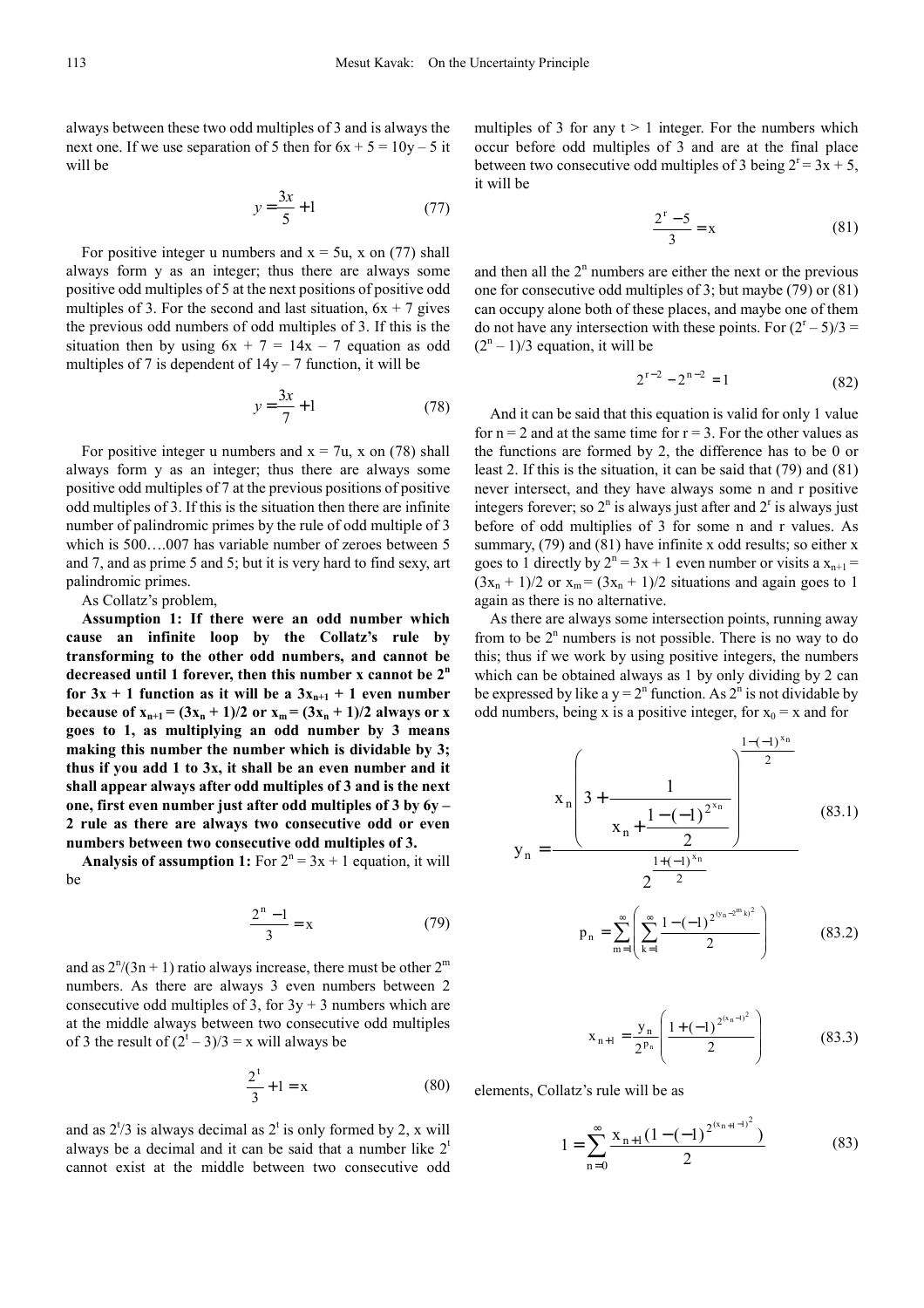always between these two odd multiples of 3 and is always the next one. If we use separation of 5 then for $6x + 5 = 10y – 5$ it will be

$$y = \frac{3x}{5} + 1 \tag{77}$$

For positive integer u numbers and $x = 5u$, x on (77) shall always form y as an integer; thus there are always some positive odd multiples of 5 at the next positions of positive odd multiples of 3. For the second and last situation, $6x + 7$ gives the previous odd numbers of odd multiples of 3. If this is the situation then by using $6x + 7 = 14x – 7$ equation as odd multiples of 7 is dependent of $14y – 7$ function, it will be

$$y = \frac{3x}{7} + 1 \tag{78}$$

For positive integer u numbers and $x = 7u$, x on (78) shall always form y as an integer; thus there are always some positive odd multiples of 7 at the previous positions of positive odd multiples of 3. If this is the situation then there are infinite number of palindromic primes by the rule of odd multiple of 3 which is 500….007 has variable number of zeroes between 5 and 7, and as prime 5 and 5; but it is very hard to find sexy, art palindromic primes.

As Collatz's problem,

**Assumption 1: If there were an odd number which cause an infinite loop by the Collatz's rule by transforming to the other odd numbers, and cannot be decreased until 1 forever, then this number x cannot be $2^n$ for $3x + 1$ function as it will be a $3x_{n+1} + 1$ even number because of $x_{n+1} = (3x_n + 1)/2$ or $x_m = (3x_n + 1)/2$ always or x goes to 1, as multiplying an odd number by 3 means making this number the number which is dividable by 3; thus if you add 1 to 3x, it shall be an even number and it shall appear always after odd multiples of 3 and is the next one, first even number just after odd multiples of 3 by $6y – 2$ rule as there are always two consecutive odd or even numbers between two consecutive odd multiples of 3.**

**Analysis of assumption 1:** For $2^n = 3x + 1$ equation, it will be

$$\frac{2^n - 1}{3} = x \tag{79}$$

and as $2^n/(3n + 1)$ ratio always increase, there must be other $2^m$ numbers. As there are always 3 even numbers between 2 consecutive odd multiples of 3, for $3y + 3$ numbers which are at the middle always between two consecutive odd multiples of 3 the result of $(2^t – 3)/3 = x$ will always be

$$\frac{2^t}{3} + 1 = x \tag{80}$$

and as $2^t/3$ is always decimal as $2^t$ is only formed by 2, x will always be a decimal and it can be said that a number like $2^t$ cannot exist at the middle between two consecutive odd multiples of 3 for any $t > 1$ integer. For the numbers which occur before odd multiples of 3 and are at the final place between two consecutive odd multiples of 3 being $2^r = 3x + 5$, it will be

$$\frac{2^r - 5}{3} = x \tag{81}$$

and then all the $2^n$ numbers are either the next or the previous one for consecutive odd multiples of 3; but maybe (79) or (81) can occupy alone both of these places, and maybe one of them do not have any intersection with these points. For $(2^r – 5)/3 = (2^n – 1)/3$ equation, it will be

$$2^{r-2} - 2^{n-2} = 1 \tag{82}$$

And it can be said that this equation is valid for only 1 value for $n = 2$ and at the same time for $r = 3$. For the other values as the functions are formed by 2, the difference has to be 0 or least 2. If this is the situation, it can be said that (79) and (81) never intersect, and they have always some n and r positive integers forever; so $2^n$ is always just after and $2^r$ is always just before of odd multiplies of 3 for some n and r values. As summary, (79) and (81) have infinite x odd results; so either x goes to 1 directly by $2^n = 3x + 1$ even number or visits a $x_{n+1} = (3x_n + 1)/2$ or $x_m = (3x_n + 1)/2$ situations and again goes to 1 again as there is no alternative.

As there are always some intersection points, running away from to be $2^n$ numbers is not possible. There is no way to do this; thus if we work by using positive integers, the numbers which can be obtained always as 1 by only dividing by 2 can be expressed by like a $y = 2^n$ function. As $2^n$ is not dividable by odd numbers, being x is a positive integer, for $x_0 = x$ and for

$$y_n = \frac{x_n\left(3 + \dfrac{1}{x_n + \dfrac{1-(-1)^{2^{x_n}}}{2}}\right)^{\frac{1-(-1)^{x_n}}{2}}}{2^{\frac{1+(-1)^{x_n}}{2}}} \tag{83.1}$$

$$p_n = \sum_{m=1}^{\infty}\left(\sum_{k=1}^{\infty}\frac{1-(-1)^{2^{(y_n-2^m k)^2}}}{2}\right) \tag{83.2}$$

$$x_{n+1} = \frac{y_n}{2^{p_n}}\left(\frac{1+(-1)^{2^{(x_n-1)^2}}}{2}\right) \tag{83.3}$$

elements, Collatz's rule will be as

$$1 = \sum_{n=0}^{\infty}\frac{x_{n+1}(1-(-1)^{2^{(x_{n+1}-1)^2}})}{2} \tag{83}$$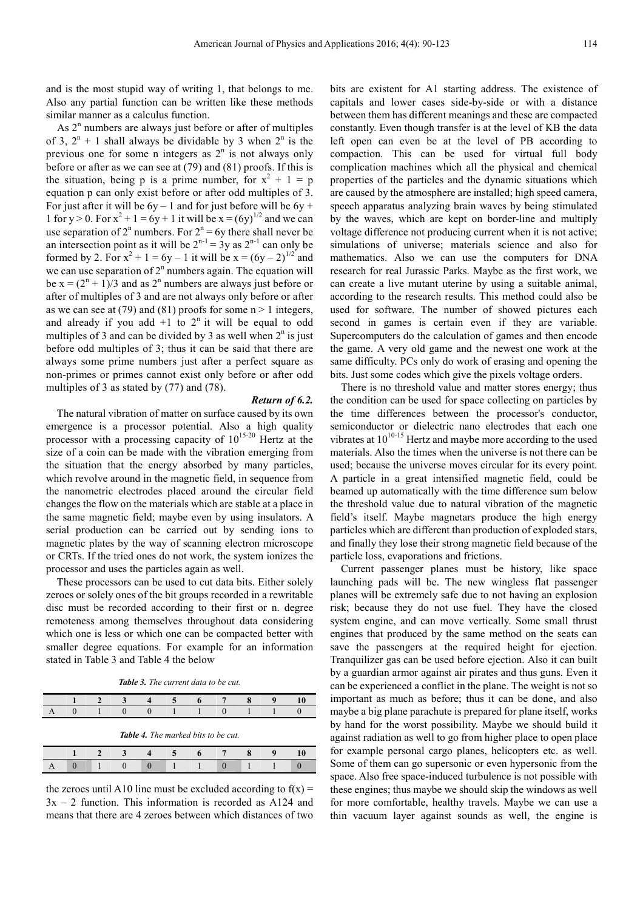and is the most stupid way of writing 1, that belongs to me. Also any partial function can be written like these methods similar manner as a calculus function.

As $2^n$ numbers are always just before or after of multiples of 3, $2^n + 1$ shall always be dividable by 3 when $2^n$ is the previous one for some n integers as $2^n$ is not always only before or after as we can see at (79) and (81) proofs. If this is the situation, being p is a prime number, for $x^2 + 1 = p$ equation p can only exist before or after odd multiples of 3. For just after it will be $6y - 1$ and for just before will be $6y + 1$ for $y > 0$. For $x^2 + 1 = 6y + 1$ it will be $x = (6y)^{1/2}$ and we can use separation of $2^n$ numbers. For $2^n = 6y$ there shall never be an intersection point as it will be $2^{n-1} = 3y$ as $2^{n-1}$ can only be formed by 2. For $x^2 + 1 = 6y - 1$ it will be $x = (6y - 2)^{1/2}$ and we can use separation of $2^n$ numbers again. The equation will be $x = (2^n + 1)/3$ and as $2^n$ numbers are always just before or after of multiples of 3 and are not always only before or after as we can see at (79) and (81) proofs for some $n > 1$ integers, and already if you add +1 to $2^n$ it will be equal to odd multiples of 3 and can be divided by 3 as well when $2^n$ is just before odd multiples of 3; thus it can be said that there are always some prime numbers just after a perfect square as non-primes or primes cannot exist only before or after odd multiples of 3 as stated by (77) and (78).

***Return of 6.2.***

The natural vibration of matter on surface caused by its own emergence is a processor potential. Also a high quality processor with a processing capacity of $10^{15\text{-}20}$ Hertz at the size of a coin can be made with the vibration emerging from the situation that the energy absorbed by many particles, which revolve around in the magnetic field, in sequence from the nanometric electrodes placed around the circular field changes the flow on the materials which are stable at a place in the same magnetic field; maybe even by using insulators. A serial production can be carried out by sending ions to magnetic plates by the way of scanning electron microscope or CRTs. If the tried ones do not work, the system ionizes the processor and uses the particles again as well.

These processors can be used to cut data bits. Either solely zeroes or solely ones of the bit groups recorded in a rewritable disc must be recorded according to their first or n. degree remoteness among themselves throughout data considering which one is less or which one can be compacted better with smaller degree equations. For example for an information stated in Table 3 and Table 4 the below

***Table 3.*** *The current data to be cut.*

| | 1 | 2 | 3 | 4 | 5 | 6 | 7 | 8 | 9 | 10 |
|---|---|---|---|---|---|---|---|---|---|---|
| A | 0 | 1 | 0 | 0 | 1 | 1 | 0 | 1 | 1 | 0 |

***Table 4.*** *The marked bits to be cut.*

| | 1 | 2 | 3 | 4 | 5 | 6 | 7 | 8 | 9 | 10 |
|---|---|---|---|---|---|---|---|---|---|---|
| A | 0 | 1 | 0 | 0 | 1 | 1 | 0 | 1 | 1 | 0 |

the zeroes until A10 line must be excluded according to $f(x) = 3x - 2$ function. This information is recorded as A124 and means that there are 4 zeroes between which distances of two bits are existent for A1 starting address. The existence of capitals and lower cases side-by-side or with a distance between them has different meanings and these are compacted constantly. Even though transfer is at the level of KB the data left open can even be at the level of PB according to compaction. This can be used for virtual full body complication machines which all the physical and chemical properties of the particles and the dynamic situations which are caused by the atmosphere are installed; high speed camera, speech apparatus analyzing brain waves by being stimulated by the waves, which are kept on border-line and multiply voltage difference not producing current when it is not active; simulations of universe; materials science and also for mathematics. Also we can use the computers for DNA research for real Jurassic Parks. Maybe as the first work, we can create a live mutant uterine by using a suitable animal, according to the research results. This method could also be used for software. The number of showed pictures each second in games is certain even if they are variable. Supercomputers do the calculation of games and then encode the game. A very old game and the newest one work at the same difficulty. PCs only do work of erasing and opening the bits. Just some codes which give the pixels voltage orders.

There is no threshold value and matter stores energy; thus the condition can be used for space collecting on particles by the time differences between the processor's conductor, semiconductor or dielectric nano electrodes that each one vibrates at $10^{10\text{-}15}$ Hertz and maybe more according to the used materials. Also the times when the universe is not there can be used; because the universe moves circular for its every point. A particle in a great intensified magnetic field, could be beamed up automatically with the time difference sum below the threshold value due to natural vibration of the magnetic field's itself. Maybe magnetars produce the high energy particles which are different than production of exploded stars, and finally they lose their strong magnetic field because of the particle loss, evaporations and frictions.

Current passenger planes must be history, like space launching pads will be. The new wingless flat passenger planes will be extremely safe due to not having an explosion risk; because they do not use fuel. They have the closed system engine, and can move vertically. Some small thrust engines that produced by the same method on the seats can save the passengers at the required height for ejection. Tranquilizer gas can be used before ejection. Also it can built by a guardian armor against air pirates and thus guns. Even it can be experienced a conflict in the plane. The weight is not so important as much as before; thus it can be done, and also maybe a big plane parachute is prepared for plane itself, works by hand for the worst possibility. Maybe we should build it against radiation as well to go from higher place to open place for example personal cargo planes, helicopters etc. as well. Some of them can go supersonic or even hypersonic from the space. Also free space-induced turbulence is not possible with these engines; thus maybe we should skip the windows as well for more comfortable, healthy travels. Maybe we can use a thin vacuum layer against sounds as well, the engine is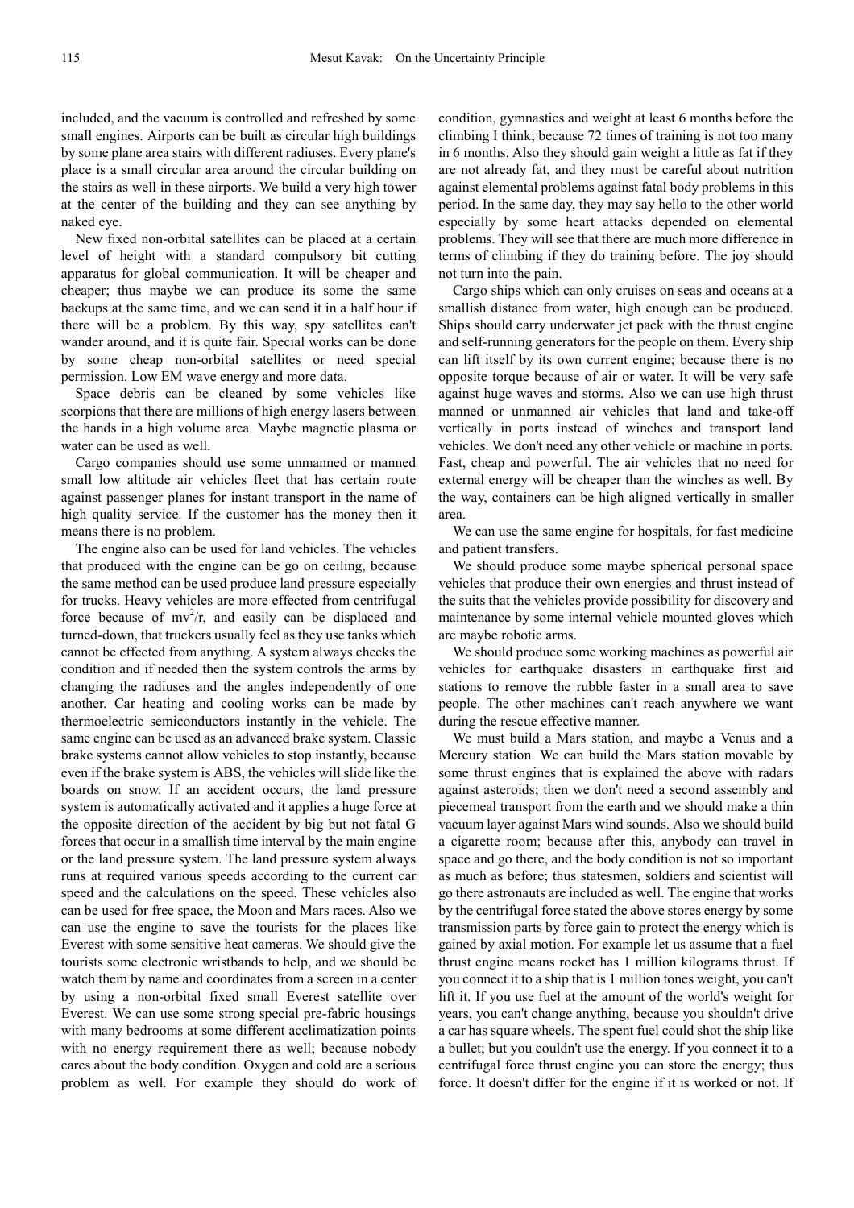included, and the vacuum is controlled and refreshed by some small engines. Airports can be built as circular high buildings by some plane area stairs with different radiuses. Every plane's place is a small circular area around the circular building on the stairs as well in these airports. We build a very high tower at the center of the building and they can see anything by naked eye.

New fixed non-orbital satellites can be placed at a certain level of height with a standard compulsory bit cutting apparatus for global communication. It will be cheaper and cheaper; thus maybe we can produce its some the same backups at the same time, and we can send it in a half hour if there will be a problem. By this way, spy satellites can't wander around, and it is quite fair. Special works can be done by some cheap non-orbital satellites or need special permission. Low EM wave energy and more data.

Space debris can be cleaned by some vehicles like scorpions that there are millions of high energy lasers between the hands in a high volume area. Maybe magnetic plasma or water can be used as well.

Cargo companies should use some unmanned or manned small low altitude air vehicles fleet that has certain route against passenger planes for instant transport in the name of high quality service. If the customer has the money then it means there is no problem.

The engine also can be used for land vehicles. The vehicles that produced with the engine can be go on ceiling, because the same method can be used produce land pressure especially for trucks. Heavy vehicles are more effected from centrifugal force because of $mv^2/r$, and easily can be displaced and turned-down, that truckers usually feel as they use tanks which cannot be effected from anything. A system always checks the condition and if needed then the system controls the arms by changing the radiuses and the angles independently of one another. Car heating and cooling works can be made by thermoelectric semiconductors instantly in the vehicle. The same engine can be used as an advanced brake system. Classic brake systems cannot allow vehicles to stop instantly, because even if the brake system is ABS, the vehicles will slide like the boards on snow. If an accident occurs, the land pressure system is automatically activated and it applies a huge force at the opposite direction of the accident by big but not fatal G forces that occur in a smallish time interval by the main engine or the land pressure system. The land pressure system always runs at required various speeds according to the current car speed and the calculations on the speed. These vehicles also can be used for free space, the Moon and Mars races. Also we can use the engine to save the tourists for the places like Everest with some sensitive heat cameras. We should give the tourists some electronic wristbands to help, and we should be watch them by name and coordinates from a screen in a center by using a non-orbital fixed small Everest satellite over Everest. We can use some strong special pre-fabric housings with many bedrooms at some different acclimatization points with no energy requirement there as well; because nobody cares about the body condition. Oxygen and cold are a serious problem as well. For example they should do work of condition, gymnastics and weight at least 6 months before the climbing I think; because 72 times of training is not too many in 6 months. Also they should gain weight a little as fat if they are not already fat, and they must be careful about nutrition against elemental problems against fatal body problems in this period. In the same day, they may say hello to the other world especially by some heart attacks depended on elemental problems. They will see that there are much more difference in terms of climbing if they do training before. The joy should not turn into the pain.

Cargo ships which can only cruises on seas and oceans at a smallish distance from water, high enough can be produced. Ships should carry underwater jet pack with the thrust engine and self-running generators for the people on them. Every ship can lift itself by its own current engine; because there is no opposite torque because of air or water. It will be very safe against huge waves and storms. Also we can use high thrust manned or unmanned air vehicles that land and take-off vertically in ports instead of winches and transport land vehicles. We don't need any other vehicle or machine in ports. Fast, cheap and powerful. The air vehicles that no need for external energy will be cheaper than the winches as well. By the way, containers can be high aligned vertically in smaller area.

We can use the same engine for hospitals, for fast medicine and patient transfers.

We should produce some maybe spherical personal space vehicles that produce their own energies and thrust instead of the suits that the vehicles provide possibility for discovery and maintenance by some internal vehicle mounted gloves which are maybe robotic arms.

We should produce some working machines as powerful air vehicles for earthquake disasters in earthquake first aid stations to remove the rubble faster in a small area to save people. The other machines can't reach anywhere we want during the rescue effective manner.

We must build a Mars station, and maybe a Venus and a Mercury station. We can build the Mars station movable by some thrust engines that is explained the above with radars against asteroids; then we don't need a second assembly and piecemeal transport from the earth and we should make a thin vacuum layer against Mars wind sounds. Also we should build a cigarette room; because after this, anybody can travel in space and go there, and the body condition is not so important as much as before; thus statesmen, soldiers and scientist will go there astronauts are included as well. The engine that works by the centrifugal force stated the above stores energy by some transmission parts by force gain to protect the energy which is gained by axial motion. For example let us assume that a fuel thrust engine means rocket has 1 million kilograms thrust. If you connect it to a ship that is 1 million tones weight, you can't lift it. If you use fuel at the amount of the world's weight for years, you can't change anything, because you shouldn't drive a car has square wheels. The spent fuel could shot the ship like a bullet; but you couldn't use the energy. If you connect it to a centrifugal force thrust engine you can store the energy; thus force. It doesn't differ for the engine if it is worked or not. If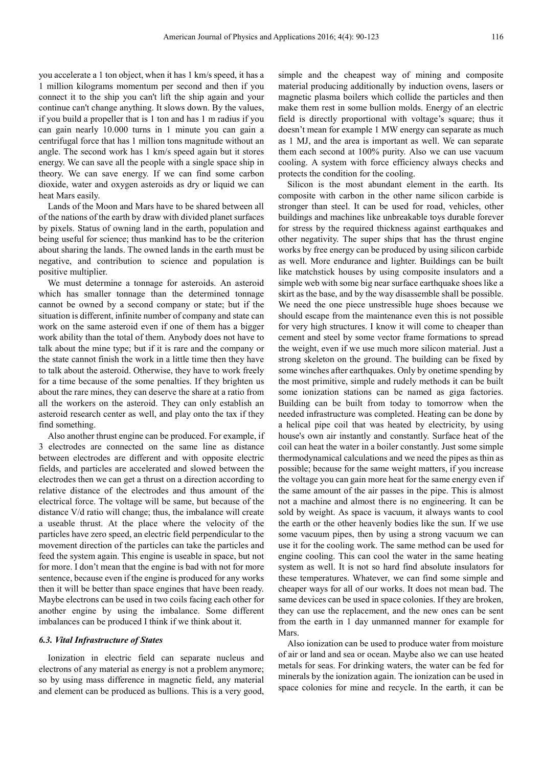you accelerate a 1 ton object, when it has 1 km/s speed, it has a 1 million kilograms momentum per second and then if you connect it to the ship you can't lift the ship again and your continue can't change anything. It slows down. By the values, if you build a propeller that is 1 ton and has 1 m radius if you can gain nearly 10.000 turns in 1 minute you can gain a centrifugal force that has 1 million tons magnitude without an angle. The second work has 1 km/s speed again but it stores energy. We can save all the people with a single space ship in theory. We can save energy. If we can find some carbon dioxide, water and oxygen asteroids as dry or liquid we can heat Mars easily.

Lands of the Moon and Mars have to be shared between all of the nations of the earth by draw with divided planet surfaces by pixels. Status of owning land in the earth, population and being useful for science; thus mankind has to be the criterion about sharing the lands. The owned lands in the earth must be negative, and contribution to science and population is positive multiplier.

We must determine a tonnage for asteroids. An asteroid which has smaller tonnage than the determined tonnage cannot be owned by a second company or state; but if the situation is different, infinite number of company and state can work on the same asteroid even if one of them has a bigger work ability than the total of them. Anybody does not have to talk about the mine type; but if it is rare and the company or the state cannot finish the work in a little time then they have to talk about the asteroid. Otherwise, they have to work freely for a time because of the some penalties. If they brighten us about the rare mines, they can deserve the share at a ratio from all the workers on the asteroid. They can only establish an asteroid research center as well, and play onto the tax if they find something.

Also another thrust engine can be produced. For example, if 3 electrodes are connected on the same line as distance between electrodes are different and with opposite electric fields, and particles are accelerated and slowed between the electrodes then we can get a thrust on a direction according to relative distance of the electrodes and thus amount of the electrical force. The voltage will be same, but because of the distance V/d ratio will change; thus, the imbalance will create a useable thrust. At the place where the velocity of the particles have zero speed, an electric field perpendicular to the movement direction of the particles can take the particles and feed the system again. This engine is useable in space, but not for more. I don't mean that the engine is bad with not for more sentence, because even if the engine is produced for any works then it will be better than space engines that have been ready. Maybe electrons can be used in two coils facing each other for another engine by using the imbalance. Some different imbalances can be produced I think if we think about it.

### *6.3. Vital Infrastructure of States*

Ionization in electric field can separate nucleus and electrons of any material as energy is not a problem anymore; so by using mass difference in magnetic field, any material and element can be produced as bullions. This is a very good, simple and the cheapest way of mining and composite material producing additionally by induction ovens, lasers or magnetic plasma boilers which collide the particles and then make them rest in some bullion molds. Energy of an electric field is directly proportional with voltage's square; thus it doesn't mean for example 1 MW energy can separate as much as 1 MJ, and the area is important as well. We can separate them each second at 100% purity. Also we can use vacuum cooling. A system with force efficiency always checks and protects the condition for the cooling.

Silicon is the most abundant element in the earth. Its composite with carbon in the other name silicon carbide is stronger than steel. It can be used for road, vehicles, other buildings and machines like unbreakable toys durable forever for stress by the required thickness against earthquakes and other negativity. The super ships that has the thrust engine works by free energy can be produced by using silicon carbide as well. More endurance and lighter. Buildings can be built like matchstick houses by using composite insulators and a simple web with some big near surface earthquake shoes like a skirt as the base, and by the way disassemble shall be possible. We need the one piece unstressible huge shoes because we should escape from the maintenance even this is not possible for very high structures. I know it will come to cheaper than cement and steel by some vector frame formations to spread the weight, even if we use much more silicon material. Just a strong skeleton on the ground. The building can be fixed by some winches after earthquakes. Only by onetime spending by the most primitive, simple and rudely methods it can be built some ionization stations can be named as giga factories. Building can be built from today to tomorrow when the needed infrastructure was completed. Heating can be done by a helical pipe coil that was heated by electricity, by using house's own air instantly and constantly. Surface heat of the coil can heat the water in a boiler constantly. Just some simple thermodynamical calculations and we need the pipes as thin as possible; because for the same weight matters, if you increase the voltage you can gain more heat for the same energy even if the same amount of the air passes in the pipe. This is almost not a machine and almost there is no engineering. It can be sold by weight. As space is vacuum, it always wants to cool the earth or the other heavenly bodies like the sun. If we use some vacuum pipes, then by using a strong vacuum we can use it for the cooling work. The same method can be used for engine cooling. This can cool the water in the same heating system as well. It is not so hard find absolute insulators for these temperatures. Whatever, we can find some simple and cheaper ways for all of our works. It does not mean bad. The same devices can be used in space colonies. If they are broken, they can use the replacement, and the new ones can be sent from the earth in 1 day unmanned manner for example for Mars.

Also ionization can be used to produce water from moisture of air or land and sea or ocean. Maybe also we can use heated metals for seas. For drinking waters, the water can be fed for minerals by the ionization again. The ionization can be used in space colonies for mine and recycle. In the earth, it can be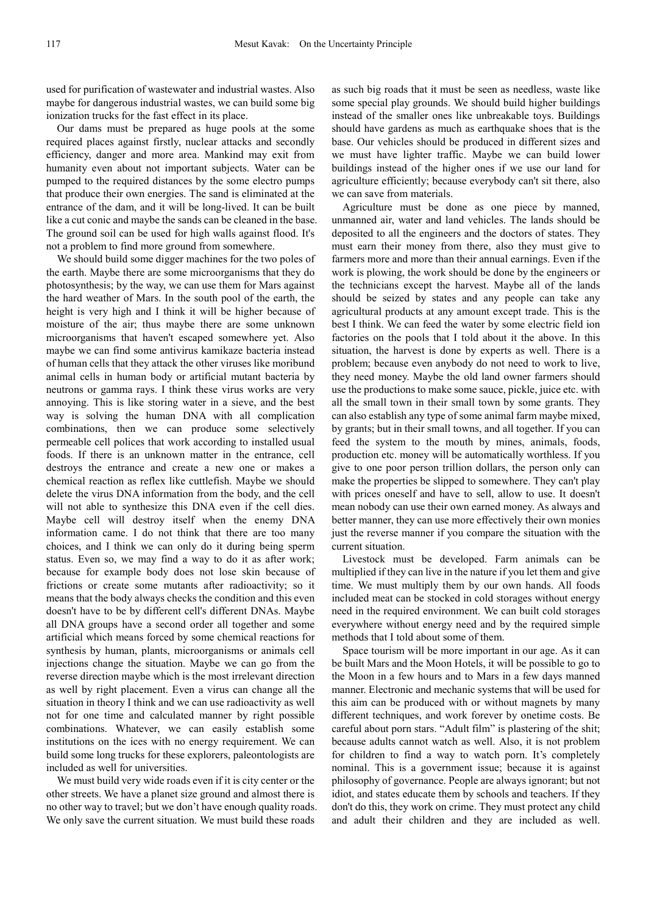used for purification of wastewater and industrial wastes. Also maybe for dangerous industrial wastes, we can build some big ionization trucks for the fast effect in its place.

Our dams must be prepared as huge pools at the some required places against firstly, nuclear attacks and secondly efficiency, danger and more area. Mankind may exit from humanity even about not important subjects. Water can be pumped to the required distances by the some electro pumps that produce their own energies. The sand is eliminated at the entrance of the dam, and it will be long-lived. It can be built like a cut conic and maybe the sands can be cleaned in the base. The ground soil can be used for high walls against flood. It's not a problem to find more ground from somewhere.

We should build some digger machines for the two poles of the earth. Maybe there are some microorganisms that they do photosynthesis; by the way, we can use them for Mars against the hard weather of Mars. In the south pool of the earth, the height is very high and I think it will be higher because of moisture of the air; thus maybe there are some unknown microorganisms that haven't escaped somewhere yet. Also maybe we can find some antivirus kamikaze bacteria instead of human cells that they attack the other viruses like moribund animal cells in human body or artificial mutant bacteria by neutrons or gamma rays. I think these virus works are very annoying. This is like storing water in a sieve, and the best way is solving the human DNA with all complication combinations, then we can produce some selectively permeable cell polices that work according to installed usual foods. If there is an unknown matter in the entrance, cell destroys the entrance and create a new one or makes a chemical reaction as reflex like cuttlefish. Maybe we should delete the virus DNA information from the body, and the cell will not able to synthesize this DNA even if the cell dies. Maybe cell will destroy itself when the enemy DNA information came. I do not think that there are too many choices, and I think we can only do it during being sperm status. Even so, we may find a way to do it as after work; because for example body does not lose skin because of frictions or create some mutants after radioactivity; so it means that the body always checks the condition and this even doesn't have to be by different cell's different DNAs. Maybe all DNA groups have a second order all together and some artificial which means forced by some chemical reactions for synthesis by human, plants, microorganisms or animals cell injections change the situation. Maybe we can go from the reverse direction maybe which is the most irrelevant direction as well by right placement. Even a virus can change all the situation in theory I think and we can use radioactivity as well not for one time and calculated manner by right possible combinations. Whatever, we can easily establish some institutions on the ices with no energy requirement. We can build some long trucks for these explorers, paleontologists are included as well for universities.

We must build very wide roads even if it is city center or the other streets. We have a planet size ground and almost there is no other way to travel; but we don't have enough quality roads. We only save the current situation. We must build these roads as such big roads that it must be seen as needless, waste like some special play grounds. We should build higher buildings instead of the smaller ones like unbreakable toys. Buildings should have gardens as much as earthquake shoes that is the base. Our vehicles should be produced in different sizes and we must have lighter traffic. Maybe we can build lower buildings instead of the higher ones if we use our land for agriculture efficiently; because everybody can't sit there, also we can save from materials.

Agriculture must be done as one piece by manned, unmanned air, water and land vehicles. The lands should be deposited to all the engineers and the doctors of states. They must earn their money from there, also they must give to farmers more and more than their annual earnings. Even if the work is plowing, the work should be done by the engineers or the technicians except the harvest. Maybe all of the lands should be seized by states and any people can take any agricultural products at any amount except trade. This is the best I think. We can feed the water by some electric field ion factories on the pools that I told about it the above. In this situation, the harvest is done by experts as well. There is a problem; because even anybody do not need to work to live, they need money. Maybe the old land owner farmers should use the productions to make some sauce, pickle, juice etc. with all the small town in their small town by some grants. They can also establish any type of some animal farm maybe mixed, by grants; but in their small towns, and all together. If you can feed the system to the mouth by mines, animals, foods, production etc. money will be automatically worthless. If you give to one poor person trillion dollars, the person only can make the properties be slipped to somewhere. They can't play with prices oneself and have to sell, allow to use. It doesn't mean nobody can use their own earned money. As always and better manner, they can use more effectively their own monies just the reverse manner if you compare the situation with the current situation.

Livestock must be developed. Farm animals can be multiplied if they can live in the nature if you let them and give time. We must multiply them by our own hands. All foods included meat can be stocked in cold storages without energy need in the required environment. We can built cold storages everywhere without energy need and by the required simple methods that I told about some of them.

Space tourism will be more important in our age. As it can be built Mars and the Moon Hotels, it will be possible to go to the Moon in a few hours and to Mars in a few days manned manner. Electronic and mechanic systems that will be used for this aim can be produced with or without magnets by many different techniques, and work forever by onetime costs. Be careful about porn stars. "Adult film" is plastering of the shit; because adults cannot watch as well. Also, it is not problem for children to find a way to watch porn. It's completely nominal. This is a government issue; because it is against philosophy of governance. People are always ignorant; but not idiot, and states educate them by schools and teachers. If they don't do this, they work on crime. They must protect any child and adult their children and they are included as well.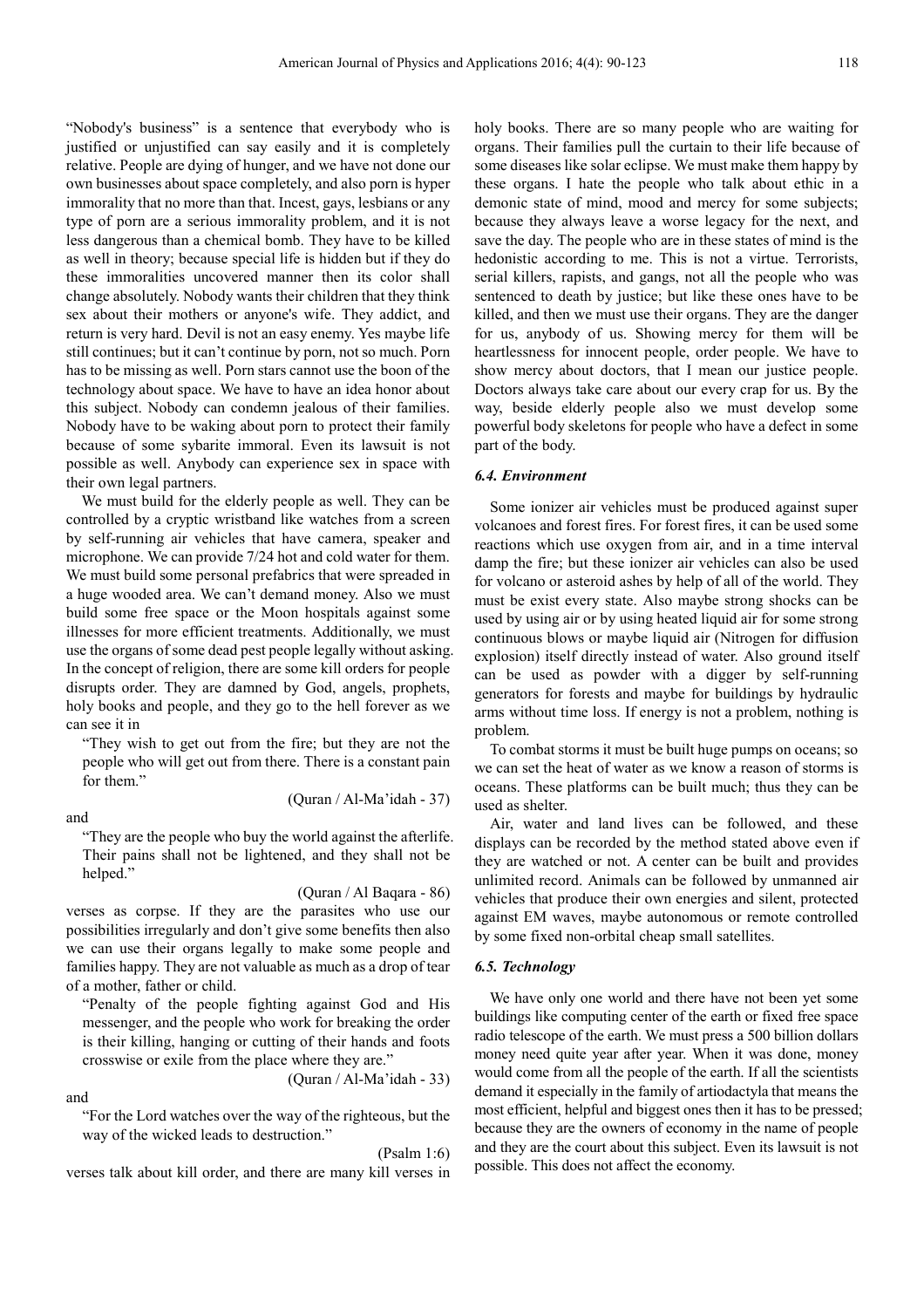"Nobody's business" is a sentence that everybody who is justified or unjustified can say easily and it is completely relative. People are dying of hunger, and we have not done our own businesses about space completely, and also porn is hyper immorality that no more than that. Incest, gays, lesbians or any type of porn are a serious immorality problem, and it is not less dangerous than a chemical bomb. They have to be killed as well in theory; because special life is hidden but if they do these immoralities uncovered manner then its color shall change absolutely. Nobody wants their children that they think sex about their mothers or anyone's wife. They addict, and return is very hard. Devil is not an easy enemy. Yes maybe life still continues; but it can't continue by porn, not so much. Porn has to be missing as well. Porn stars cannot use the boon of the technology about space. We have to have an idea honor about this subject. Nobody can condemn jealous of their families. Nobody have to be waking about porn to protect their family because of some sybarite immoral. Even its lawsuit is not possible as well. Anybody can experience sex in space with their own legal partners.

We must build for the elderly people as well. They can be controlled by a cryptic wristband like watches from a screen by self-running air vehicles that have camera, speaker and microphone. We can provide 7/24 hot and cold water for them. We must build some personal prefabrics that were spreaded in a huge wooded area. We can't demand money. Also we must build some free space or the Moon hospitals against some illnesses for more efficient treatments. Additionally, we must use the organs of some dead pest people legally without asking. In the concept of religion, there are some kill orders for people disrupts order. They are damned by God, angels, prophets, holy books and people, and they go to the hell forever as we can see it in

> "They wish to get out from the fire; but they are not the people who will get out from there. There is a constant pain for them."
>
> (Quran / Al-Ma'idah - 37)

and

> "They are the people who buy the world against the afterlife. Their pains shall not be lightened, and they shall not be helped."
>
> (Quran / Al Baqara - 86)

verses as corpse. If they are the parasites who use our possibilities irregularly and don't give some benefits then also we can use their organs legally to make some people and families happy. They are not valuable as much as a drop of tear of a mother, father or child.

> "Penalty of the people fighting against God and His messenger, and the people who work for breaking the order is their killing, hanging or cutting of their hands and foots crosswise or exile from the place where they are."
>
> (Quran / Al-Ma'idah - 33)

and

> "For the Lord watches over the way of the righteous, but the way of the wicked leads to destruction."
>
> (Psalm 1:6)

verses talk about kill order, and there are many kill verses in holy books. There are so many people who are waiting for organs. Their families pull the curtain to their life because of some diseases like solar eclipse. We must make them happy by these organs. I hate the people who talk about ethic in a demonic state of mind, mood and mercy for some subjects; because they always leave a worse legacy for the next, and save the day. The people who are in these states of mind is the hedonistic according to me. This is not a virtue. Terrorists, serial killers, rapists, and gangs, not all the people who was sentenced to death by justice; but like these ones have to be killed, and then we must use their organs. They are the danger for us, anybody of us. Showing mercy for them will be heartlessness for innocent people, order people. We have to show mercy about doctors, that I mean our justice people. Doctors always take care about our every crap for us. By the way, beside elderly people also we must develop some powerful body skeletons for people who have a defect in some part of the body.

### *6.4. Environment*

Some ionizer air vehicles must be produced against super volcanoes and forest fires. For forest fires, it can be used some reactions which use oxygen from air, and in a time interval damp the fire; but these ionizer air vehicles can also be used for volcano or asteroid ashes by help of all of the world. They must be exist every state. Also maybe strong shocks can be used by using air or by using heated liquid air for some strong continuous blows or maybe liquid air (Nitrogen for diffusion explosion) itself directly instead of water. Also ground itself can be used as powder with a digger by self-running generators for forests and maybe for buildings by hydraulic arms without time loss. If energy is not a problem, nothing is problem.

To combat storms it must be built huge pumps on oceans; so we can set the heat of water as we know a reason of storms is oceans. These platforms can be built much; thus they can be used as shelter.

Air, water and land lives can be followed, and these displays can be recorded by the method stated above even if they are watched or not. A center can be built and provides unlimited record. Animals can be followed by unmanned air vehicles that produce their own energies and silent, protected against EM waves, maybe autonomous or remote controlled by some fixed non-orbital cheap small satellites.

### *6.5. Technology*

We have only one world and there have not been yet some buildings like computing center of the earth or fixed free space radio telescope of the earth. We must press a 500 billion dollars money need quite year after year. When it was done, money would come from all the people of the earth. If all the scientists demand it especially in the family of artiodactyla that means the most efficient, helpful and biggest ones then it has to be pressed; because they are the owners of economy in the name of people and they are the court about this subject. Even its lawsuit is not possible. This does not affect the economy.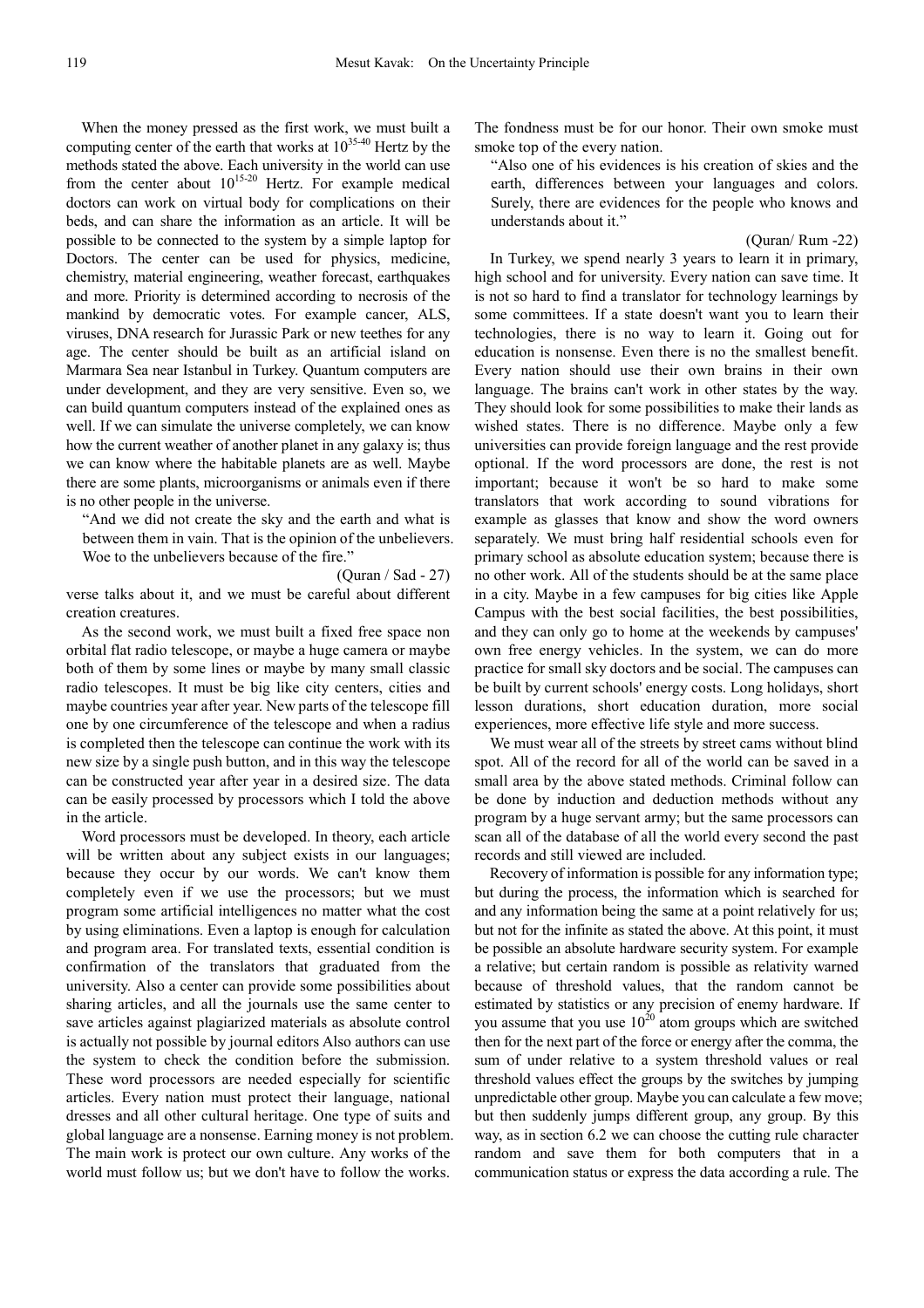When the money pressed as the first work, we must built a computing center of the earth that works at $10^{35\text{-}40}$ Hertz by the methods stated the above. Each university in the world can use from the center about $10^{15\text{-}20}$ Hertz. For example medical doctors can work on virtual body for complications on their beds, and can share the information as an article. It will be possible to be connected to the system by a simple laptop for Doctors. The center can be used for physics, medicine, chemistry, material engineering, weather forecast, earthquakes and more. Priority is determined according to necrosis of the mankind by democratic votes. For example cancer, ALS, viruses, DNA research for Jurassic Park or new teethes for any age. The center should be built as an artificial island on Marmara Sea near Istanbul in Turkey. Quantum computers are under development, and they are very sensitive. Even so, we can build quantum computers instead of the explained ones as well. If we can simulate the universe completely, we can know how the current weather of another planet in any galaxy is; thus we can know where the habitable planets are as well. Maybe there are some plants, microorganisms or animals even if there is no other people in the universe.

> "And we did not create the sky and the earth and what is between them in vain. That is the opinion of the unbelievers. Woe to the unbelievers because of the fire."
>
> (Quran / Sad - 27)

verse talks about it, and we must be careful about different creation creatures.

As the second work, we must built a fixed free space non orbital flat radio telescope, or maybe a huge camera or maybe both of them by some lines or maybe by many small classic radio telescopes. It must be big like city centers, cities and maybe countries year after year. New parts of the telescope fill one by one circumference of the telescope and when a radius is completed then the telescope can continue the work with its new size by a single push button, and in this way the telescope can be constructed year after year in a desired size. The data can be easily processed by processors which I told the above in the article.

Word processors must be developed. In theory, each article will be written about any subject exists in our languages; because they occur by our words. We can't know them completely even if we use the processors; but we must program some artificial intelligences no matter what the cost by using eliminations. Even a laptop is enough for calculation and program area. For translated texts, essential condition is confirmation of the translators that graduated from the university. Also a center can provide some possibilities about sharing articles, and all the journals use the same center to save articles against plagiarized materials as absolute control is actually not possible by journal editors Also authors can use the system to check the condition before the submission. These word processors are needed especially for scientific articles. Every nation must protect their language, national dresses and all other cultural heritage. One type of suits and global language are a nonsense. Earning money is not problem. The main work is protect our own culture. Any works of the world must follow us; but we don't have to follow the works. The fondness must be for our honor. Their own smoke must smoke top of the every nation.

> "Also one of his evidences is his creation of skies and the earth, differences between your languages and colors. Surely, there are evidences for the people who knows and understands about it."
>
> (Quran/ Rum -22)

In Turkey, we spend nearly 3 years to learn it in primary, high school and for university. Every nation can save time. It is not so hard to find a translator for technology learnings by some committees. If a state doesn't want you to learn their technologies, there is no way to learn it. Going out for education is nonsense. Even there is no the smallest benefit. Every nation should use their own brains in their own language. The brains can't work in other states by the way. They should look for some possibilities to make their lands as wished states. There is no difference. Maybe only a few universities can provide foreign language and the rest provide optional. If the word processors are done, the rest is not important; because it won't be so hard to make some translators that work according to sound vibrations for example as glasses that know and show the word owners separately. We must bring half residential schools even for primary school as absolute education system; because there is no other work. All of the students should be at the same place in a city. Maybe in a few campuses for big cities like Apple Campus with the best social facilities, the best possibilities, and they can only go to home at the weekends by campuses' own free energy vehicles. In the system, we can do more practice for small sky doctors and be social. The campuses can be built by current schools' energy costs. Long holidays, short lesson durations, short education duration, more social experiences, more effective life style and more success.

We must wear all of the streets by street cams without blind spot. All of the record for all of the world can be saved in a small area by the above stated methods. Criminal follow can be done by induction and deduction methods without any program by a huge servant army; but the same processors can scan all of the database of all the world every second the past records and still viewed are included.

Recovery of information is possible for any information type; but during the process, the information which is searched for and any information being the same at a point relatively for us; but not for the infinite as stated the above. At this point, it must be possible an absolute hardware security system. For example a relative; but certain random is possible as relativity warned because of threshold values, that the random cannot be estimated by statistics or any precision of enemy hardware. If you assume that you use $10^{20}$ atom groups which are switched then for the next part of the force or energy after the comma, the sum of under relative to a system threshold values or real threshold values effect the groups by the switches by jumping unpredictable other group. Maybe you can calculate a few move; but then suddenly jumps different group, any group. By this way, as in section 6.2 we can choose the cutting rule character random and save them for both computers that in a communication status or express the data according a rule. The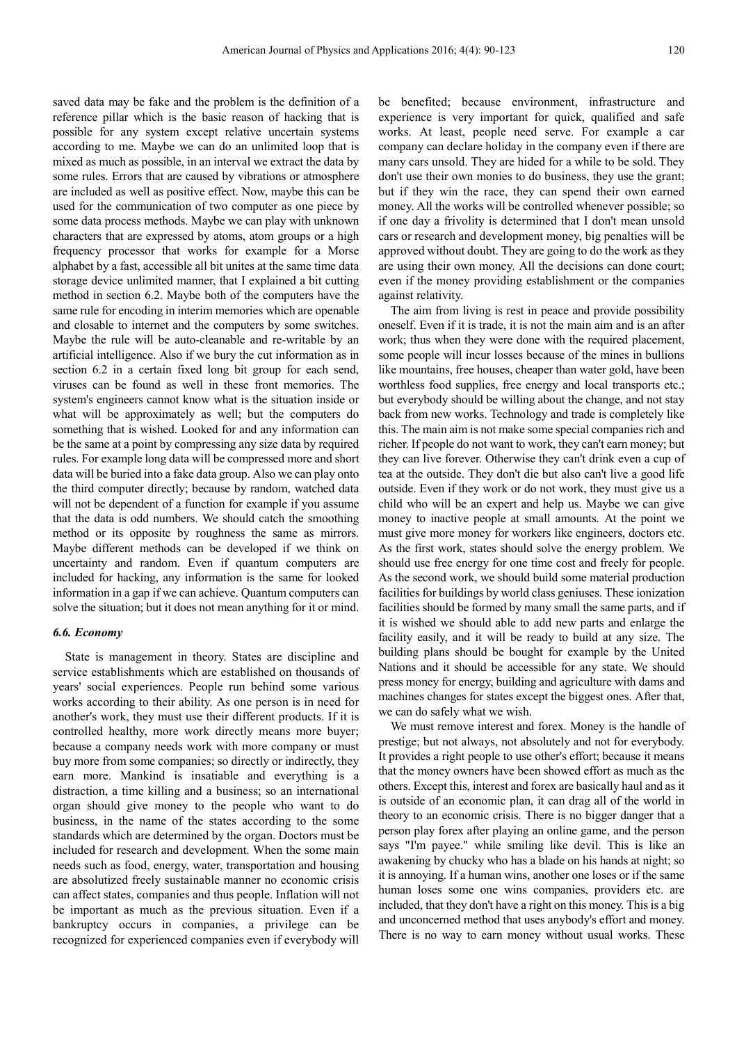saved data may be fake and the problem is the definition of a reference pillar which is the basic reason of hacking that is possible for any system except relative uncertain systems according to me. Maybe we can do an unlimited loop that is mixed as much as possible, in an interval we extract the data by some rules. Errors that are caused by vibrations or atmosphere are included as well as positive effect. Now, maybe this can be used for the communication of two computer as one piece by some data process methods. Maybe we can play with unknown characters that are expressed by atoms, atom groups or a high frequency processor that works for example for a Morse alphabet by a fast, accessible all bit unites at the same time data storage device unlimited manner, that I explained a bit cutting method in section 6.2. Maybe both of the computers have the same rule for encoding in interim memories which are openable and closable to internet and the computers by some switches. Maybe the rule will be auto-cleanable and re-writable by an artificial intelligence. Also if we bury the cut information as in section 6.2 in a certain fixed long bit group for each send, viruses can be found as well in these front memories. The system's engineers cannot know what is the situation inside or what will be approximately as well; but the computers do something that is wished. Looked for and any information can be the same at a point by compressing any size data by required rules. For example long data will be compressed more and short data will be buried into a fake data group. Also we can play onto the third computer directly; because by random, watched data will not be dependent of a function for example if you assume that the data is odd numbers. We should catch the smoothing method or its opposite by roughness the same as mirrors. Maybe different methods can be developed if we think on uncertainty and random. Even if quantum computers are included for hacking, any information is the same for looked information in a gap if we can achieve. Quantum computers can solve the situation; but it does not mean anything for it or mind.

### *6.6. Economy*

State is management in theory. States are discipline and service establishments which are established on thousands of years' social experiences. People run behind some various works according to their ability. As one person is in need for another's work, they must use their different products. If it is controlled healthy, more work directly means more buyer; because a company needs work with more company or must buy more from some companies; so directly or indirectly, they earn more. Mankind is insatiable and everything is a distraction, a time killing and a business; so an international organ should give money to the people who want to do business, in the name of the states according to the some standards which are determined by the organ. Doctors must be included for research and development. When the some main needs such as food, energy, water, transportation and housing are absolutized freely sustainable manner no economic crisis can affect states, companies and thus people. Inflation will not be important as much as the previous situation. Even if a bankruptcy occurs in companies, a privilege can be recognized for experienced companies even if everybody will be benefited; because environment, infrastructure and experience is very important for quick, qualified and safe works. At least, people need serve. For example a car company can declare holiday in the company even if there are many cars unsold. They are hided for a while to be sold. They don't use their own monies to do business, they use the grant; but if they win the race, they can spend their own earned money. All the works will be controlled whenever possible; so if one day a frivolity is determined that I don't mean unsold cars or research and development money, big penalties will be approved without doubt. They are going to do the work as they are using their own money. All the decisions can done court; even if the money providing establishment or the companies against relativity.

The aim from living is rest in peace and provide possibility oneself. Even if it is trade, it is not the main aim and is an after work; thus when they were done with the required placement, some people will incur losses because of the mines in bullions like mountains, free houses, cheaper than water gold, have been worthless food supplies, free energy and local transports etc.; but everybody should be willing about the change, and not stay back from new works. Technology and trade is completely like this. The main aim is not make some special companies rich and richer. If people do not want to work, they can't earn money; but they can live forever. Otherwise they can't drink even a cup of tea at the outside. They don't die but also can't live a good life outside. Even if they work or do not work, they must give us a child who will be an expert and help us. Maybe we can give money to inactive people at small amounts. At the point we must give more money for workers like engineers, doctors etc. As the first work, states should solve the energy problem. We should use free energy for one time cost and freely for people. As the second work, we should build some material production facilities for buildings by world class geniuses. These ionization facilities should be formed by many small the same parts, and if it is wished we should able to add new parts and enlarge the facility easily, and it will be ready to build at any size. The building plans should be bought for example by the United Nations and it should be accessible for any state. We should press money for energy, building and agriculture with dams and machines changes for states except the biggest ones. After that, we can do safely what we wish.

We must remove interest and forex. Money is the handle of prestige; but not always, not absolutely and not for everybody. It provides a right people to use other's effort; because it means that the money owners have been showed effort as much as the others. Except this, interest and forex are basically haul and as it is outside of an economic plan, it can drag all of the world in theory to an economic crisis. There is no bigger danger that a person play forex after playing an online game, and the person says "I'm payee." while smiling like devil. This is like an awakening by chucky who has a blade on his hands at night; so it is annoying. If a human wins, another one loses or if the same human loses some one wins companies, providers etc. are included, that they don't have a right on this money. This is a big and unconcerned method that uses anybody's effort and money. There is no way to earn money without usual works. These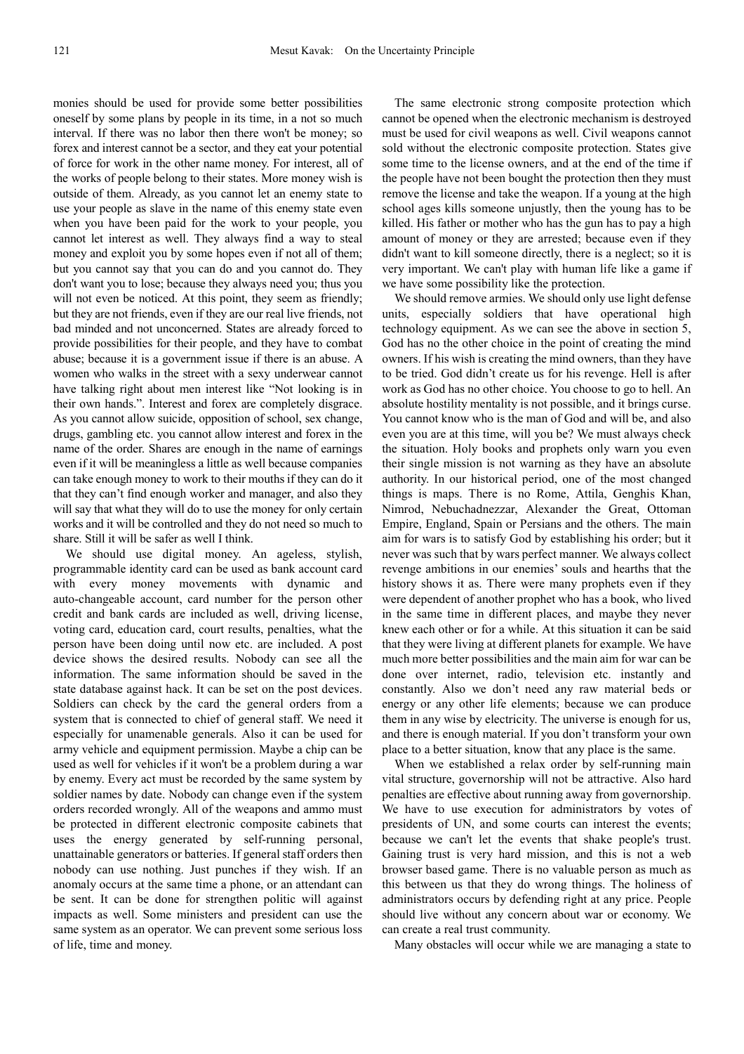monies should be used for provide some better possibilities oneself by some plans by people in its time, in a not so much interval. If there was no labor then there won't be money; so forex and interest cannot be a sector, and they eat your potential of force for work in the other name money. For interest, all of the works of people belong to their states. More money wish is outside of them. Already, as you cannot let an enemy state to use your people as slave in the name of this enemy state even when you have been paid for the work to your people, you cannot let interest as well. They always find a way to steal money and exploit you by some hopes even if not all of them; but you cannot say that you can do and you cannot do. They don't want you to lose; because they always need you; thus you will not even be noticed. At this point, they seem as friendly; but they are not friends, even if they are our real live friends, not bad minded and not unconcerned. States are already forced to provide possibilities for their people, and they have to combat abuse; because it is a government issue if there is an abuse. A women who walks in the street with a sexy underwear cannot have talking right about men interest like "Not looking is in their own hands.". Interest and forex are completely disgrace. As you cannot allow suicide, opposition of school, sex change, drugs, gambling etc. you cannot allow interest and forex in the name of the order. Shares are enough in the name of earnings even if it will be meaningless a little as well because companies can take enough money to work to their mouths if they can do it that they can't find enough worker and manager, and also they will say that what they will do to use the money for only certain works and it will be controlled and they do not need so much to share. Still it will be safer as well I think.

We should use digital money. An ageless, stylish, programmable identity card can be used as bank account card with every money movements with dynamic and auto-changeable account, card number for the person other credit and bank cards are included as well, driving license, voting card, education card, court results, penalties, what the person have been doing until now etc. are included. A post device shows the desired results. Nobody can see all the information. The same information should be saved in the state database against hack. It can be set on the post devices. Soldiers can check by the card the general orders from a system that is connected to chief of general staff. We need it especially for unamenable generals. Also it can be used for army vehicle and equipment permission. Maybe a chip can be used as well for vehicles if it won't be a problem during a war by enemy. Every act must be recorded by the same system by soldier names by date. Nobody can change even if the system orders recorded wrongly. All of the weapons and ammo must be protected in different electronic composite cabinets that uses the energy generated by self-running personal, unattainable generators or batteries. If general staff orders then nobody can use nothing. Just punches if they wish. If an anomaly occurs at the same time a phone, or an attendant can be sent. It can be done for strengthen politic will against impacts as well. Some ministers and president can use the same system as an operator. We can prevent some serious loss of life, time and money.

The same electronic strong composite protection which cannot be opened when the electronic mechanism is destroyed must be used for civil weapons as well. Civil weapons cannot sold without the electronic composite protection. States give some time to the license owners, and at the end of the time if the people have not been bought the protection then they must remove the license and take the weapon. If a young at the high school ages kills someone unjustly, then the young has to be killed. His father or mother who has the gun has to pay a high amount of money or they are arrested; because even if they didn't want to kill someone directly, there is a neglect; so it is very important. We can't play with human life like a game if we have some possibility like the protection.

We should remove armies. We should only use light defense units, especially soldiers that have operational high technology equipment. As we can see the above in section 5, God has no the other choice in the point of creating the mind owners. If his wish is creating the mind owners, than they have to be tried. God didn't create us for his revenge. Hell is after work as God has no other choice. You choose to go to hell. An absolute hostility mentality is not possible, and it brings curse. You cannot know who is the man of God and will be, and also even you are at this time, will you be? We must always check the situation. Holy books and prophets only warn you even their single mission is not warning as they have an absolute authority. In our historical period, one of the most changed things is maps. There is no Rome, Attila, Genghis Khan, Nimrod, Nebuchadnezzar, Alexander the Great, Ottoman Empire, England, Spain or Persians and the others. The main aim for wars is to satisfy God by establishing his order; but it never was such that by wars perfect manner. We always collect revenge ambitions in our enemies' souls and hearths that the history shows it as. There were many prophets even if they were dependent of another prophet who has a book, who lived in the same time in different places, and maybe they never knew each other or for a while. At this situation it can be said that they were living at different planets for example. We have much more better possibilities and the main aim for war can be done over internet, radio, television etc. instantly and constantly. Also we don't need any raw material beds or energy or any other life elements; because we can produce them in any wise by electricity. The universe is enough for us, and there is enough material. If you don't transform your own place to a better situation, know that any place is the same.

When we established a relax order by self-running main vital structure, governorship will not be attractive. Also hard penalties are effective about running away from governorship. We have to use execution for administrators by votes of presidents of UN, and some courts can interest the events; because we can't let the events that shake people's trust. Gaining trust is very hard mission, and this is not a web browser based game. There is no valuable person as much as this between us that they do wrong things. The holiness of administrators occurs by defending right at any price. People should live without any concern about war or economy. We can create a real trust community.

Many obstacles will occur while we are managing a state to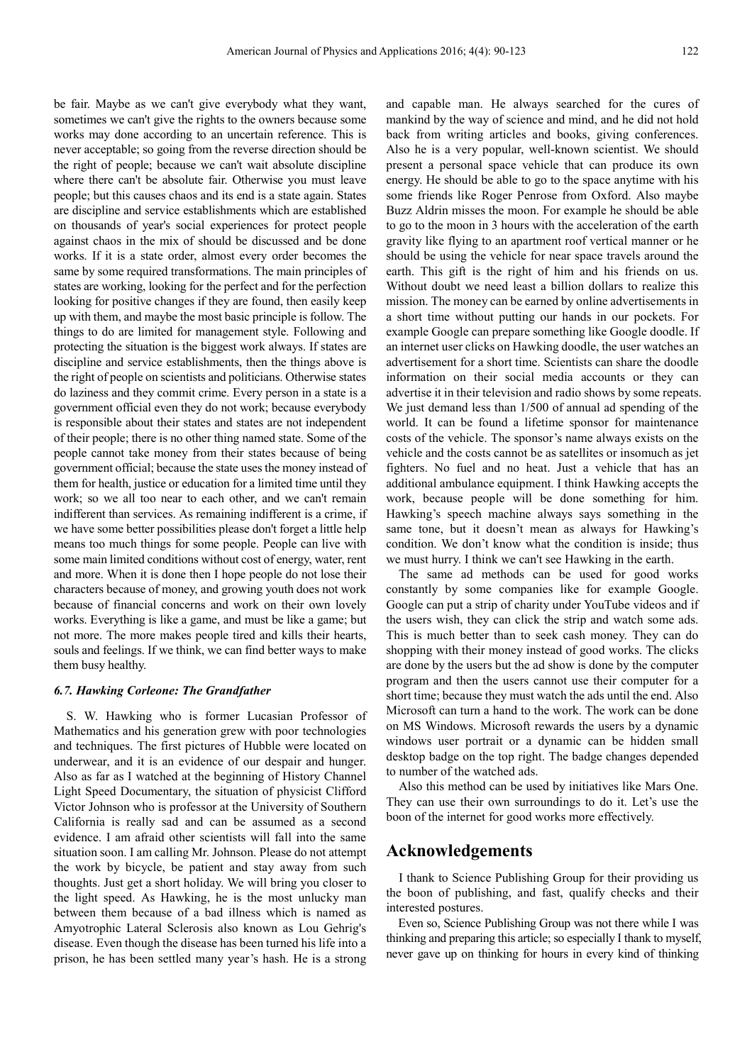be fair. Maybe as we can't give everybody what they want, sometimes we can't give the rights to the owners because some works may done according to an uncertain reference. This is never acceptable; so going from the reverse direction should be the right of people; because we can't wait absolute discipline where there can't be absolute fair. Otherwise you must leave people; but this causes chaos and its end is a state again. States are discipline and service establishments which are established on thousands of year's social experiences for protect people against chaos in the mix of should be discussed and be done works. If it is a state order, almost every order becomes the same by some required transformations. The main principles of states are working, looking for the perfect and for the perfection looking for positive changes if they are found, then easily keep up with them, and maybe the most basic principle is follow. The things to do are limited for management style. Following and protecting the situation is the biggest work always. If states are discipline and service establishments, then the things above is the right of people on scientists and politicians. Otherwise states do laziness and they commit crime. Every person in a state is a government official even they do not work; because everybody is responsible about their states and states are not independent of their people; there is no other thing named state. Some of the people cannot take money from their states because of being government official; because the state uses the money instead of them for health, justice or education for a limited time until they work; so we all too near to each other, and we can't remain indifferent than services. As remaining indifferent is a crime, if we have some better possibilities please don't forget a little help means too much things for some people. People can live with some main limited conditions without cost of energy, water, rent and more. When it is done then I hope people do not lose their characters because of money, and growing youth does not work because of financial concerns and work on their own lovely works. Everything is like a game, and must be like a game; but not more. The more makes people tired and kills their hearts, souls and feelings. If we think, we can find better ways to make them busy healthy.

### *6.7. Hawking Corleone: The Grandfather*

S. W. Hawking who is former Lucasian Professor of Mathematics and his generation grew with poor technologies and techniques. The first pictures of Hubble were located on underwear, and it is an evidence of our despair and hunger. Also as far as I watched at the beginning of History Channel Light Speed Documentary, the situation of physicist Clifford Victor Johnson who is professor at the University of Southern California is really sad and can be assumed as a second evidence. I am afraid other scientists will fall into the same situation soon. I am calling Mr. Johnson. Please do not attempt the work by bicycle, be patient and stay away from such thoughts. Just get a short holiday. We will bring you closer to the light speed. As Hawking, he is the most unlucky man between them because of a bad illness which is named as Amyotrophic Lateral Sclerosis also known as Lou Gehrig's disease. Even though the disease has been turned his life into a prison, he has been settled many year's hash. He is a strong and capable man. He always searched for the cures of mankind by the way of science and mind, and he did not hold back from writing articles and books, giving conferences. Also he is a very popular, well-known scientist. We should present a personal space vehicle that can produce its own energy. He should be able to go to the space anytime with his some friends like Roger Penrose from Oxford. Also maybe Buzz Aldrin misses the moon. For example he should be able to go to the moon in 3 hours with the acceleration of the earth gravity like flying to an apartment roof vertical manner or he should be using the vehicle for near space travels around the earth. This gift is the right of him and his friends on us. Without doubt we need least a billion dollars to realize this mission. The money can be earned by online advertisements in a short time without putting our hands in our pockets. For example Google can prepare something like Google doodle. If an internet user clicks on Hawking doodle, the user watches an advertisement for a short time. Scientists can share the doodle information on their social media accounts or they can advertise it in their television and radio shows by some repeats. We just demand less than 1/500 of annual ad spending of the world. It can be found a lifetime sponsor for maintenance costs of the vehicle. The sponsor's name always exists on the vehicle and the costs cannot be as satellites or insomuch as jet fighters. No fuel and no heat. Just a vehicle that has an additional ambulance equipment. I think Hawking accepts the work, because people will be done something for him. Hawking's speech machine always says something in the same tone, but it doesn't mean as always for Hawking's condition. We don't know what the condition is inside; thus we must hurry. I think we can't see Hawking in the earth.

The same ad methods can be used for good works constantly by some companies like for example Google. Google can put a strip of charity under YouTube videos and if the users wish, they can click the strip and watch some ads. This is much better than to seek cash money. They can do shopping with their money instead of good works. The clicks are done by the users but the ad show is done by the computer program and then the users cannot use their computer for a short time; because they must watch the ads until the end. Also Microsoft can turn a hand to the work. The work can be done on MS Windows. Microsoft rewards the users by a dynamic windows user portrait or a dynamic can be hidden small desktop badge on the top right. The badge changes depended to number of the watched ads.

Also this method can be used by initiatives like Mars One. They can use their own surroundings to do it. Let's use the boon of the internet for good works more effectively.

## Acknowledgements

I thank to Science Publishing Group for their providing us the boon of publishing, and fast, qualify checks and their interested postures.

Even so, Science Publishing Group was not there while I was thinking and preparing this article; so especially I thank to myself, never gave up on thinking for hours in every kind of thinking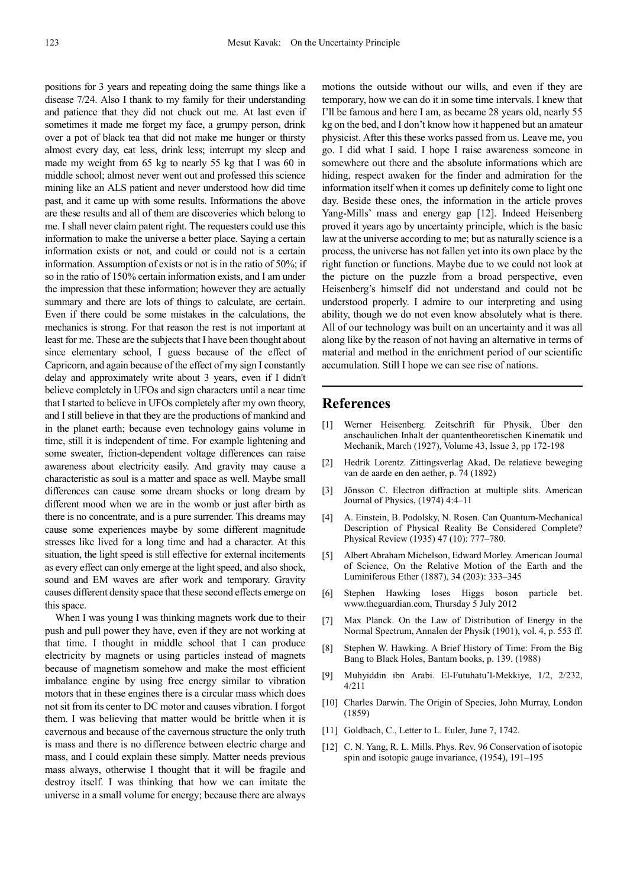positions for 3 years and repeating doing the same things like a disease 7/24. Also I thank to my family for their understanding and patience that they did not chuck out me. At last even if sometimes it made me forget my face, a grumpy person, drink over a pot of black tea that did not make me hunger or thirsty almost every day, eat less, drink less; interrupt my sleep and made my weight from 65 kg to nearly 55 kg that I was 60 in middle school; almost never went out and professed this science mining like an ALS patient and never understood how did time past, and it came up with some results. Informations the above are these results and all of them are discoveries which belong to me. I shall never claim patent right. The requesters could use this information to make the universe a better place. Saying a certain information exists or not, and could or could not is a certain information. Assumption of exists or not is in the ratio of 50%; if so in the ratio of 150% certain information exists, and I am under the impression that these information; however they are actually summary and there are lots of things to calculate, are certain. Even if there could be some mistakes in the calculations, the mechanics is strong. For that reason the rest is not important at least for me. These are the subjects that I have been thought about since elementary school, I guess because of the effect of Capricorn, and again because of the effect of my sign I constantly delay and approximately write about 3 years, even if I didn't believe completely in UFOs and sign characters until a near time that I started to believe in UFOs completely after my own theory, and I still believe in that they are the productions of mankind and in the planet earth; because even technology gains volume in time, still it is independent of time. For example lightening and some sweater, friction-dependent voltage differences can raise awareness about electricity easily. And gravity may cause a characteristic as soul is a matter and space as well. Maybe small differences can cause some dream shocks or long dream by different mood when we are in the womb or just after birth as there is no concentrate, and is a pure surrender. This dreams may cause some experiences maybe by some different magnitude stresses like lived for a long time and had a character. At this situation, the light speed is still effective for external incitements as every effect can only emerge at the light speed, and also shock, sound and EM waves are after work and temporary. Gravity causes different density space that these second effects emerge on this space.

When I was young I was thinking magnets work due to their push and pull power they have, even if they are not working at that time. I thought in middle school that I can produce electricity by magnets or using particles instead of magnets because of magnetism somehow and make the most efficient imbalance engine by using free energy similar to vibration motors that in these engines there is a circular mass which does not sit from its center to DC motor and causes vibration. I forgot them. I was believing that matter would be brittle when it is cavernous and because of the cavernous structure the only truth is mass and there is no difference between electric charge and mass, and I could explain these simply. Matter needs previous mass always, otherwise I thought that it will be fragile and destroy itself. I was thinking that how we can imitate the universe in a small volume for energy; because there are always motions the outside without our wills, and even if they are temporary, how we can do it in some time intervals. I knew that I'll be famous and here I am, as became 28 years old, nearly 55 kg on the bed, and I don't know how it happened but an amateur physicist. After this these works passed from us. Leave me, you go. I did what I said. I hope I raise awareness someone in somewhere out there and the absolute informations which are hiding, respect awaken for the finder and admiration for the information itself when it comes up definitely come to light one day. Beside these ones, the information in the article proves Yang-Mills' mass and energy gap [12]. Indeed Heisenberg proved it years ago by uncertainty principle, which is the basic law at the universe according to me; but as naturally science is a process, the universe has not fallen yet into its own place by the right function or functions. Maybe due to we could not look at the picture on the puzzle from a broad perspective, even Heisenberg's himself did not understand and could not be understood properly. I admire to our interpreting and using ability, though we do not even know absolutely what is there. All of our technology was built on an uncertainty and it was all along like by the reason of not having an alternative in terms of material and method in the enrichment period of our scientific accumulation. Still I hope we can see rise of nations.

## References

[1] Werner Heisenberg. Zeitschrift für Physik, Über den anschaulichen Inhalt der quantentheoretischen Kinematik und Mechanik, March (1927), Volume 43, Issue 3, pp 172-198

[2] Hedrik Lorentz. Zittingsverlag Akad, De relatieve beweging van de aarde en den aether, p. 74 (1892)

[3] Jönsson C. Electron diffraction at multiple slits. American Journal of Physics, (1974) 4:4–11

[4] A. Einstein, B. Podolsky, N. Rosen. Can Quantum-Mechanical Description of Physical Reality Be Considered Complete? Physical Review (1935) 47 (10): 777–780.

[5] Albert Abraham Michelson, Edward Morley. American Journal of Science, On the Relative Motion of the Earth and the Luminiferous Ether (1887), 34 (203): 333–345

[6] Stephen Hawking loses Higgs boson particle bet. www.theguardian.com, Thursday 5 July 2012

[7] Max Planck. On the Law of Distribution of Energy in the Normal Spectrum, Annalen der Physik (1901), vol. 4, p. 553 ff.

[8] Stephen W. Hawking. A Brief History of Time: From the Big Bang to Black Holes, Bantam books, p. 139. (1988)

[9] Muhyiddin ibn Arabi. El-Futuhatu'l-Mekkiye, 1/2, 2/232, 4/211

[10] Charles Darwin. The Origin of Species, John Murray, London (1859)

[11] Goldbach, C., Letter to L. Euler, June 7, 1742.

[12] C. N. Yang, R. L. Mills. Phys. Rev. 96 Conservation of isotopic spin and isotopic gauge invariance, (1954), 191–195